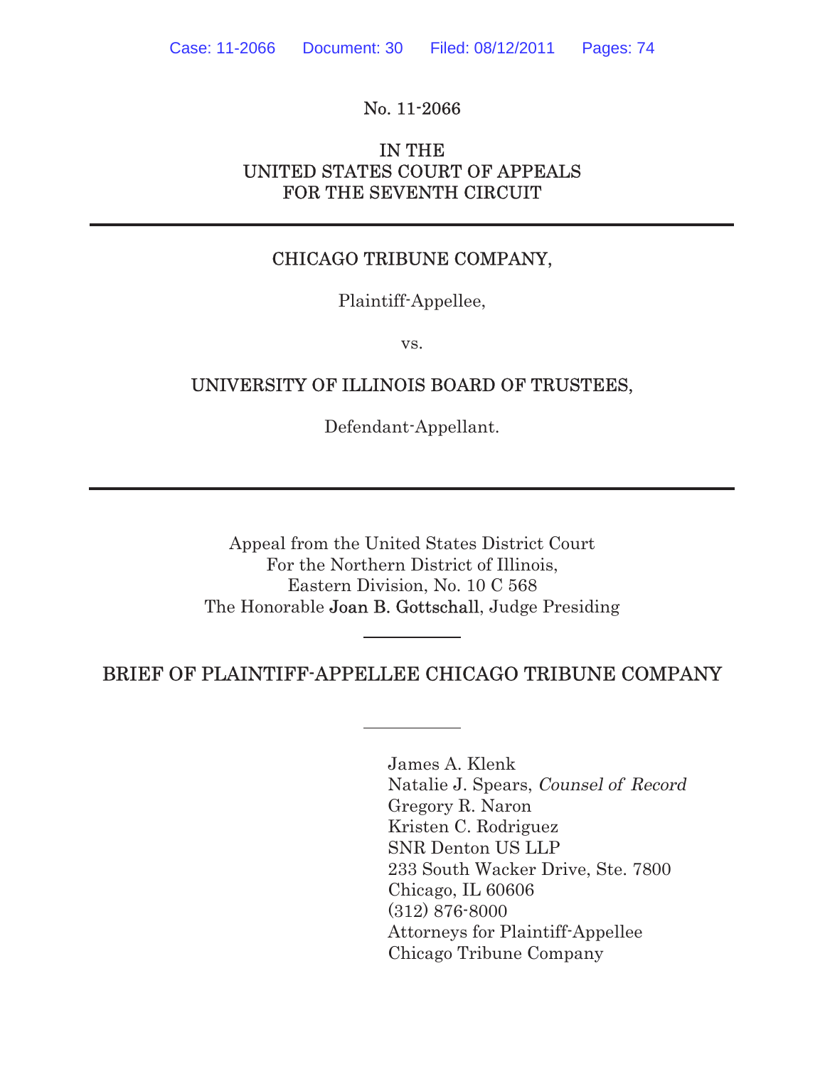No. 11-2066

IN THE
UNITED STATES COURT OF APPEALS
FOR THE SEVENTH CIRCUIT

---

CHICAGO TRIBUNE COMPANY,

Plaintiff-Appellee,

vs.

UNIVERSITY OF ILLINOIS BOARD OF TRUSTEES,

Defendant-Appellant.

---

Appeal from the United States District Court
For the Northern District of Illinois,
Eastern Division, No. 10 C 568
The Honorable Joan B. Gottschall, Judge Presiding

# BRIEF OF PLAINTIFF-APPELLEE CHICAGO TRIBUNE COMPANY

James A. Klenk
Natalie J. Spears, *Counsel of Record*
Gregory R. Naron
Kristen C. Rodriguez
SNR Denton US LLP
233 South Wacker Drive, Ste. 7800
Chicago, IL 60606
(312) 876-8000
Attorneys for Plaintiff-Appellee
Chicago Tribune Company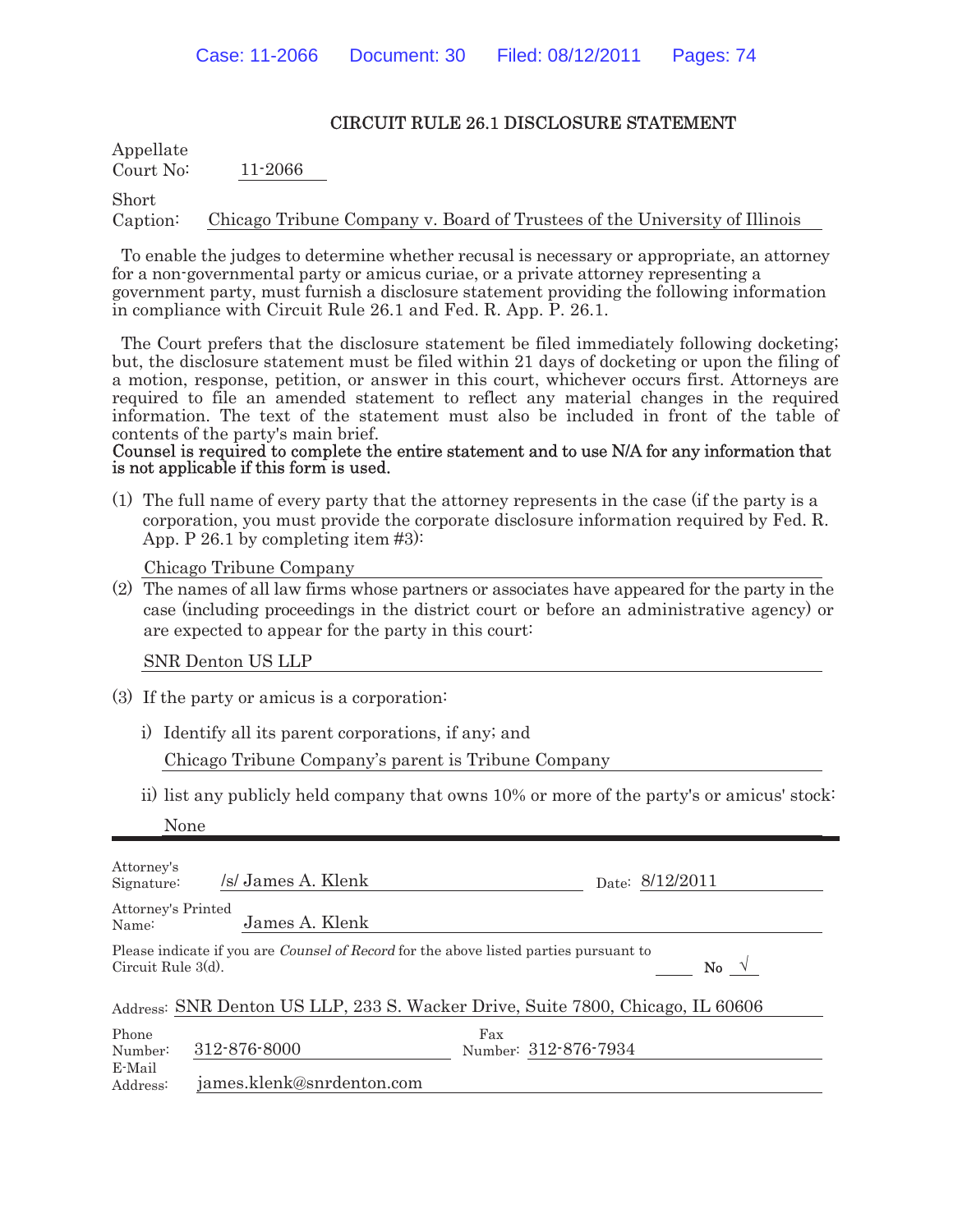## CIRCUIT RULE 26.1 DISCLOSURE STATEMENT

Appellate Court No: 11-2066

Short Caption: Chicago Tribune Company v. Board of Trustees of the University of Illinois

To enable the judges to determine whether recusal is necessary or appropriate, an attorney for a non-governmental party or amicus curiae, or a private attorney representing a government party, must furnish a disclosure statement providing the following information in compliance with Circuit Rule 26.1 and Fed. R. App. P. 26.1.

The Court prefers that the disclosure statement be filed immediately following docketing; but, the disclosure statement must be filed within 21 days of docketing or upon the filing of a motion, response, petition, or answer in this court, whichever occurs first. Attorneys are required to file an amended statement to reflect any material changes in the required information. The text of the statement must also be included in front of the table of contents of the party's main brief.
**Counsel is required to complete the entire statement and to use N/A for any information that is not applicable if this form is used.**

(1) The full name of every party that the attorney represents in the case (if the party is a corporation, you must provide the corporate disclosure information required by Fed. R. App. P 26.1 by completing item #3):

Chicago Tribune Company

(2) The names of all law firms whose partners or associates have appeared for the party in the case (including proceedings in the district court or before an administrative agency) or are expected to appear for the party in this court:

SNR Denton US LLP

(3) If the party or amicus is a corporation:

i) Identify all its parent corporations, if any; and

Chicago Tribune Company's parent is Tribune Company

ii) list any publicly held company that owns 10% or more of the party's or amicus' stock:

None

---

Attorney's Signature: /s/ James A. Klenk Date: 8/12/2011

Attorney's Printed Name: James A. Klenk

Please indicate if you are *Counsel of Record* for the above listed parties pursuant to Circuit Rule 3(d). No √

Address: SNR Denton US LLP, 233 S. Wacker Drive, Suite 7800, Chicago, IL 60606

Phone Number: 312-876-8000 Fax Number: 312-876-7934

E-Mail Address: james.klenk@snrdenton.com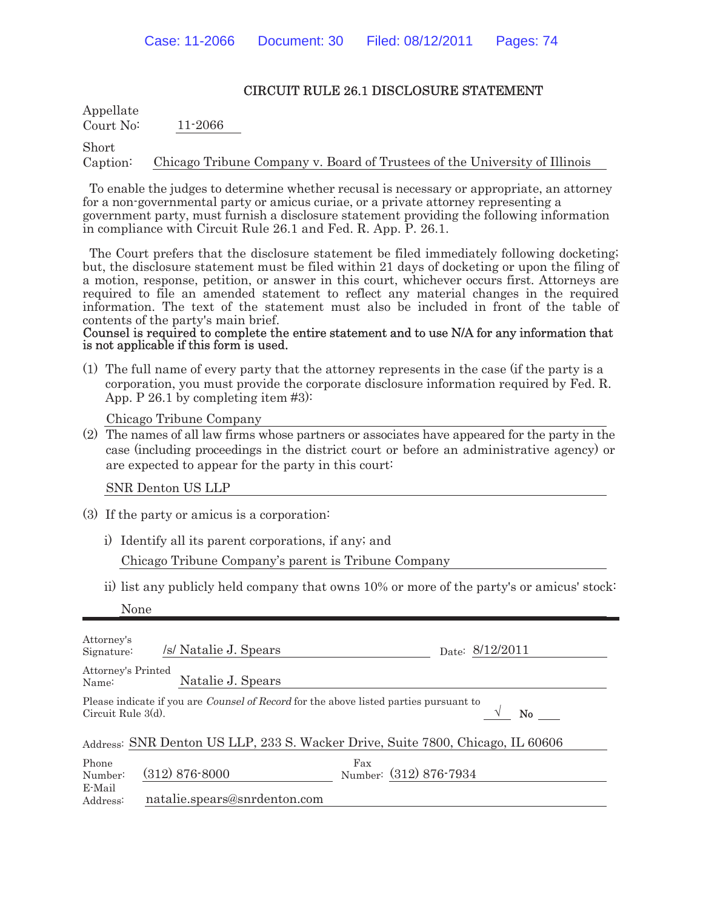# CIRCUIT RULE 26.1 DISCLOSURE STATEMENT

Appellate Court No: 11-2066

Short Caption: Chicago Tribune Company v. Board of Trustees of the University of Illinois

To enable the judges to determine whether recusal is necessary or appropriate, an attorney for a non-governmental party or amicus curiae, or a private attorney representing a government party, must furnish a disclosure statement providing the following information in compliance with Circuit Rule 26.1 and Fed. R. App. P. 26.1.

The Court prefers that the disclosure statement be filed immediately following docketing; but, the disclosure statement must be filed within 21 days of docketing or upon the filing of a motion, response, petition, or answer in this court, whichever occurs first. Attorneys are required to file an amended statement to reflect any material changes in the required information. The text of the statement must also be included in front of the table of contents of the party's main brief.
**Counsel is required to complete the entire statement and to use N/A for any information that is not applicable if this form is used.**

(1) The full name of every party that the attorney represents in the case (if the party is a corporation, you must provide the corporate disclosure information required by Fed. R. App. P 26.1 by completing item #3):

Chicago Tribune Company

(2) The names of all law firms whose partners or associates have appeared for the party in the case (including proceedings in the district court or before an administrative agency) or are expected to appear for the party in this court:

SNR Denton US LLP

(3) If the party or amicus is a corporation:

i) Identify all its parent corporations, if any; and

Chicago Tribune Company's parent is Tribune Company

ii) list any publicly held company that owns 10% or more of the party's or amicus' stock:

None

---

Attorney's Signature: /s/ Natalie J. Spears Date: 8/12/2011

Attorney's Printed Name: Natalie J. Spears

Please indicate if you are *Counsel of Record* for the above listed parties pursuant to Circuit Rule 3(d). √ No ___

Address: SNR Denton US LLP, 233 S. Wacker Drive, Suite 7800, Chicago, IL 60606

Phone Number: (312) 876-8000 Fax Number: (312) 876-7934

E-Mail Address: natalie.spears@snrdenton.com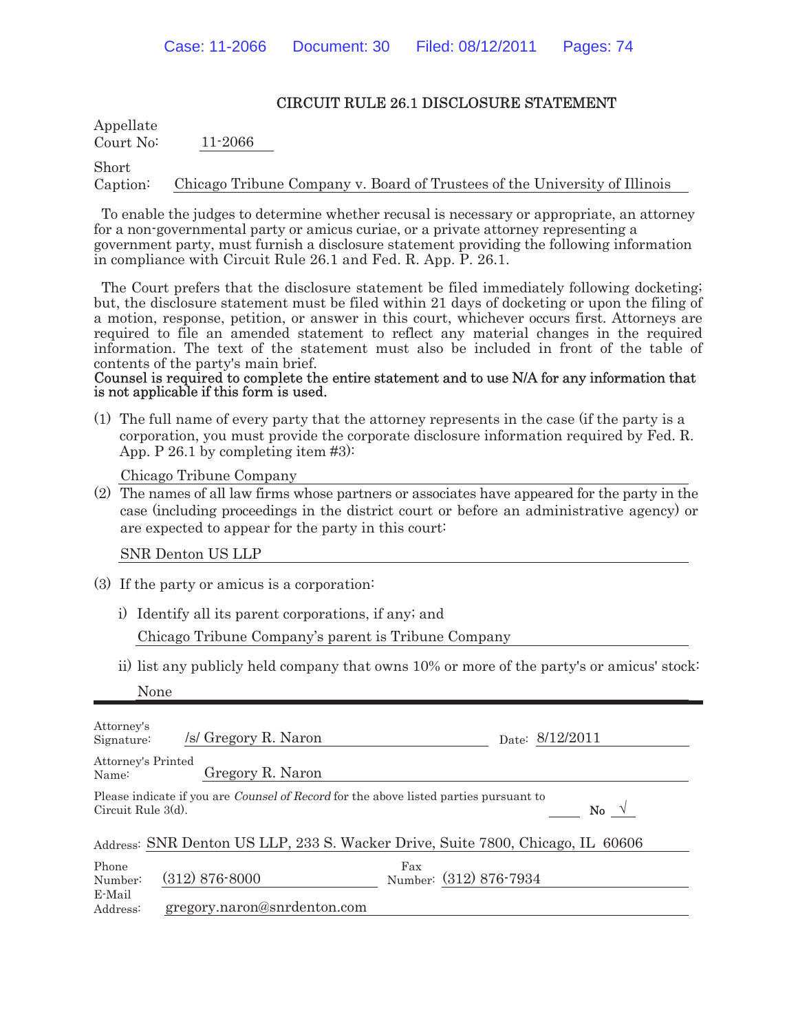## CIRCUIT RULE 26.1 DISCLOSURE STATEMENT

Appellate Court No: 11-2066

Short Caption: Chicago Tribune Company v. Board of Trustees of the University of Illinois

To enable the judges to determine whether recusal is necessary or appropriate, an attorney for a non-governmental party or amicus curiae, or a private attorney representing a government party, must furnish a disclosure statement providing the following information in compliance with Circuit Rule 26.1 and Fed. R. App. P. 26.1.

The Court prefers that the disclosure statement be filed immediately following docketing; but, the disclosure statement must be filed within 21 days of docketing or upon the filing of a motion, response, petition, or answer in this court, whichever occurs first. Attorneys are required to file an amended statement to reflect any material changes in the required information. The text of the statement must also be included in front of the table of contents of the party's main brief.

**Counsel is required to complete the entire statement and to use N/A for any information that is not applicable if this form is used.**

(1) The full name of every party that the attorney represents in the case (if the party is a corporation, you must provide the corporate disclosure information required by Fed. R. App. P 26.1 by completing item #3):

Chicago Tribune Company

(2) The names of all law firms whose partners or associates have appeared for the party in the case (including proceedings in the district court or before an administrative agency) or are expected to appear for the party in this court:

SNR Denton US LLP

(3) If the party or amicus is a corporation:

i) Identify all its parent corporations, if any; and

Chicago Tribune Company's parent is Tribune Company

ii) list any publicly held company that owns 10% or more of the party's or amicus' stock:

None

---

Attorney's Signature: /s/ Gregory R. Naron  Date: 8/12/2011

Attorney's Printed Name: Gregory R. Naron

Please indicate if you are *Counsel of Record* for the above listed parties pursuant to Circuit Rule 3(d). ____ No √

Address: SNR Denton US LLP, 233 S. Wacker Drive, Suite 7800, Chicago, IL 60606

Phone Number: (312) 876-8000  Fax Number: (312) 876-7934

E-Mail Address: gregory.naron@snrdenton.com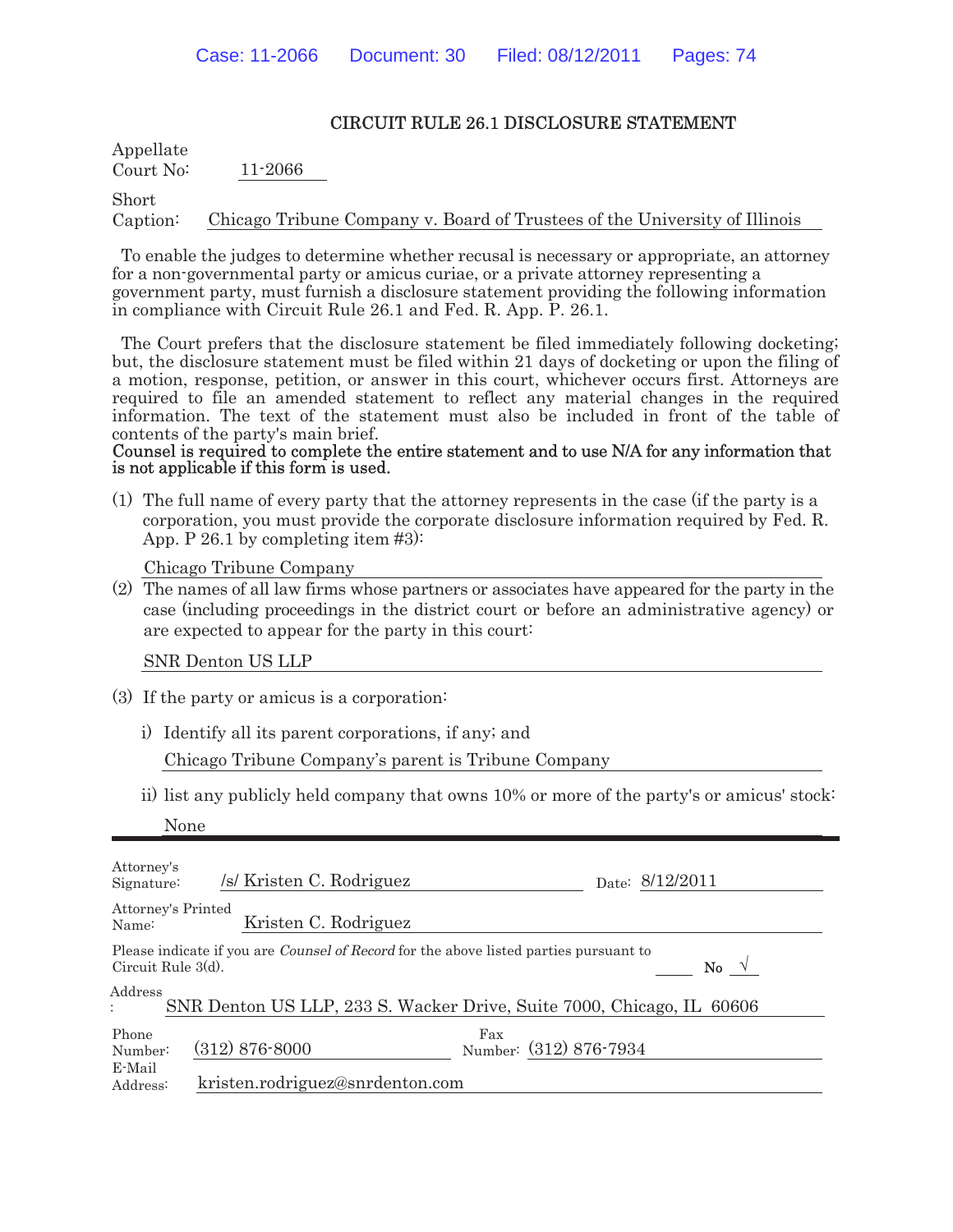## CIRCUIT RULE 26.1 DISCLOSURE STATEMENT

Appellate Court No: 11-2066

Short Caption: Chicago Tribune Company v. Board of Trustees of the University of Illinois

To enable the judges to determine whether recusal is necessary or appropriate, an attorney for a non-governmental party or amicus curiae, or a private attorney representing a government party, must furnish a disclosure statement providing the following information in compliance with Circuit Rule 26.1 and Fed. R. App. P. 26.1.

The Court prefers that the disclosure statement be filed immediately following docketing; but, the disclosure statement must be filed within 21 days of docketing or upon the filing of a motion, response, petition, or answer in this court, whichever occurs first. Attorneys are required to file an amended statement to reflect any material changes in the required information. The text of the statement must also be included in front of the table of contents of the party's main brief.

**Counsel is required to complete the entire statement and to use N/A for any information that is not applicable if this form is used.**

(1) The full name of every party that the attorney represents in the case (if the party is a corporation, you must provide the corporate disclosure information required by Fed. R. App. P 26.1 by completing item #3):

Chicago Tribune Company

(2) The names of all law firms whose partners or associates have appeared for the party in the case (including proceedings in the district court or before an administrative agency) or are expected to appear for the party in this court:

SNR Denton US LLP

(3) If the party or amicus is a corporation:

i) Identify all its parent corporations, if any; and

Chicago Tribune Company's parent is Tribune Company

ii) list any publicly held company that owns 10% or more of the party's or amicus' stock:

None

---

Attorney's Signature: /s/ Kristen C. Rodriguez     Date: 8/12/2011

Attorney's Printed Name: Kristen C. Rodriguez

Please indicate if you are *Counsel of Record* for the above listed parties pursuant to Circuit Rule 3(d). ____ No √

Address: SNR Denton US LLP, 233 S. Wacker Drive, Suite 7000, Chicago, IL 60606

Phone Number: (312) 876-8000     Fax Number: (312) 876-7934

E-Mail Address: kristen.rodriguez@snrdenton.com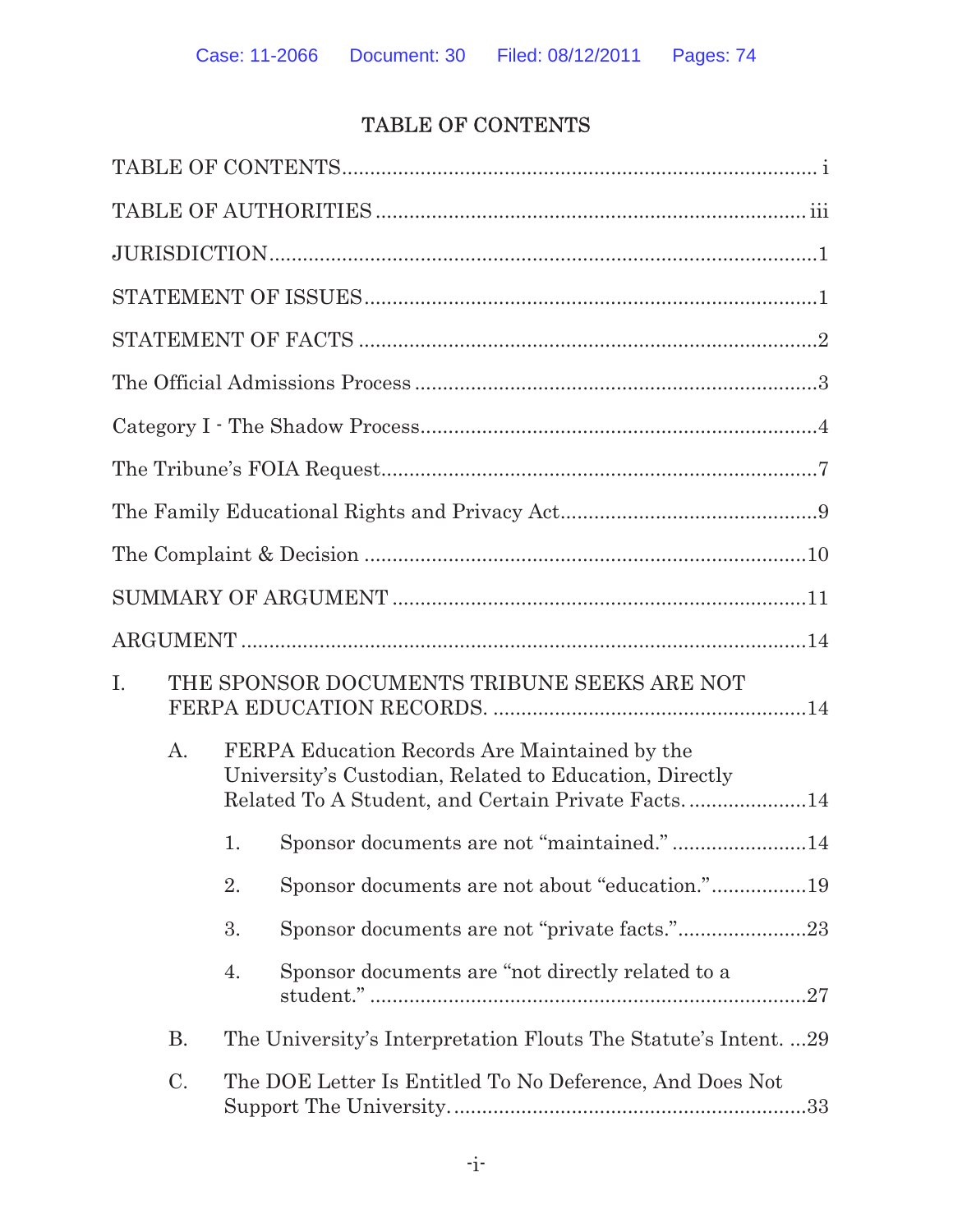# TABLE OF CONTENTS

TABLE OF CONTENTS ..................................................................................... i

TABLE OF AUTHORITIES ............................................................................. iii

JURISDICTION ................................................................................................. 1

STATEMENT OF ISSUES ................................................................................. 1

STATEMENT OF FACTS .................................................................................. 2

The Official Admissions Process ....................................................................... 3

Category I - The Shadow Process ...................................................................... 4

The Tribune's FOIA Request .............................................................................. 7

The Family Educational Rights and Privacy Act .............................................. 9

The Complaint & Decision ............................................................................... 10

SUMMARY OF ARGUMENT .......................................................................... 11

ARGUMENT ..................................................................................................... 14

I. THE SPONSOR DOCUMENTS TRIBUNE SEEKS ARE NOT FERPA EDUCATION RECORDS. ........................................................ 14

   A. FERPA Education Records Are Maintained by the University's Custodian, Related to Education, Directly Related To A Student, and Certain Private Facts. ..................... 14

      1. Sponsor documents are not "maintained." ........................ 14

      2. Sponsor documents are not about "education." ................. 19

      3. Sponsor documents are not "private facts." ....................... 23

      4. Sponsor documents are "not directly related to a student." .............................................................................. 27

   B. The University's Interpretation Flouts The Statute's Intent. ... 29

   C. The DOE Letter Is Entitled To No Deference, And Does Not Support The University. ............................................................... 33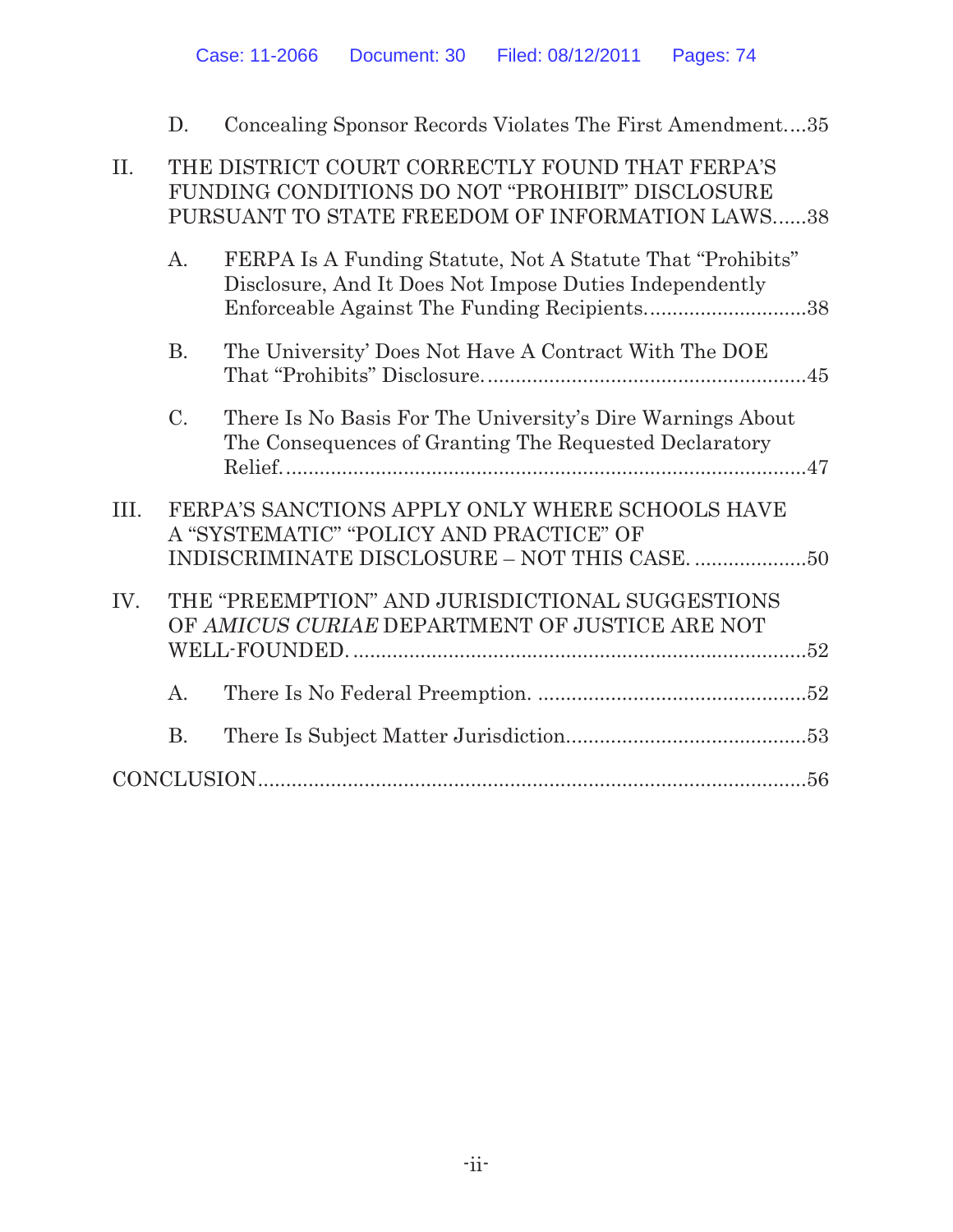D. Concealing Sponsor Records Violates The First Amendment....35

II. THE DISTRICT COURT CORRECTLY FOUND THAT FERPA'S FUNDING CONDITIONS DO NOT "PROHIBIT" DISCLOSURE PURSUANT TO STATE FREEDOM OF INFORMATION LAWS......38

A. FERPA Is A Funding Statute, Not A Statute That "Prohibits" Disclosure, And It Does Not Impose Duties Independently Enforceable Against The Funding Recipients.............................38

B. The University' Does Not Have A Contract With The DOE That "Prohibits" Disclosure.........................................................45

C. There Is No Basis For The University's Dire Warnings About The Consequences of Granting The Requested Declaratory Relief..............................................................................................47

III. FERPA'S SANCTIONS APPLY ONLY WHERE SCHOOLS HAVE A "SYSTEMATIC" "POLICY AND PRACTICE" OF INDISCRIMINATE DISCLOSURE – NOT THIS CASE. ....................50

IV. THE "PREEMPTION" AND JURISDICTIONAL SUGGESTIONS OF *AMICUS CURIAE* DEPARTMENT OF JUSTICE ARE NOT WELL-FOUNDED. .................................................................................52

A. There Is No Federal Preemption. ................................................52

B. There Is Subject Matter Jurisdiction...........................................53

CONCLUSION...................................................................................................56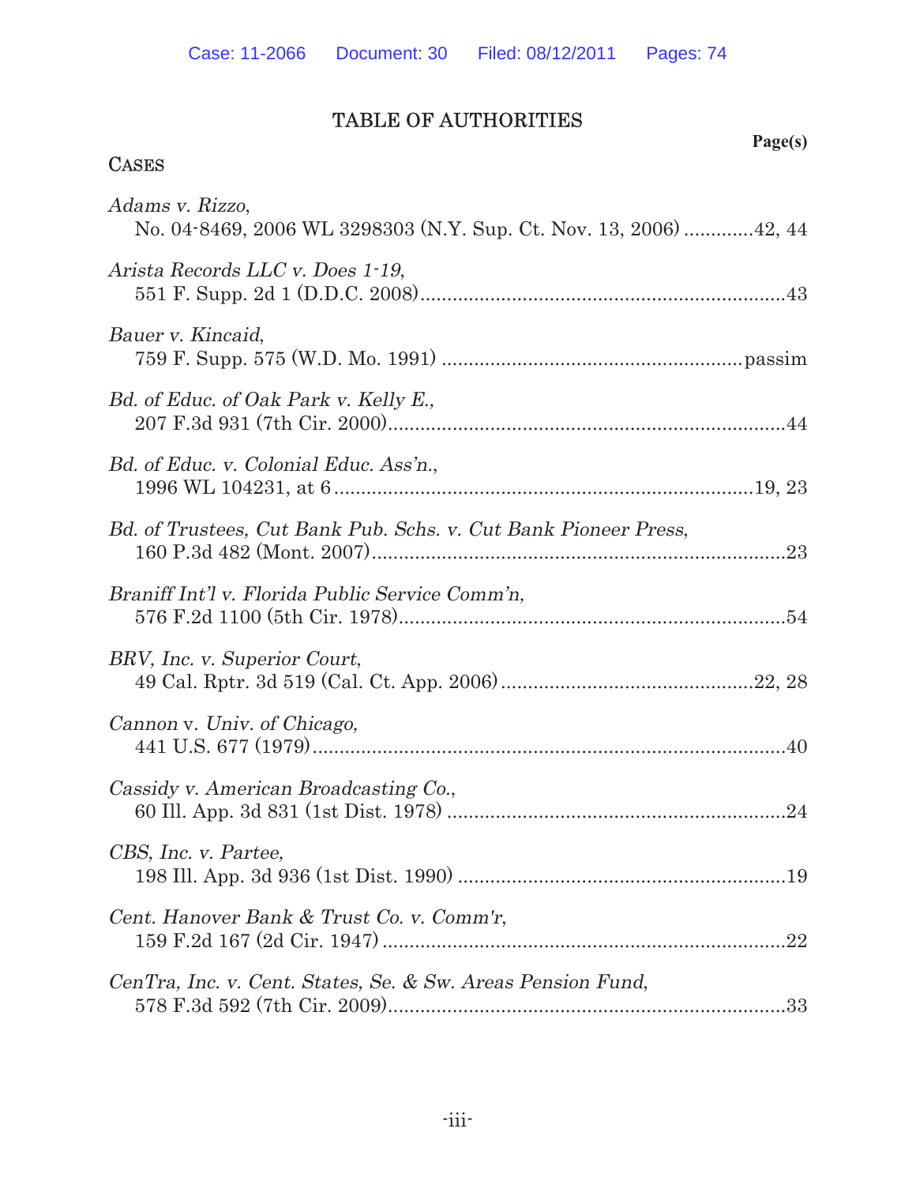# TABLE OF AUTHORITIES

**Page(s)**

## CASES

*Adams v. Rizzo*,
No. 04-8469, 2006 WL 3298303 (N.Y. Sup. Ct. Nov. 13, 2006) .............42, 44

*Arista Records LLC v. Does 1-19*,
551 F. Supp. 2d 1 (D.D.C. 2008)....................................................................43

*Bauer v. Kincaid*,
759 F. Supp. 575 (W.D. Mo. 1991) .......................................................passim

*Bd. of Educ. of Oak Park v. Kelly E.,*
207 F.3d 931 (7th Cir. 2000).........................................................................44

*Bd. of Educ. v. Colonial Educ. Ass'n.*,
1996 WL 104231, at 6 .............................................................................19, 23

*Bd. of Trustees, Cut Bank Pub. Schs. v. Cut Bank Pioneer Press*,
160 P.3d 482 (Mont. 2007)............................................................................23

*Braniff Int'l v. Florida Public Service Comm'n,*
576 F.2d 1100 (5th Cir. 1978)........................................................................54

*BRV, Inc. v. Superior Court*,
49 Cal. Rptr. 3d 519 (Cal. Ct. App. 2006)...............................................22, 28

*Cannon* v. *Univ. of Chicago,*
441 U.S. 677 (1979).........................................................................................40

*Cassidy v. American Broadcasting Co.*,
60 Ill. App. 3d 831 (1st Dist. 1978) ...............................................................24

*CBS, Inc. v. Partee,*
198 Ill. App. 3d 936 (1st Dist. 1990) .............................................................19

*Cent. Hanover Bank & Trust Co. v. Comm'r*,
159 F.2d 167 (2d Cir. 1947) ..........................................................................22

*CenTra, Inc. v. Cent. States, Se. & Sw. Areas Pension Fund*,
578 F.3d 592 (7th Cir. 2009)..........................................................................33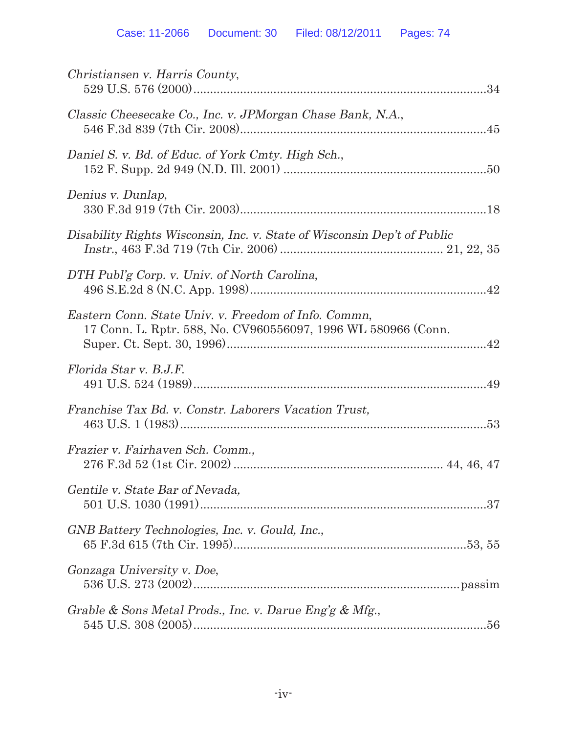*Christiansen v. Harris County*,
529 U.S. 576 (2000)........................................................................................34

*Classic Cheesecake Co., Inc. v. JPMorgan Chase Bank, N.A.*,
546 F.3d 839 (7th Cir. 2008)...........................................................................45

*Daniel S. v. Bd. of Educ. of York Cmty. High Sch.*,
152 F. Supp. 2d 949 (N.D. Ill. 2001) .............................................................50

*Denius v. Dunlap*,
330 F.3d 919 (7th Cir. 2003)...........................................................................18

*Disability Rights Wisconsin, Inc. v. State of Wisconsin Dep't of Public Instr.*, 463 F.3d 719 (7th Cir. 2006) ................................................ 21, 22, 35

*DTH Publ'g Corp. v. Univ. of North Carolina*,
496 S.E.2d 8 (N.C. App. 1998).......................................................................42

*Eastern Conn. State Univ. v. Freedom of Info. Commn*,
17 Conn. L. Rptr. 588, No. CV960556097, 1996 WL 580966 (Conn. Super. Ct. Sept. 30, 1996)..............................................................................42

*Florida Star v. B.J.F.*
491 U.S. 524 (1989)........................................................................................49

*Franchise Tax Bd. v. Constr. Laborers Vacation Trust,*
463 U.S. 1 (1983)............................................................................................53

*Frazier v. Fairhaven Sch. Comm.,*
276 F.3d 52 (1st Cir. 2002) ............................................................... 44, 46, 47

*Gentile v. State Bar of Nevada,*
501 U.S. 1030 (1991)......................................................................................37

*GNB Battery Technologies, Inc. v. Gould, Inc.*,
65 F.3d 615 (7th Cir. 1995).....................................................................53, 55

*Gonzaga University v. Doe*,
536 U.S. 273 (2002)................................................................................passim

*Grable & Sons Metal Prods., Inc. v. Darue Eng'g & Mfg.*,
545 U.S. 308 (2005)........................................................................................56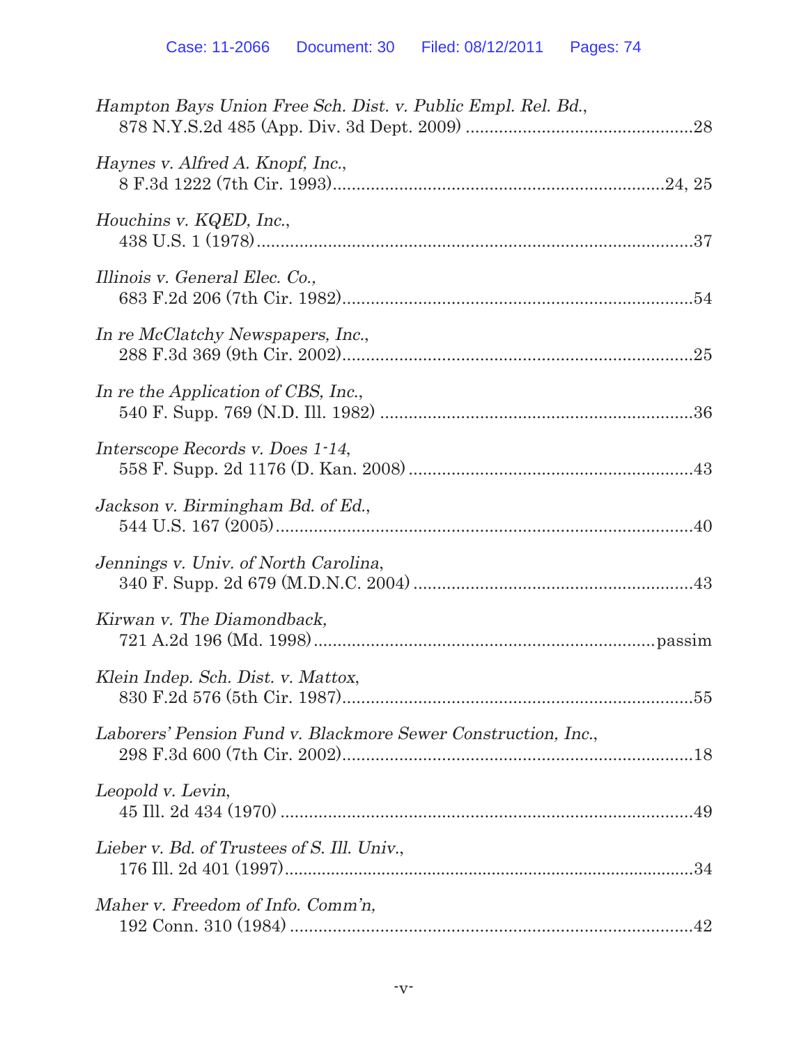*Hampton Bays Union Free Sch. Dist. v. Public Empl. Rel. Bd.*,
878 N.Y.S.2d 485 (App. Div. 3d Dept. 2009) ................................................28

*Haynes v. Alfred A. Knopf, Inc.*,
8 F.3d 1222 (7th Cir. 1993).......................................................................24, 25

*Houchins v. KQED, Inc.*,
438 U.S. 1 (1978)...........................................................................................37

*Illinois v. General Elec. Co.,*
683 F.2d 206 (7th Cir. 1982).........................................................................54

*In re McClatchy Newspapers, Inc.*,
288 F.3d 369 (9th Cir. 2002).........................................................................25

*In re the Application of CBS, Inc.*,
540 F. Supp. 769 (N.D. Ill. 1982) .................................................................36

*Interscope Records v. Does 1-14*,
558 F. Supp. 2d 1176 (D. Kan. 2008) ............................................................43

*Jackson v. Birmingham Bd. of Ed.*,
544 U.S. 167 (2005).........................................................................................40

*Jennings v. Univ. of North Carolina*,
340 F. Supp. 2d 679 (M.D.N.C. 2004) ...........................................................43

*Kirwan v. The Diamondback,*
721 A.2d 196 (Md. 1998).......................................................................passim

*Klein Indep. Sch. Dist. v. Mattox*,
830 F.2d 576 (5th Cir. 1987).........................................................................55

*Laborers' Pension Fund v. Blackmore Sewer Construction, Inc.*,
298 F.3d 600 (7th Cir. 2002).........................................................................18

*Leopold v. Levin*,
45 Ill. 2d 434 (1970) .......................................................................................49

*Lieber v. Bd. of Trustees of S. Ill. Univ.*,
176 Ill. 2d 401 (1997)......................................................................................34

*Maher v. Freedom of Info. Comm'n,*
192 Conn. 310 (1984) .....................................................................................42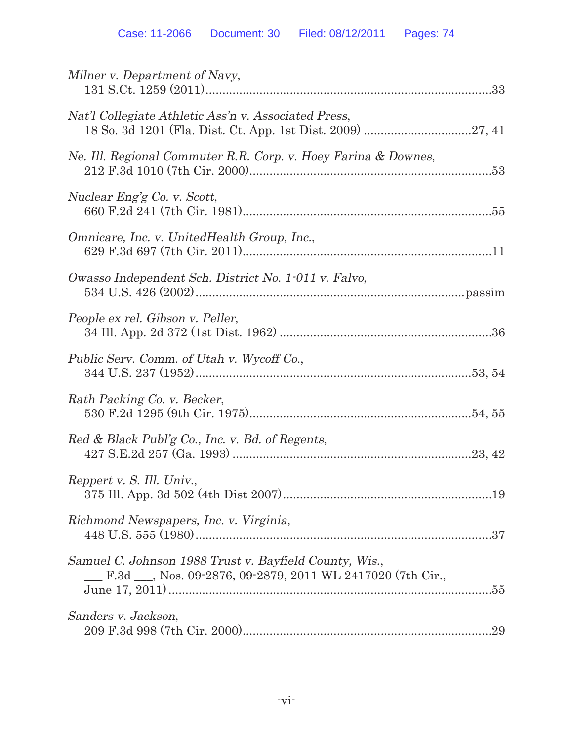*Milner v. Department of Navy*,
131 S.Ct. 1259 (2011)....................................................................................33

*Nat'l Collegiate Athletic Ass'n v. Associated Press*,
18 So. 3d 1201 (Fla. Dist. Ct. App. 1st Dist. 2009) ...............................27, 41

*Ne. Ill. Regional Commuter R.R. Corp. v. Hoey Farina & Downes*,
212 F.3d 1010 (7th Cir. 2000).......................................................................53

*Nuclear Eng'g Co. v. Scott*,
660 F.2d 241 (7th Cir. 1981).........................................................................55

*Omnicare, Inc. v. UnitedHealth Group, Inc.*,
629 F.3d 697 (7th Cir. 2011).........................................................................11

*Owasso Independent Sch. District No. 1-011 v. Falvo*,
534 U.S. 426 (2002)...............................................................................passim

*People ex rel. Gibson v. Peller*,
34 Ill. App. 2d 372 (1st Dist. 1962) ..............................................................36

*Public Serv. Comm. of Utah v. Wycoff Co.*,
344 U.S. 237 (1952)..................................................................................53, 54

*Rath Packing Co. v. Becker*,
530 F.2d 1295 (9th Cir. 1975)..................................................................54, 55

*Red & Black Publ'g Co., Inc. v. Bd. of Regents*,
427 S.E.2d 257 (Ga. 1993) .......................................................................23, 42

*Reppert v. S. Ill. Univ.*,
375 Ill. App. 3d 502 (4th Dist 2007).............................................................19

*Richmond Newspapers, Inc. v. Virginia*,
448 U.S. 555 (1980).......................................................................................37

*Samuel C. Johnson 1988 Trust v. Bayfield County, Wis.*,
\_\_\_ F.3d \_\_\_, Nos. 09-2876, 09-2879, 2011 WL 2417020 (7th Cir.,
June 17, 2011)................................................................................................55

*Sanders v. Jackson*,
209 F.3d 998 (7th Cir. 2000).........................................................................29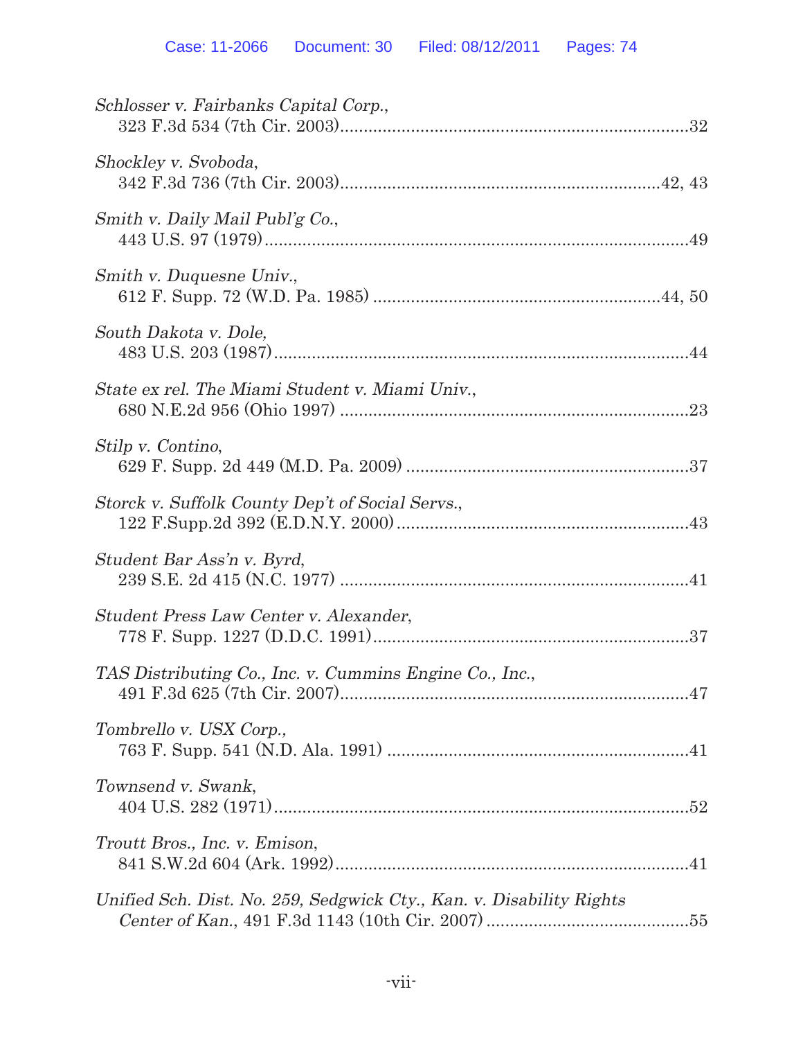*Schlosser v. Fairbanks Capital Corp.*,
323 F.3d 534 (7th Cir. 2003)........................................................................32

*Shockley v. Svoboda*,
342 F.3d 736 (7th Cir. 2003)...................................................................42, 43

*Smith v. Daily Mail Publ'g Co.*,
443 U.S. 97 (1979)........................................................................................49

*Smith v. Duquesne Univ.*,
612 F. Supp. 72 (W.D. Pa. 1985) ...........................................................44, 50

*South Dakota v. Dole*,
483 U.S. 203 (1987).......................................................................................44

*State ex rel. The Miami Student v. Miami Univ.*,
680 N.E.2d 956 (Ohio 1997) ........................................................................23

*Stilp v. Contino*,
629 F. Supp. 2d 449 (M.D. Pa. 2009) ...........................................................37

*Storck v. Suffolk County Dep't of Social Servs.*,
122 F.Supp.2d 392 (E.D.N.Y. 2000).............................................................43

*Student Bar Ass'n v. Byrd*,
239 S.E. 2d 415 (N.C. 1977) .........................................................................41

*Student Press Law Center v. Alexander*,
778 F. Supp. 1227 (D.D.C. 1991)..................................................................37

*TAS Distributing Co., Inc. v. Cummins Engine Co., Inc.*,
491 F.3d 625 (7th Cir. 2007).........................................................................47

*Tombrello v. USX Corp.*,
763 F. Supp. 541 (N.D. Ala. 1991) ...............................................................41

*Townsend v. Swank*,
404 U.S. 282 (1971).......................................................................................52

*Troutt Bros., Inc. v. Emison*,
841 S.W.2d 604 (Ark. 1992)..........................................................................41

*Unified Sch. Dist. No. 259, Sedgwick Cty., Kan. v. Disability Rights Center of Kan.*, 491 F.3d 1143 (10th Cir. 2007) ..........................................55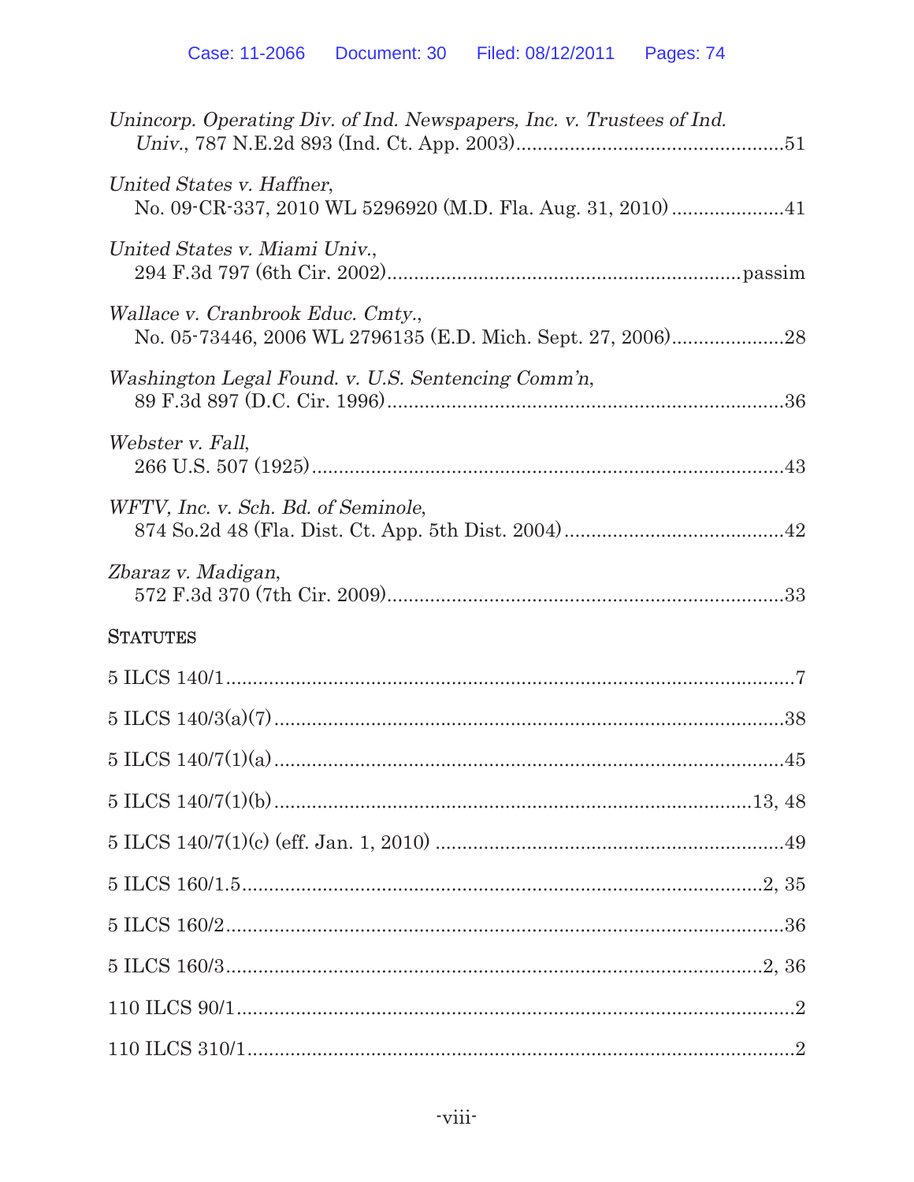*Unincorp. Operating Div. of Ind. Newspapers, Inc. v. Trustees of Ind. Univ.*, 787 N.E.2d 893 (Ind. Ct. App. 2003)....................................................51

*United States v. Haffner*, No. 09-CR-337, 2010 WL 5296920 (M.D. Fla. Aug. 31, 2010) ....................41

*United States v. Miami Univ.*, 294 F.3d 797 (6th Cir. 2002)................................................................passim

*Wallace v. Cranbrook Educ. Cmty.*, No. 05-73446, 2006 WL 2796135 (E.D. Mich. Sept. 27, 2006)....................28

*Washington Legal Found. v. U.S. Sentencing Comm'n*, 89 F.3d 897 (D.C. Cir. 1996).........................................................................36

*Webster v. Fall*, 266 U.S. 507 (1925).......................................................................................43

*WFTV, Inc. v. Sch. Bd. of Seminole*, 874 So.2d 48 (Fla. Dist. Ct. App. 5th Dist. 2004)........................................42

*Zbaraz v. Madigan*, 572 F.3d 370 (7th Cir. 2009)..........................................................................33

## STATUTES

5 ILCS 140/1.........................................................................................7

5 ILCS 140/3(a)(7)................................................................................38

5 ILCS 140/7(1)(a)................................................................................45

5 ILCS 140/7(1)(b)...........................................................................13, 48

5 ILCS 140/7(1)(c) (eff. Jan. 1, 2010) ..................................................49

5 ILCS 160/1.5..................................................................................2, 35

5 ILCS 160/2.......................................................................................36

5 ILCS 160/3....................................................................................2, 36

110 ILCS 90/1.......................................................................................2

110 ILCS 310/1.....................................................................................2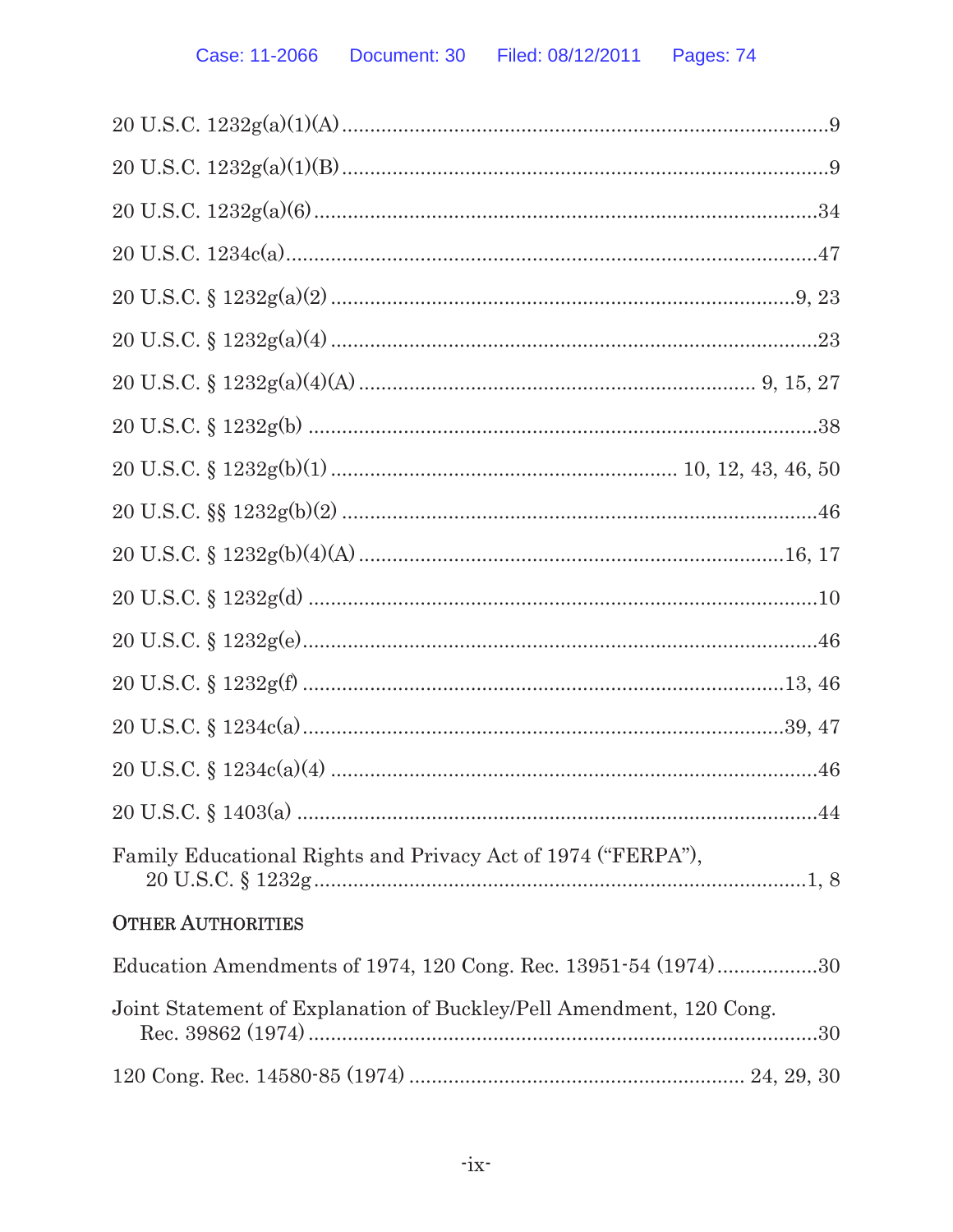20 U.S.C. 1232g(a)(1)(A) .......................................................................................9

20 U.S.C. 1232g(a)(1)(B) .......................................................................................9

20 U.S.C. 1232g(a)(6) ..........................................................................................34

20 U.S.C. 1234c(a) ...............................................................................................47

20 U.S.C. § 1232g(a)(2) ....................................................................................9, 23

20 U.S.C. § 1232g(a)(4) .......................................................................................23

20 U.S.C. § 1232g(a)(4)(A) ...................................................................... 9, 15, 27

20 U.S.C. § 1232g(b) ...........................................................................................38

20 U.S.C. § 1232g(b)(1) ............................................................ 10, 12, 43, 46, 50

20 U.S.C. §§ 1232g(b)(2) .....................................................................................46

20 U.S.C. § 1232g(b)(4)(A) ............................................................................16, 17

20 U.S.C. § 1232g(d) ...........................................................................................10

20 U.S.C. § 1232g(e) ............................................................................................46

20 U.S.C. § 1232g(f) .......................................................................................13, 46

20 U.S.C. § 1234c(a) ......................................................................................39, 47

20 U.S.C. § 1234c(a)(4) .......................................................................................46

20 U.S.C. § 1403(a) .............................................................................................44

Family Educational Rights and Privacy Act of 1974 ("FERPA"), 20 U.S.C. § 1232g ..........................................................................1, 8

OTHER AUTHORITIES

Education Amendments of 1974, 120 Cong. Rec. 13951-54 (1974) ..................30

Joint Statement of Explanation of Buckley/Pell Amendment, 120 Cong. Rec. 39862 (1974) ...........................................................................................30

120 Cong. Rec. 14580-85 (1974) ........................................................... 24, 29, 30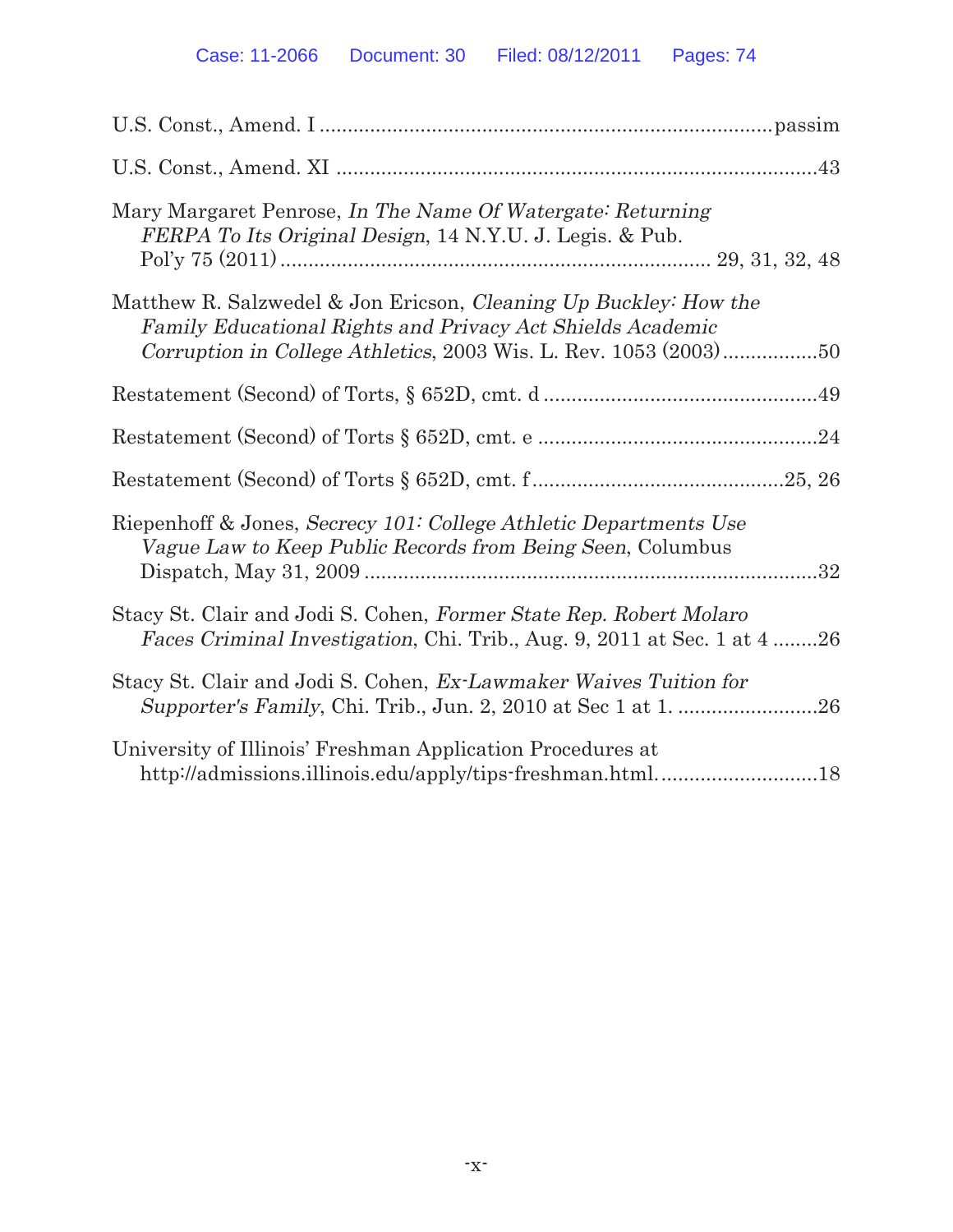U.S. Const., Amend. I ................................................................................passim

U.S. Const., Amend. XI ....................................................................................43

Mary Margaret Penrose, *In The Name Of Watergate: Returning FERPA To Its Original Design*, 14 N.Y.U. J. Legis. & Pub. Pol'y 75 (2011) ............................................................................ 29, 31, 32, 48

Matthew R. Salzwedel & Jon Ericson, *Cleaning Up Buckley: How the Family Educational Rights and Privacy Act Shields Academic Corruption in College Athletics*, 2003 Wis. L. Rev. 1053 (2003).................50

Restatement (Second) of Torts, § 652D, cmt. d ................................................49

Restatement (Second) of Torts § 652D, cmt. e .................................................24

Restatement (Second) of Torts § 652D, cmt. f ............................................25, 26

Riepenhoff & Jones, *Secrecy 101: College Athletic Departments Use Vague Law to Keep Public Records from Being Seen*, Columbus Dispatch, May 31, 2009 ................................................................................32

Stacy St. Clair and Jodi S. Cohen, *Former State Rep. Robert Molaro Faces Criminal Investigation*, Chi. Trib., Aug. 9, 2011 at Sec. 1 at 4 ........26

Stacy St. Clair and Jodi S. Cohen, *Ex-Lawmaker Waives Tuition for Supporter's Family*, Chi. Trib., Jun. 2, 2010 at Sec 1 at 1. .........................26

University of Illinois' Freshman Application Procedures at http://admissions.illinois.edu/apply/tips-freshman.html. ...........................18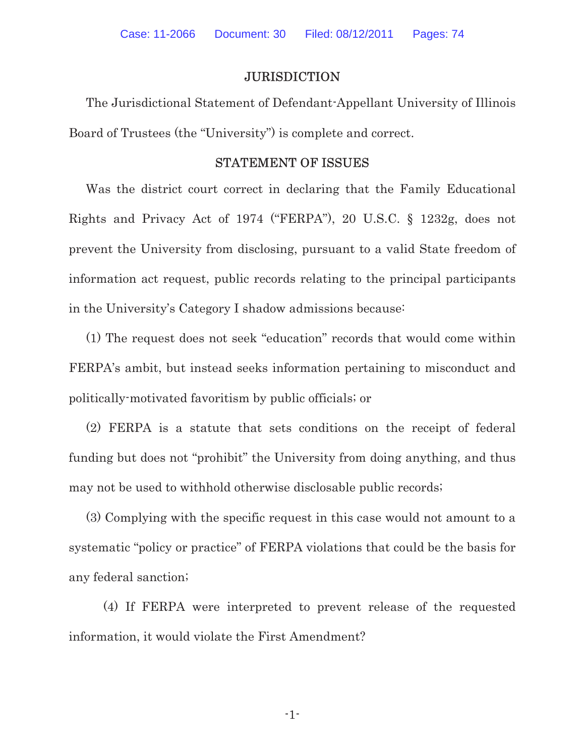## JURISDICTION

The Jurisdictional Statement of Defendant-Appellant University of Illinois Board of Trustees (the "University") is complete and correct.

## STATEMENT OF ISSUES

Was the district court correct in declaring that the Family Educational Rights and Privacy Act of 1974 ("FERPA"), 20 U.S.C. § 1232g, does not prevent the University from disclosing, pursuant to a valid State freedom of information act request, public records relating to the principal participants in the University's Category I shadow admissions because:

(1) The request does not seek "education" records that would come within FERPA's ambit, but instead seeks information pertaining to misconduct and politically-motivated favoritism by public officials; or

(2) FERPA is a statute that sets conditions on the receipt of federal funding but does not "prohibit" the University from doing anything, and thus may not be used to withhold otherwise disclosable public records;

(3) Complying with the specific request in this case would not amount to a systematic "policy or practice" of FERPA violations that could be the basis for any federal sanction;

(4) If FERPA were interpreted to prevent release of the requested information, it would violate the First Amendment?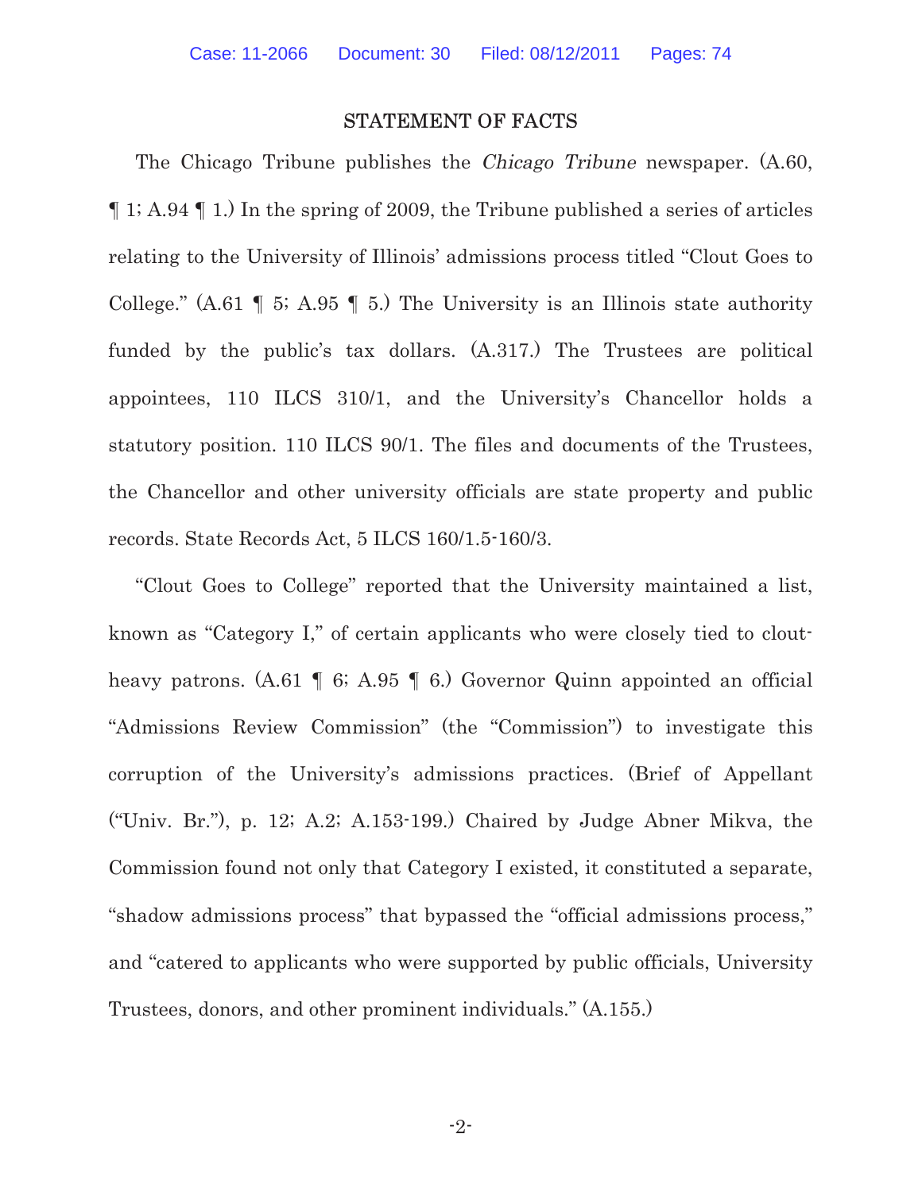## STATEMENT OF FACTS

The Chicago Tribune publishes the *Chicago Tribune* newspaper. (A.60, ¶ 1; A.94 ¶ 1.) In the spring of 2009, the Tribune published a series of articles relating to the University of Illinois' admissions process titled "Clout Goes to College." (A.61 ¶ 5; A.95 ¶ 5.) The University is an Illinois state authority funded by the public's tax dollars. (A.317.) The Trustees are political appointees, 110 ILCS 310/1, and the University's Chancellor holds a statutory position. 110 ILCS 90/1. The files and documents of the Trustees, the Chancellor and other university officials are state property and public records. State Records Act, 5 ILCS 160/1.5-160/3.

"Clout Goes to College" reported that the University maintained a list, known as "Category I," of certain applicants who were closely tied to clout-heavy patrons. (A.61 ¶ 6; A.95 ¶ 6.) Governor Quinn appointed an official "Admissions Review Commission" (the "Commission") to investigate this corruption of the University's admissions practices. (Brief of Appellant ("Univ. Br."), p. 12; A.2; A.153-199.) Chaired by Judge Abner Mikva, the Commission found not only that Category I existed, it constituted a separate, "shadow admissions process" that bypassed the "official admissions process," and "catered to applicants who were supported by public officials, University Trustees, donors, and other prominent individuals." (A.155.)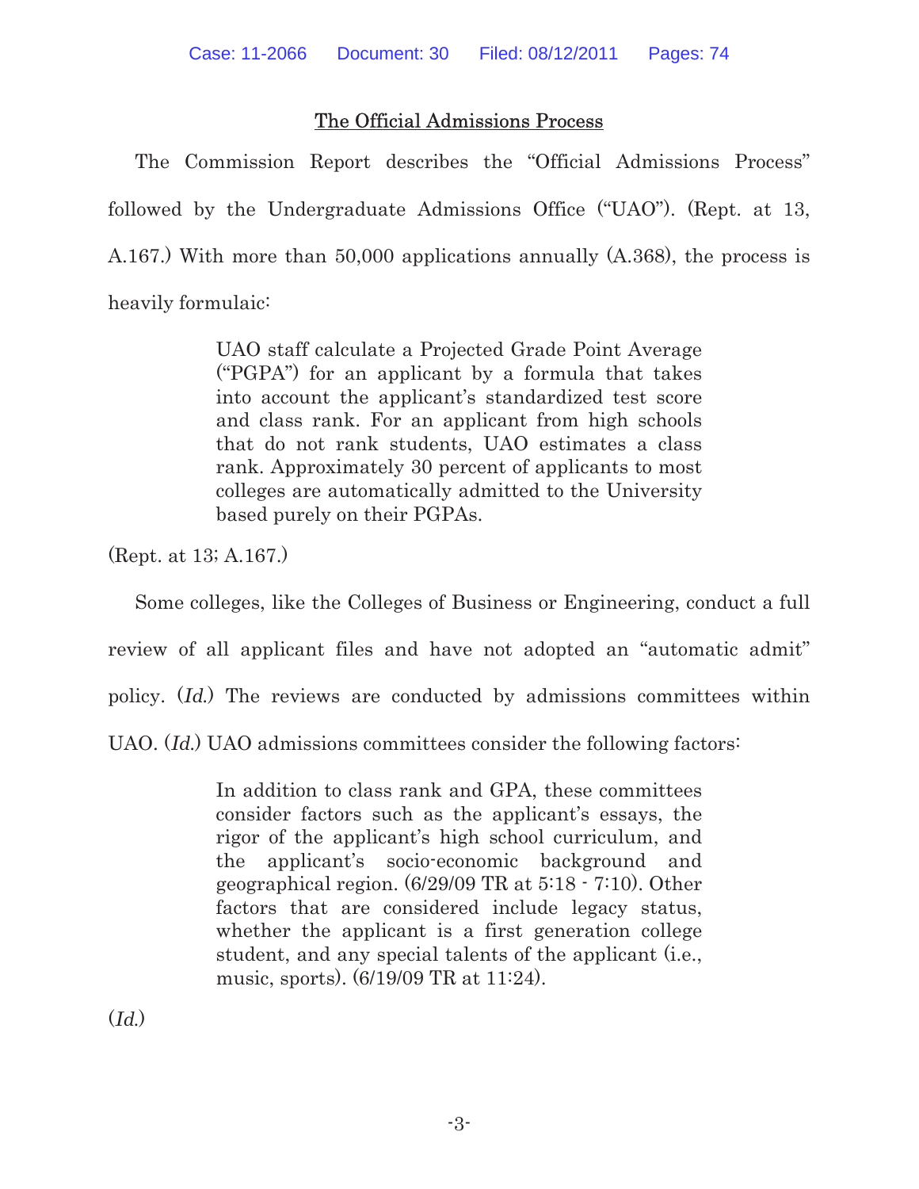## The Official Admissions Process

The Commission Report describes the "Official Admissions Process" followed by the Undergraduate Admissions Office ("UAO"). (Rept. at 13, A.167.) With more than 50,000 applications annually (A.368), the process is heavily formulaic:

> UAO staff calculate a Projected Grade Point Average ("PGPA") for an applicant by a formula that takes into account the applicant's standardized test score and class rank. For an applicant from high schools that do not rank students, UAO estimates a class rank. Approximately 30 percent of applicants to most colleges are automatically admitted to the University based purely on their PGPAs.

(Rept. at 13; A.167.)

Some colleges, like the Colleges of Business or Engineering, conduct a full review of all applicant files and have not adopted an "automatic admit" policy. (*Id.*) The reviews are conducted by admissions committees within UAO. (*Id.*) UAO admissions committees consider the following factors:

> In addition to class rank and GPA, these committees consider factors such as the applicant's essays, the rigor of the applicant's high school curriculum, and the applicant's socio-economic background and geographical region. (6/29/09 TR at 5:18 - 7:10). Other factors that are considered include legacy status, whether the applicant is a first generation college student, and any special talents of the applicant (i.e., music, sports). (6/19/09 TR at 11:24).

(*Id.*)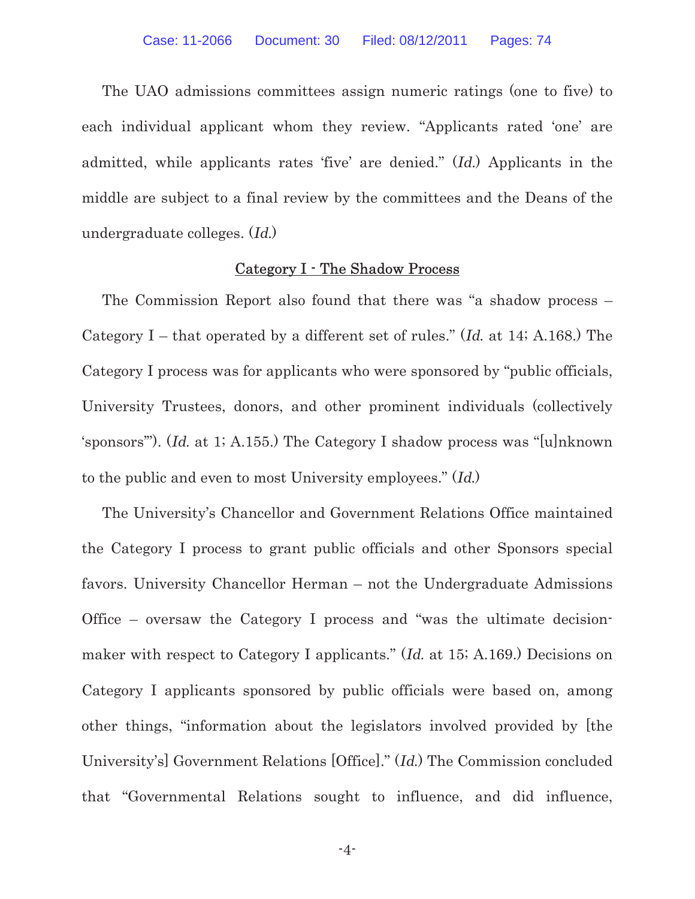The UAO admissions committees assign numeric ratings (one to five) to each individual applicant whom they review. "Applicants rated 'one' are admitted, while applicants rates 'five' are denied." (*Id.*) Applicants in the middle are subject to a final review by the committees and the Deans of the undergraduate colleges. (*Id.*)

## Category I - The Shadow Process

The Commission Report also found that there was "a shadow process – Category I – that operated by a different set of rules." (*Id.* at 14; A.168.) The Category I process was for applicants who were sponsored by "public officials, University Trustees, donors, and other prominent individuals (collectively 'sponsors'"). (*Id.* at 1; A.155.) The Category I shadow process was "[u]nknown to the public and even to most University employees." (*Id.*)

The University's Chancellor and Government Relations Office maintained the Category I process to grant public officials and other Sponsors special favors. University Chancellor Herman – not the Undergraduate Admissions Office – oversaw the Category I process and "was the ultimate decision-maker with respect to Category I applicants." (*Id.* at 15; A.169.) Decisions on Category I applicants sponsored by public officials were based on, among other things, "information about the legislators involved provided by [the University's] Government Relations [Office]." (*Id.*) The Commission concluded that "Governmental Relations sought to influence, and did influence,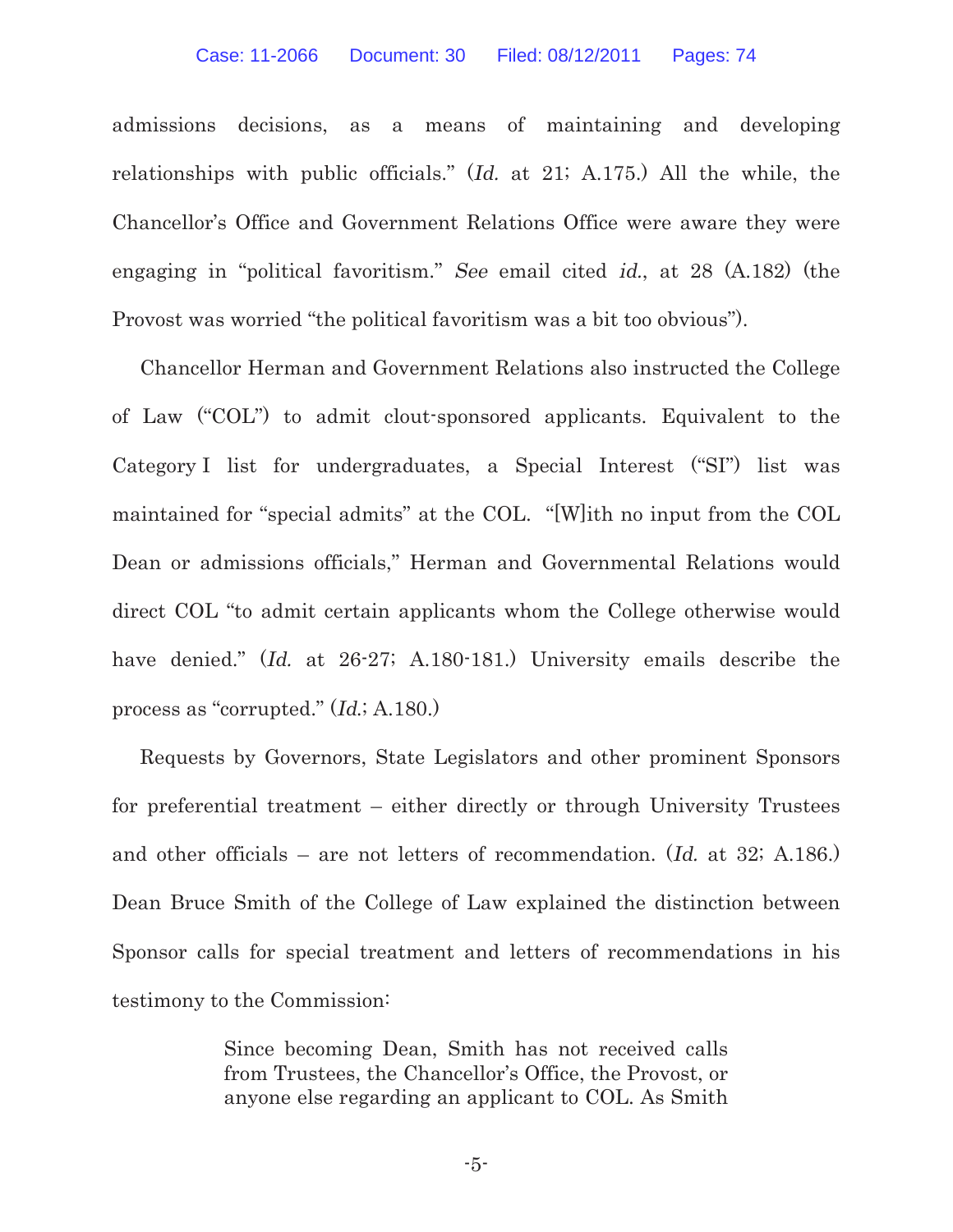admissions decisions, as a means of maintaining and developing relationships with public officials." (*Id.* at 21; A.175.) All the while, the Chancellor's Office and Government Relations Office were aware they were engaging in "political favoritism." *See* email cited *id.*, at 28 (A.182) (the Provost was worried "the political favoritism was a bit too obvious").

Chancellor Herman and Government Relations also instructed the College of Law ("COL") to admit clout-sponsored applicants. Equivalent to the Category I list for undergraduates, a Special Interest ("SI") list was maintained for "special admits" at the COL. "[W]ith no input from the COL Dean or admissions officials," Herman and Governmental Relations would direct COL "to admit certain applicants whom the College otherwise would have denied." (*Id.* at 26-27; A.180-181.) University emails describe the process as "corrupted." (*Id.*; A.180.)

Requests by Governors, State Legislators and other prominent Sponsors for preferential treatment – either directly or through University Trustees and other officials – are not letters of recommendation. (*Id.* at 32; A.186.) Dean Bruce Smith of the College of Law explained the distinction between Sponsor calls for special treatment and letters of recommendations in his testimony to the Commission:

> Since becoming Dean, Smith has not received calls from Trustees, the Chancellor's Office, the Provost, or anyone else regarding an applicant to COL. As Smith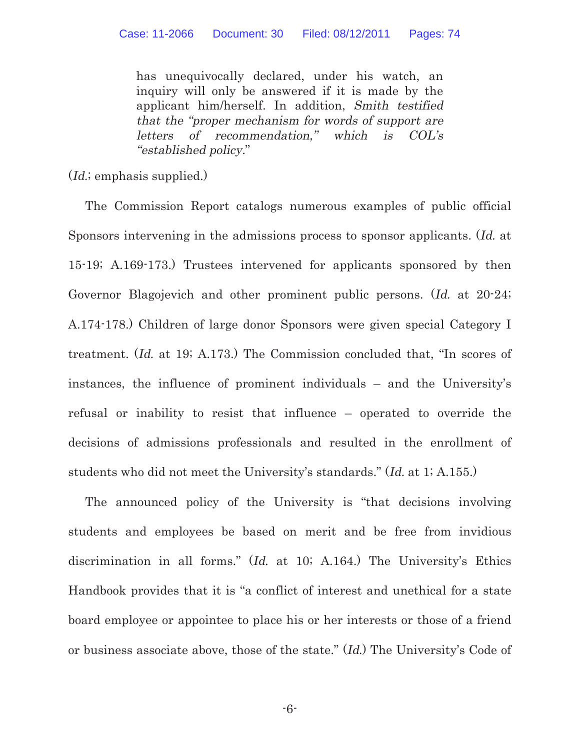> has unequivocally declared, under his watch, an inquiry will only be answered if it is made by the applicant him/herself. In addition, *Smith testified that the "proper mechanism for words of support are letters of recommendation," which is COL's "established policy."*

(*Id.*; emphasis supplied.)

The Commission Report catalogs numerous examples of public official Sponsors intervening in the admissions process to sponsor applicants. (*Id.* at 15-19; A.169-173.) Trustees intervened for applicants sponsored by then Governor Blagojevich and other prominent public persons. (*Id.* at 20-24; A.174-178.) Children of large donor Sponsors were given special Category I treatment. (*Id.* at 19; A.173.) The Commission concluded that, "In scores of instances, the influence of prominent individuals – and the University's refusal or inability to resist that influence – operated to override the decisions of admissions professionals and resulted in the enrollment of students who did not meet the University's standards." (*Id.* at 1; A.155.)

The announced policy of the University is "that decisions involving students and employees be based on merit and be free from invidious discrimination in all forms." (*Id.* at 10; A.164.) The University's Ethics Handbook provides that it is "a conflict of interest and unethical for a state board employee or appointee to place his or her interests or those of a friend or business associate above, those of the state." (*Id.*) The University's Code of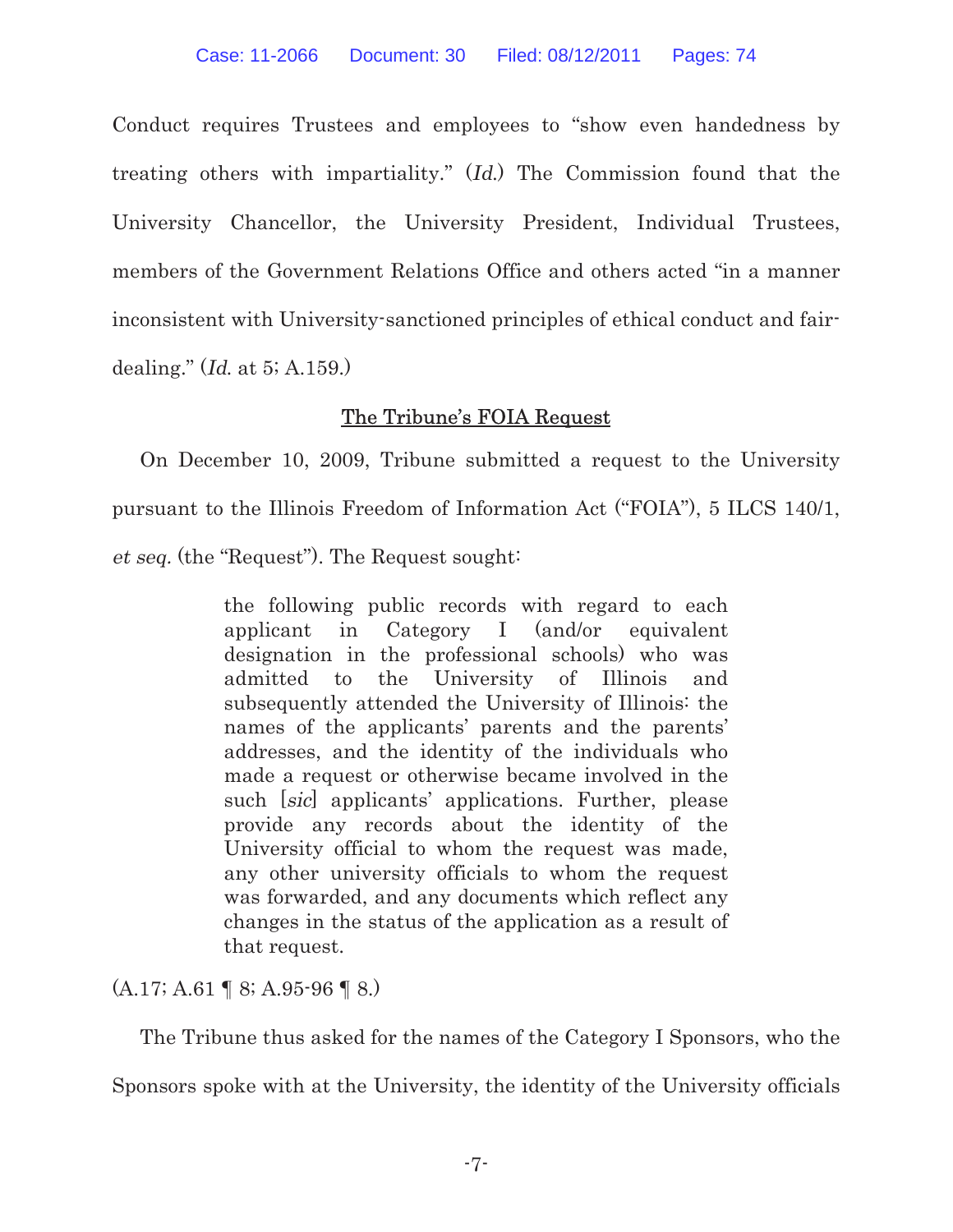Conduct requires Trustees and employees to "show even handedness by treating others with impartiality." (*Id.*) The Commission found that the University Chancellor, the University President, Individual Trustees, members of the Government Relations Office and others acted "in a manner inconsistent with University-sanctioned principles of ethical conduct and fair-dealing." (*Id.* at 5; A.159.)

<u>The Tribune's FOIA Request</u>

On December 10, 2009, Tribune submitted a request to the University pursuant to the Illinois Freedom of Information Act ("FOIA"), 5 ILCS 140/1, *et seq.* (the "Request"). The Request sought:

> the following public records with regard to each applicant in Category I (and/or equivalent designation in the professional schools) who was admitted to the University of Illinois and subsequently attended the University of Illinois: the names of the applicants' parents and the parents' addresses, and the identity of the individuals who made a request or otherwise became involved in the such [*sic*] applicants' applications. Further, please provide any records about the identity of the University official to whom the request was made, any other university officials to whom the request was forwarded, and any documents which reflect any changes in the status of the application as a result of that request.

(A.17; A.61 ¶ 8; A.95-96 ¶ 8.)

The Tribune thus asked for the names of the Category I Sponsors, who the Sponsors spoke with at the University, the identity of the University officials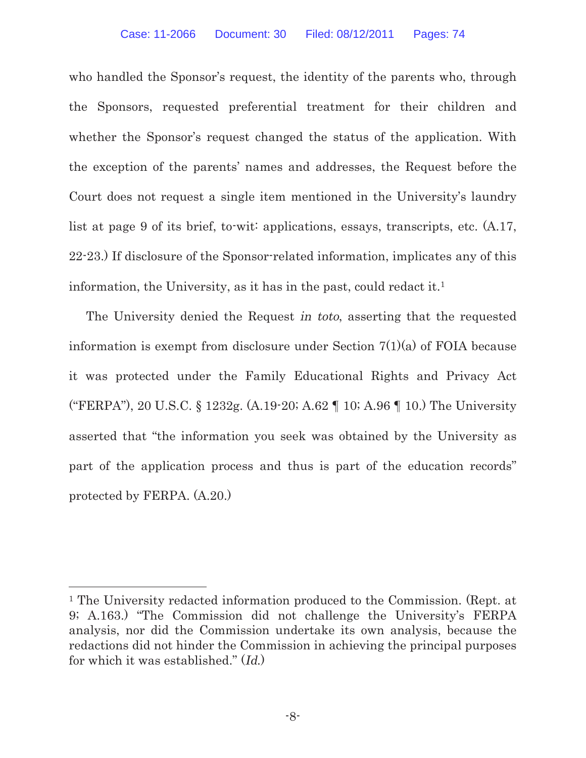who handled the Sponsor's request, the identity of the parents who, through the Sponsors, requested preferential treatment for their children and whether the Sponsor's request changed the status of the application. With the exception of the parents' names and addresses, the Request before the Court does not request a single item mentioned in the University's laundry list at page 9 of its brief, to-wit: applications, essays, transcripts, etc. (A.17, 22-23.) If disclosure of the Sponsor-related information, implicates any of this information, the University, as it has in the past, could redact it.[1]

The University denied the Request *in toto*, asserting that the requested information is exempt from disclosure under Section 7(1)(a) of FOIA because it was protected under the Family Educational Rights and Privacy Act ("FERPA"), 20 U.S.C. § 1232g. (A.19-20; A.62 ¶ 10; A.96 ¶ 10.) The University asserted that "the information you seek was obtained by the University as part of the application process and thus is part of the education records" protected by FERPA. (A.20.)

---

[1] The University redacted information produced to the Commission. (Rept. at 9; A.163.) "The Commission did not challenge the University's FERPA analysis, nor did the Commission undertake its own analysis, because the redactions did not hinder the Commission in achieving the principal purposes for which it was established." (*Id.*)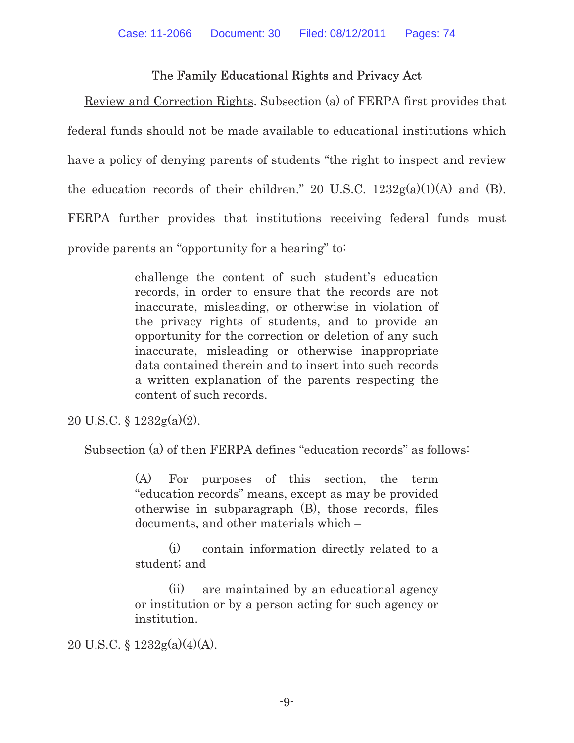## The Family Educational Rights and Privacy Act

Review and Correction Rights. Subsection (a) of FERPA first provides that federal funds should not be made available to educational institutions which have a policy of denying parents of students "the right to inspect and review the education records of their children." 20 U.S.C. 1232g(a)(1)(A) and (B). FERPA further provides that institutions receiving federal funds must provide parents an "opportunity for a hearing" to:

> challenge the content of such student's education records, in order to ensure that the records are not inaccurate, misleading, or otherwise in violation of the privacy rights of students, and to provide an opportunity for the correction or deletion of any such inaccurate, misleading or otherwise inappropriate data contained therein and to insert into such records a written explanation of the parents respecting the content of such records.

20 U.S.C. § 1232g(a)(2).

Subsection (a) of then FERPA defines "education records" as follows:

> (A) For purposes of this section, the term "education records" means, except as may be provided otherwise in subparagraph (B), those records, files documents, and other materials which –
>
> (i) contain information directly related to a student; and
>
> (ii) are maintained by an educational agency or institution or by a person acting for such agency or institution.

20 U.S.C. § 1232g(a)(4)(A).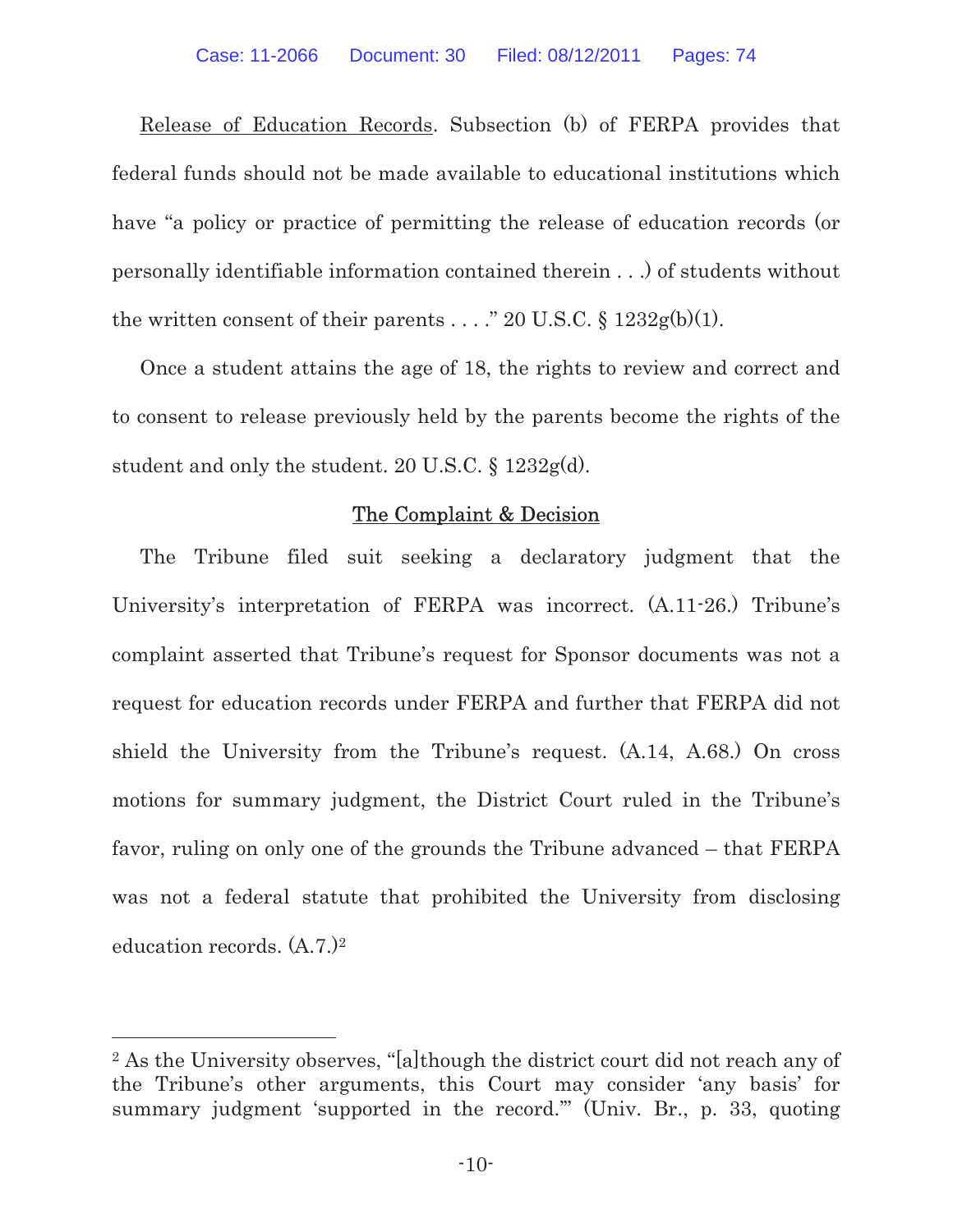Release of Education Records. Subsection (b) of FERPA provides that federal funds should not be made available to educational institutions which have "a policy or practice of permitting the release of education records (or personally identifiable information contained therein . . .) of students without the written consent of their parents . . . ." 20 U.S.C. § 1232g(b)(1).

Once a student attains the age of 18, the rights to review and correct and to consent to release previously held by the parents become the rights of the student and only the student. 20 U.S.C. § 1232g(d).

## The Complaint & Decision

The Tribune filed suit seeking a declaratory judgment that the University's interpretation of FERPA was incorrect. (A.11-26.) Tribune's complaint asserted that Tribune's request for Sponsor documents was not a request for education records under FERPA and further that FERPA did not shield the University from the Tribune's request. (A.14, A.68.) On cross motions for summary judgment, the District Court ruled in the Tribune's favor, ruling on only one of the grounds the Tribune advanced – that FERPA was not a federal statute that prohibited the University from disclosing education records. (A.7.)[2]

---

[2] As the University observes, "[a]though the district court did not reach any of the Tribune's other arguments, this Court may consider 'any basis' for summary judgment 'supported in the record.'" (Univ. Br., p. 33, quoting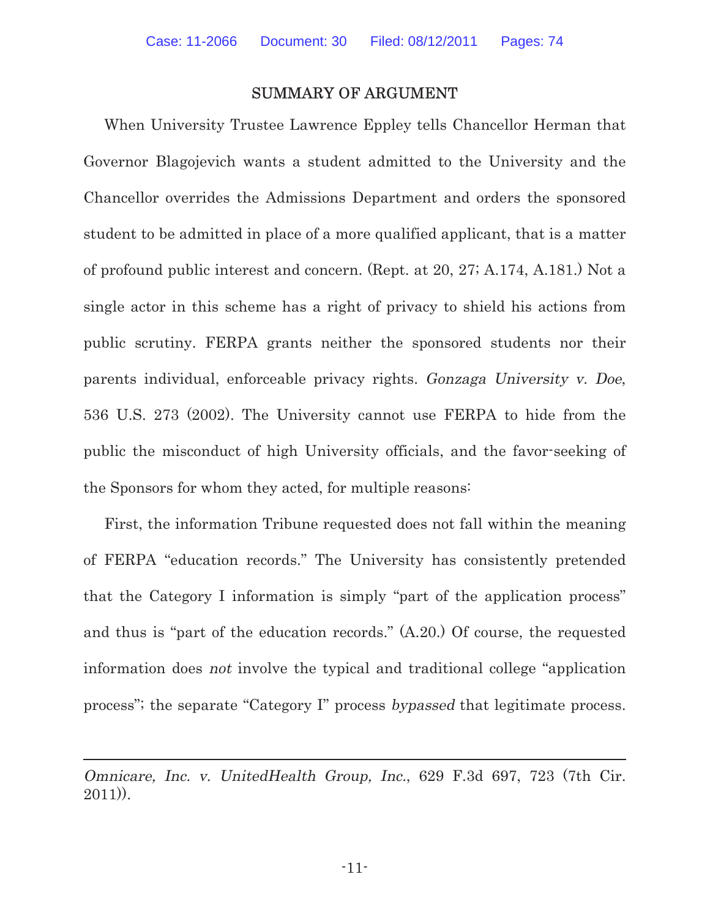## SUMMARY OF ARGUMENT

When University Trustee Lawrence Eppley tells Chancellor Herman that Governor Blagojevich wants a student admitted to the University and the Chancellor overrides the Admissions Department and orders the sponsored student to be admitted in place of a more qualified applicant, that is a matter of profound public interest and concern. (Rept. at 20, 27; A.174, A.181.) Not a single actor in this scheme has a right of privacy to shield his actions from public scrutiny. FERPA grants neither the sponsored students nor their parents individual, enforceable privacy rights. *Gonzaga University v. Doe*, 536 U.S. 273 (2002). The University cannot use FERPA to hide from the public the misconduct of high University officials, and the favor-seeking of the Sponsors for whom they acted, for multiple reasons:

First, the information Tribune requested does not fall within the meaning of FERPA "education records." The University has consistently pretended that the Category I information is simply "part of the application process" and thus is "part of the education records." (A.20.) Of course, the requested information does *not* involve the typical and traditional college "application process"; the separate "Category I" process *bypassed* that legitimate process.

---

*Omnicare, Inc. v. UnitedHealth Group, Inc.*, 629 F.3d 697, 723 (7th Cir. 2011)).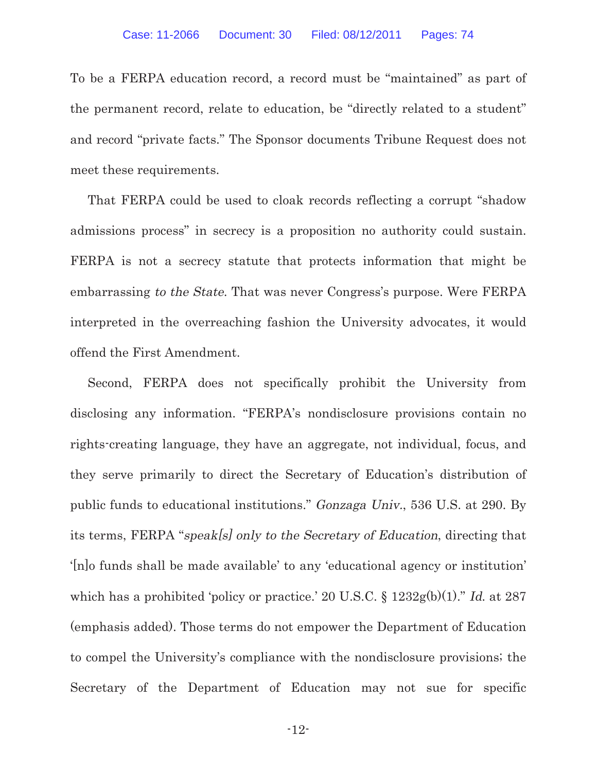To be a FERPA education record, a record must be "maintained" as part of the permanent record, relate to education, be "directly related to a student" and record "private facts." The Sponsor documents Tribune Request does not meet these requirements.

That FERPA could be used to cloak records reflecting a corrupt "shadow admissions process" in secrecy is a proposition no authority could sustain. FERPA is not a secrecy statute that protects information that might be embarrassing *to the State*. That was never Congress's purpose. Were FERPA interpreted in the overreaching fashion the University advocates, it would offend the First Amendment.

Second, FERPA does not specifically prohibit the University from disclosing any information. "FERPA's nondisclosure provisions contain no rights-creating language, they have an aggregate, not individual, focus, and they serve primarily to direct the Secretary of Education's distribution of public funds to educational institutions." *Gonzaga Univ.*, 536 U.S. at 290. By its terms, FERPA "*speak[s] only to the Secretary of Education*, directing that '[n]o funds shall be made available' to any 'educational agency or institution' which has a prohibited 'policy or practice.' 20 U.S.C. § 1232g(b)(1)." *Id.* at 287 (emphasis added). Those terms do not empower the Department of Education to compel the University's compliance with the nondisclosure provisions; the Secretary of the Department of Education may not sue for specific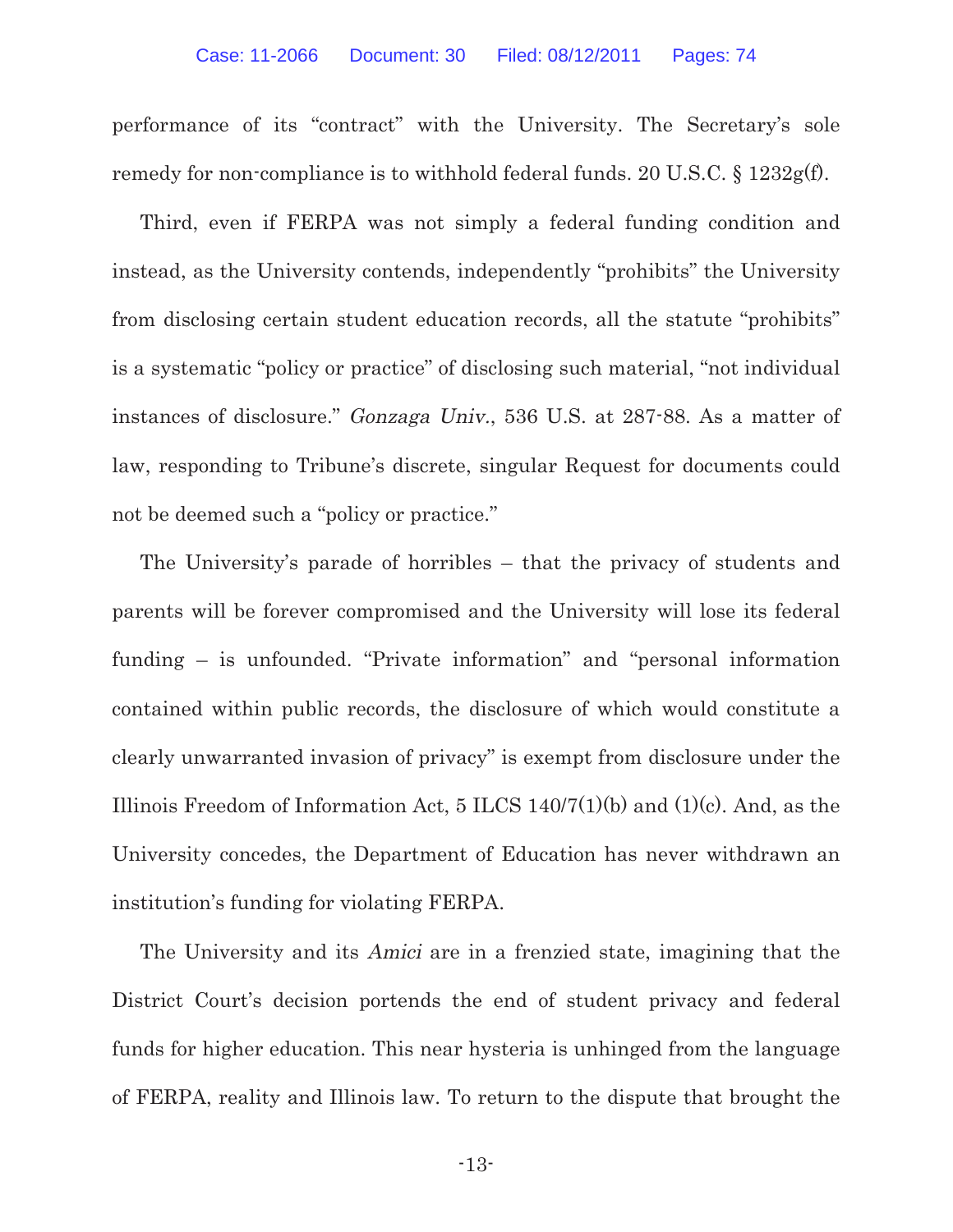performance of its "contract" with the University. The Secretary's sole remedy for non-compliance is to withhold federal funds. 20 U.S.C. § 1232g(f).

Third, even if FERPA was not simply a federal funding condition and instead, as the University contends, independently "prohibits" the University from disclosing certain student education records, all the statute "prohibits" is a systematic "policy or practice" of disclosing such material, "not individual instances of disclosure." *Gonzaga Univ.*, 536 U.S. at 287-88. As a matter of law, responding to Tribune's discrete, singular Request for documents could not be deemed such a "policy or practice."

The University's parade of horribles – that the privacy of students and parents will be forever compromised and the University will lose its federal funding – is unfounded. "Private information" and "personal information contained within public records, the disclosure of which would constitute a clearly unwarranted invasion of privacy" is exempt from disclosure under the Illinois Freedom of Information Act, 5 ILCS 140/7(1)(b) and (1)(c). And, as the University concedes, the Department of Education has never withdrawn an institution's funding for violating FERPA.

The University and its *Amici* are in a frenzied state, imagining that the District Court's decision portends the end of student privacy and federal funds for higher education. This near hysteria is unhinged from the language of FERPA, reality and Illinois law. To return to the dispute that brought the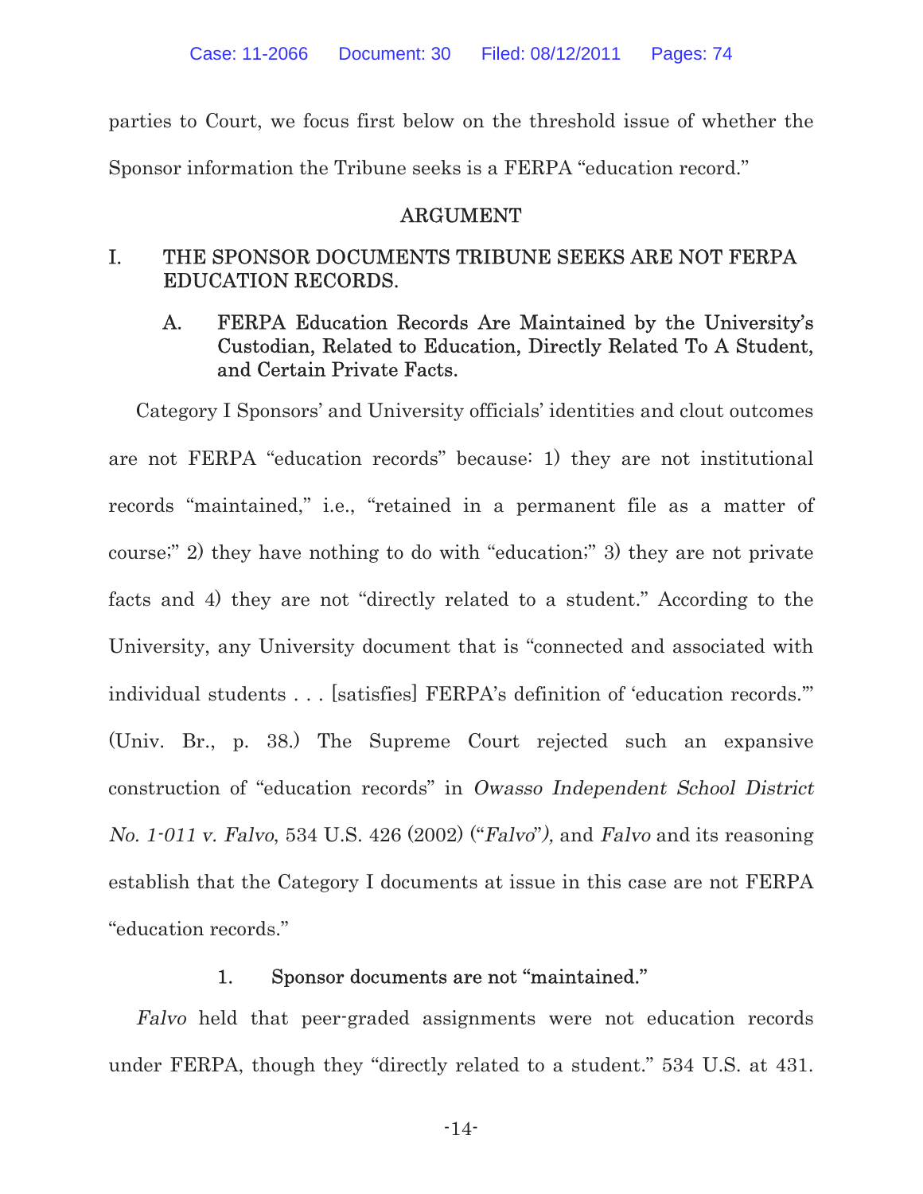parties to Court, we focus first below on the threshold issue of whether the Sponsor information the Tribune seeks is a FERPA "education record."

## ARGUMENT

### I. THE SPONSOR DOCUMENTS TRIBUNE SEEKS ARE NOT FERPA EDUCATION RECORDS.

#### A. FERPA Education Records Are Maintained by the University's Custodian, Related to Education, Directly Related To A Student, and Certain Private Facts.

Category I Sponsors' and University officials' identities and clout outcomes are not FERPA "education records" because: 1) they are not institutional records "maintained," i.e., "retained in a permanent file as a matter of course;" 2) they have nothing to do with "education;" 3) they are not private facts and 4) they are not "directly related to a student." According to the University, any University document that is "connected and associated with individual students . . . [satisfies] FERPA's definition of 'education records.'" (Univ. Br., p. 38.) The Supreme Court rejected such an expansive construction of "education records" in *Owasso Independent School District No. 1-011 v. Falvo*, 534 U.S. 426 (2002) ("*Falvo*"), and *Falvo* and its reasoning establish that the Category I documents at issue in this case are not FERPA "education records."

##### 1. Sponsor documents are not "maintained."

*Falvo* held that peer-graded assignments were not education records under FERPA, though they "directly related to a student." 534 U.S. at 431.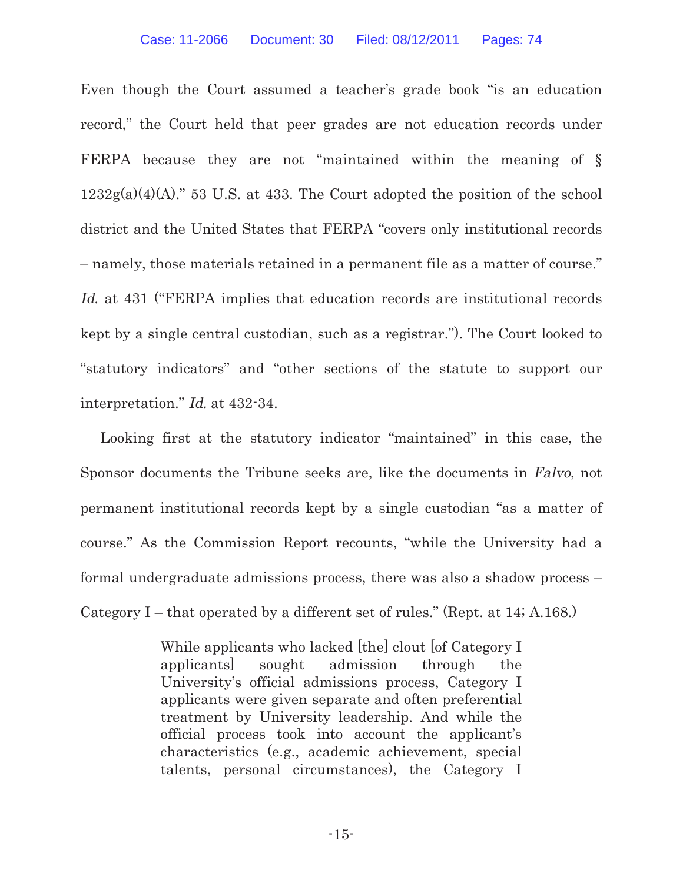Even though the Court assumed a teacher's grade book "is an education record," the Court held that peer grades are not education records under FERPA because they are not "maintained within the meaning of § 1232g(a)(4)(A)." 53 U.S. at 433. The Court adopted the position of the school district and the United States that FERPA "covers only institutional records – namely, those materials retained in a permanent file as a matter of course." *Id.* at 431 ("FERPA implies that education records are institutional records kept by a single central custodian, such as a registrar."). The Court looked to "statutory indicators" and "other sections of the statute to support our interpretation." *Id.* at 432-34.

Looking first at the statutory indicator "maintained" in this case, the Sponsor documents the Tribune seeks are, like the documents in *Falvo*, not permanent institutional records kept by a single custodian "as a matter of course." As the Commission Report recounts, "while the University had a formal undergraduate admissions process, there was also a shadow process – Category I – that operated by a different set of rules." (Rept. at 14; A.168.)

> While applicants who lacked [the] clout [of Category I applicants] sought admission through the University's official admissions process, Category I applicants were given separate and often preferential treatment by University leadership. And while the official process took into account the applicant's characteristics (e.g., academic achievement, special talents, personal circumstances), the Category I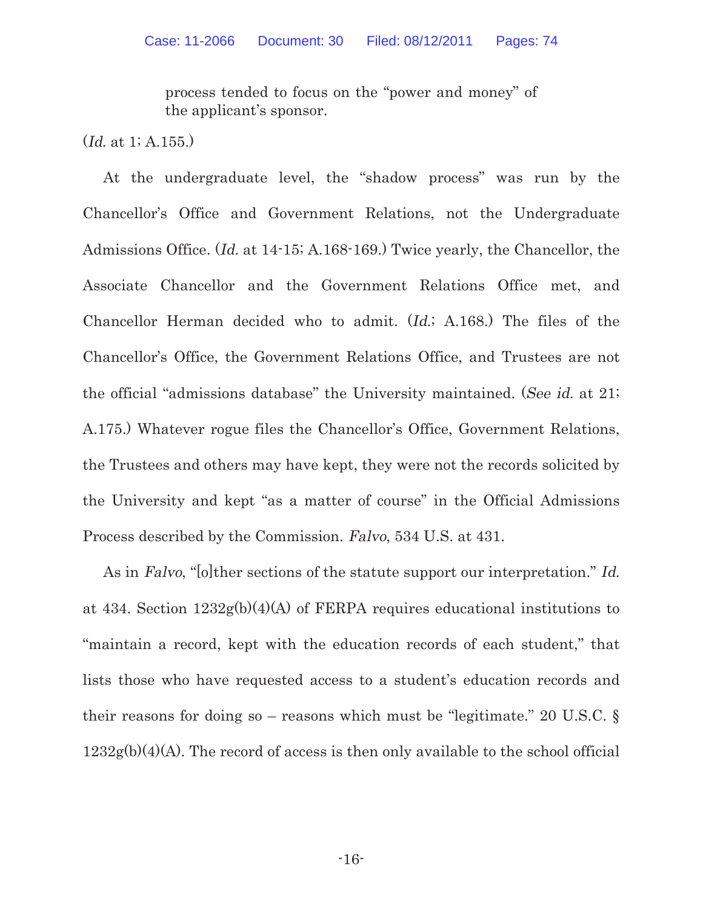> process tended to focus on the "power and money" of the applicant's sponsor.

(*Id.* at 1; A.155.)

At the undergraduate level, the "shadow process" was run by the Chancellor's Office and Government Relations, not the Undergraduate Admissions Office. (*Id.* at 14-15; A.168-169.) Twice yearly, the Chancellor, the Associate Chancellor and the Government Relations Office met, and Chancellor Herman decided who to admit. (*Id.*; A.168.) The files of the Chancellor's Office, the Government Relations Office, and Trustees are not the official "admissions database" the University maintained. (*See id.* at 21; A.175.) Whatever rogue files the Chancellor's Office, Government Relations, the Trustees and others may have kept, they were not the records solicited by the University and kept "as a matter of course" in the Official Admissions Process described by the Commission. *Falvo*, 534 U.S. at 431.

As in *Falvo*, "[o]ther sections of the statute support our interpretation." *Id.* at 434. Section 1232g(b)(4)(A) of FERPA requires educational institutions to "maintain a record, kept with the education records of each student," that lists those who have requested access to a student's education records and their reasons for doing so – reasons which must be "legitimate." 20 U.S.C. § 1232g(b)(4)(A). The record of access is then only available to the school official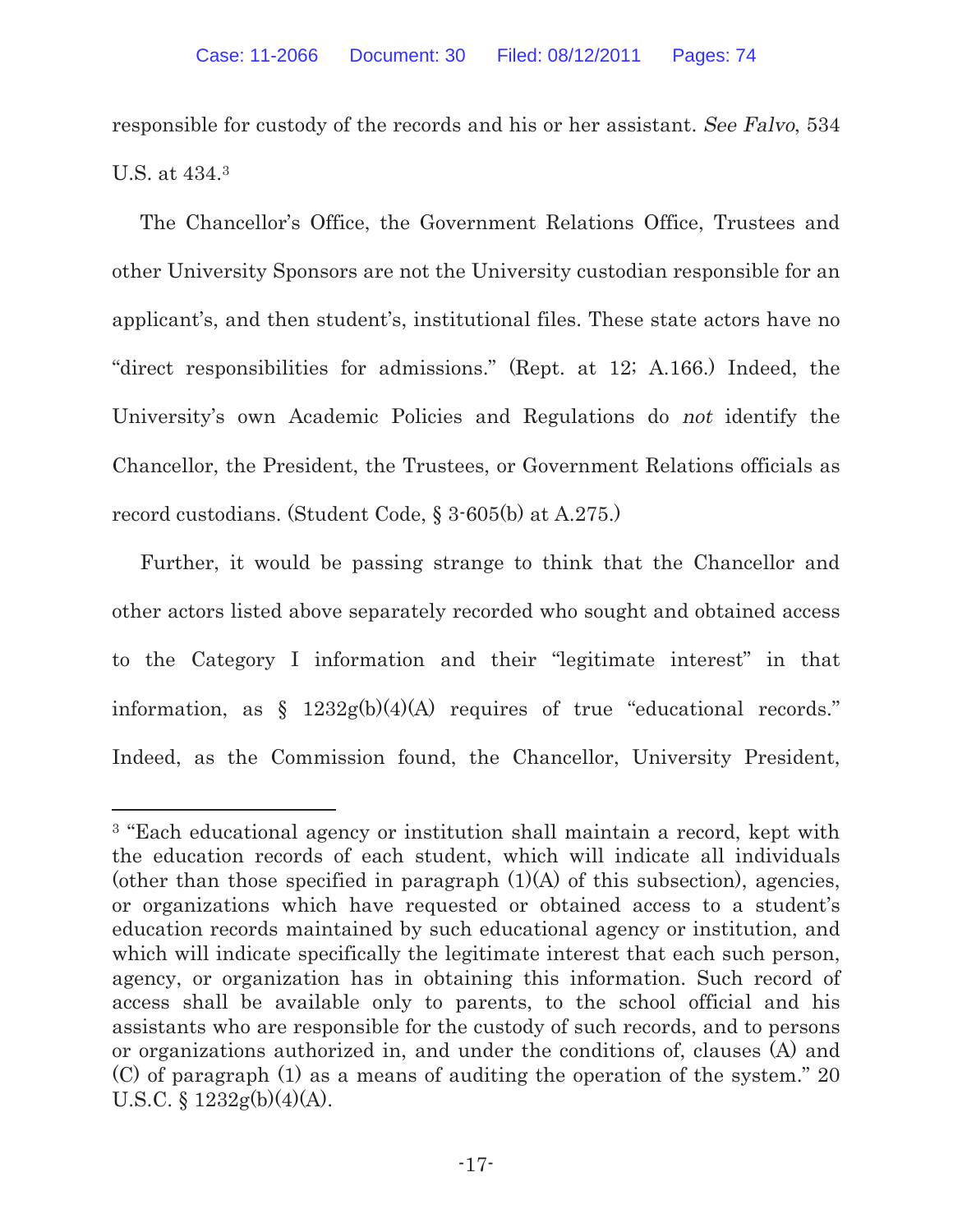responsible for custody of the records and his or her assistant. *See Falvo*, 534 U.S. at 434.[3]

The Chancellor's Office, the Government Relations Office, Trustees and other University Sponsors are not the University custodian responsible for an applicant's, and then student's, institutional files. These state actors have no "direct responsibilities for admissions." (Rept. at 12; A.166.) Indeed, the University's own Academic Policies and Regulations do *not* identify the Chancellor, the President, the Trustees, or Government Relations officials as record custodians. (Student Code, § 3-605(b) at A.275.)

Further, it would be passing strange to think that the Chancellor and other actors listed above separately recorded who sought and obtained access to the Category I information and their "legitimate interest" in that information, as § 1232g(b)(4)(A) requires of true "educational records." Indeed, as the Commission found, the Chancellor, University President,

---

[3] "Each educational agency or institution shall maintain a record, kept with the education records of each student, which will indicate all individuals (other than those specified in paragraph (1)(A) of this subsection), agencies, or organizations which have requested or obtained access to a student's education records maintained by such educational agency or institution, and which will indicate specifically the legitimate interest that each such person, agency, or organization has in obtaining this information. Such record of access shall be available only to parents, to the school official and his assistants who are responsible for the custody of such records, and to persons or organizations authorized in, and under the conditions of, clauses (A) and (C) of paragraph (1) as a means of auditing the operation of the system." 20 U.S.C. § 1232g(b)(4)(A).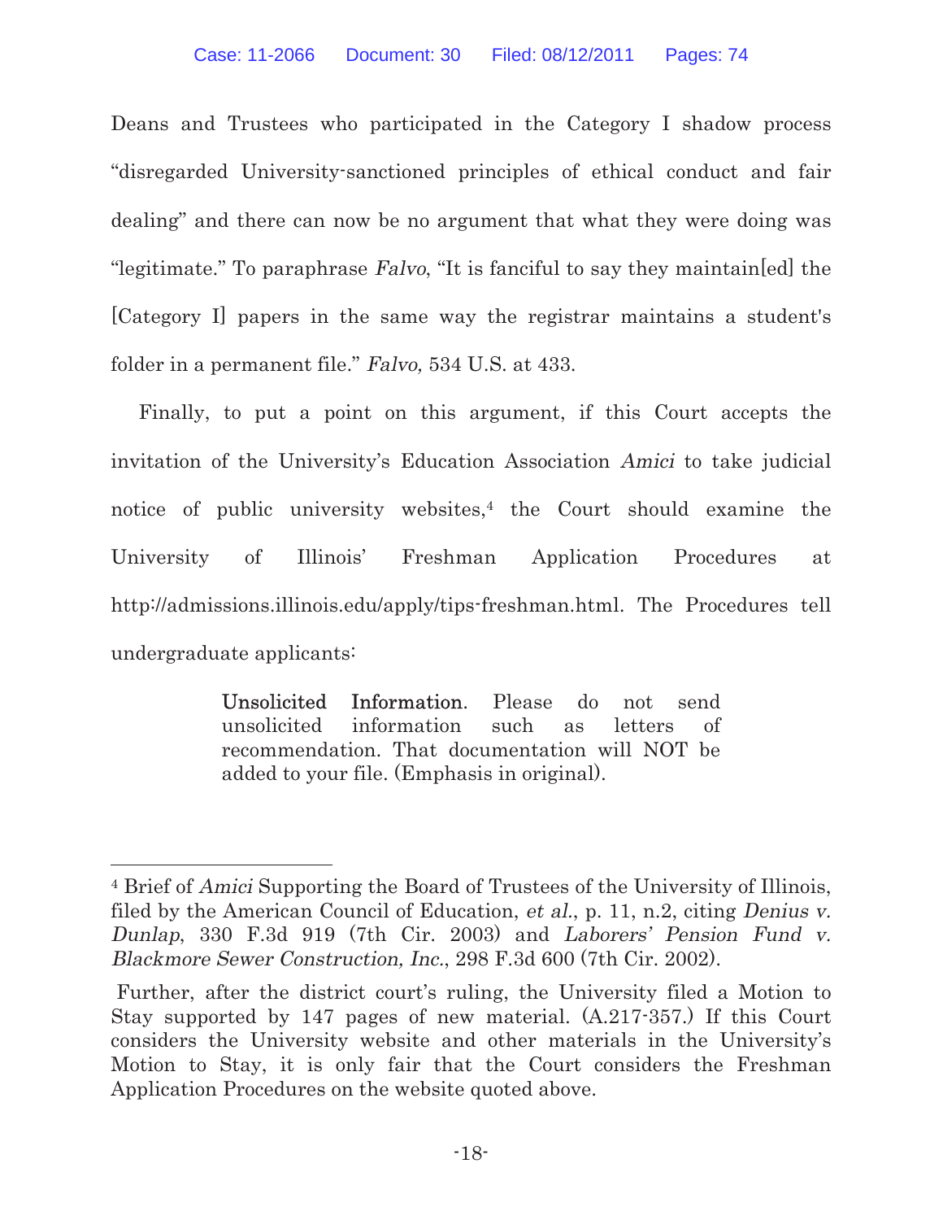Deans and Trustees who participated in the Category I shadow process "disregarded University-sanctioned principles of ethical conduct and fair dealing" and there can now be no argument that what they were doing was "legitimate." To paraphrase *Falvo*, "It is fanciful to say they maintain[ed] the [Category I] papers in the same way the registrar maintains a student's folder in a permanent file." *Falvo,* 534 U.S. at 433.

Finally, to put a point on this argument, if this Court accepts the invitation of the University's Education Association *Amici* to take judicial notice of public university websites,[4] the Court should examine the University of Illinois' Freshman Application Procedures at http://admissions.illinois.edu/apply/tips-freshman.html. The Procedures tell undergraduate applicants:

> **Unsolicited Information**. Please do not send unsolicited information such as letters of recommendation. That documentation will NOT be added to your file. (Emphasis in original).

---

[4] Brief of *Amici* Supporting the Board of Trustees of the University of Illinois, filed by the American Council of Education, *et al.*, p. 11, n.2, citing *Denius v. Dunlap*, 330 F.3d 919 (7th Cir. 2003) and *Laborers' Pension Fund v. Blackmore Sewer Construction, Inc.*, 298 F.3d 600 (7th Cir. 2002).

Further, after the district court's ruling, the University filed a Motion to Stay supported by 147 pages of new material. (A.217-357.) If this Court considers the University website and other materials in the University's Motion to Stay, it is only fair that the Court considers the Freshman Application Procedures on the website quoted above.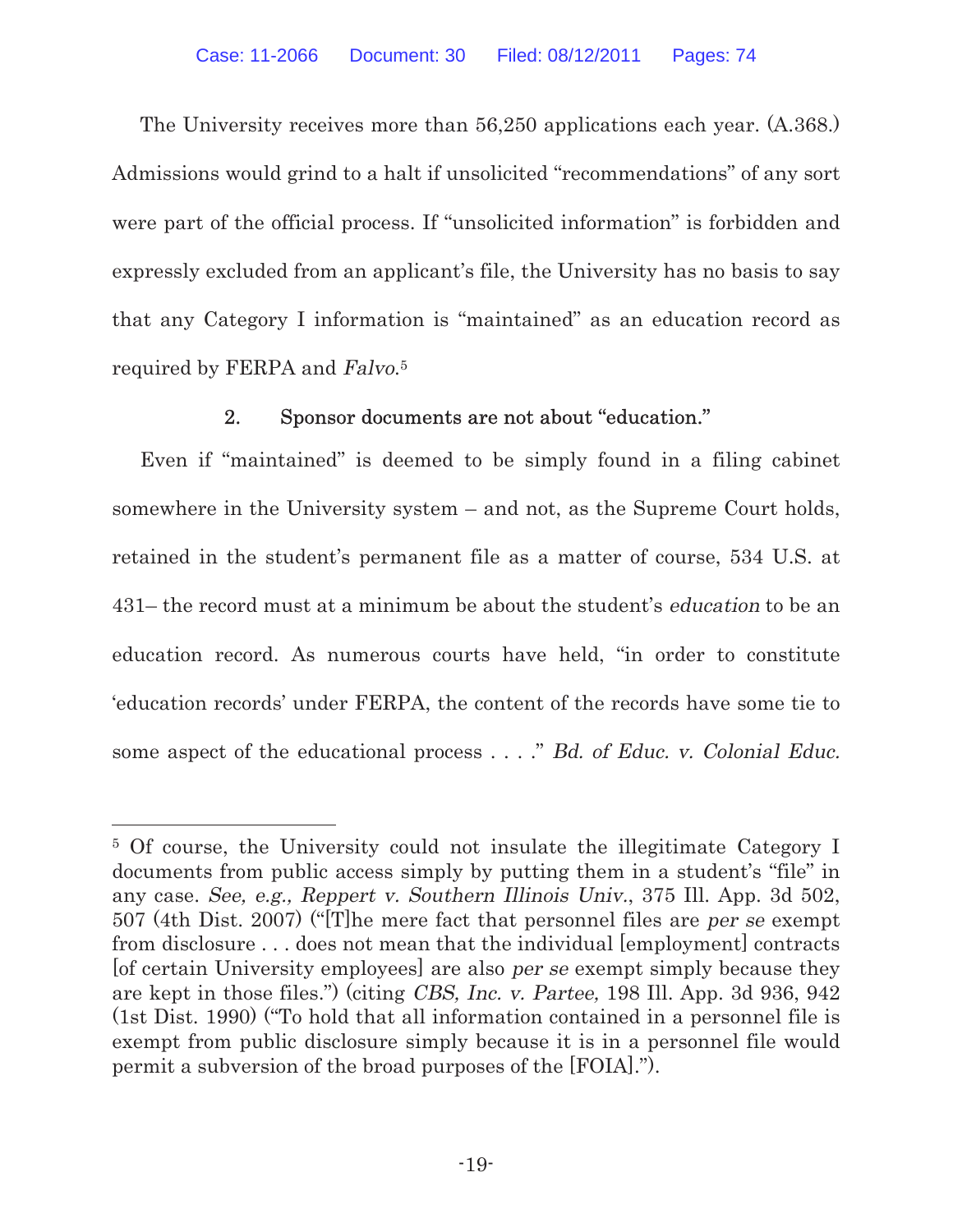The University receives more than 56,250 applications each year. (A.368.) Admissions would grind to a halt if unsolicited "recommendations" of any sort were part of the official process. If "unsolicited information" is forbidden and expressly excluded from an applicant's file, the University has no basis to say that any Category I information is "maintained" as an education record as required by FERPA and *Falvo*.[5]

### 2. Sponsor documents are not about "education."

Even if "maintained" is deemed to be simply found in a filing cabinet somewhere in the University system – and not, as the Supreme Court holds, retained in the student's permanent file as a matter of course, 534 U.S. at 431– the record must at a minimum be about the student's *education* to be an education record. As numerous courts have held, "in order to constitute 'education records' under FERPA, the content of the records have some tie to some aspect of the educational process . . . ." *Bd. of Educ. v. Colonial Educ.*

---

[5] Of course, the University could not insulate the illegitimate Category I documents from public access simply by putting them in a student's "file" in any case. *See, e.g., Reppert v. Southern Illinois Univ.*, 375 Ill. App. 3d 502, 507 (4th Dist. 2007) ("[T]he mere fact that personnel files are *per se* exempt from disclosure . . . does not mean that the individual [employment] contracts [of certain University employees] are also *per se* exempt simply because they are kept in those files.") (citing *CBS, Inc. v. Partee*, 198 Ill. App. 3d 936, 942 (1st Dist. 1990) ("To hold that all information contained in a personnel file is exempt from public disclosure simply because it is in a personnel file would permit a subversion of the broad purposes of the [FOIA].").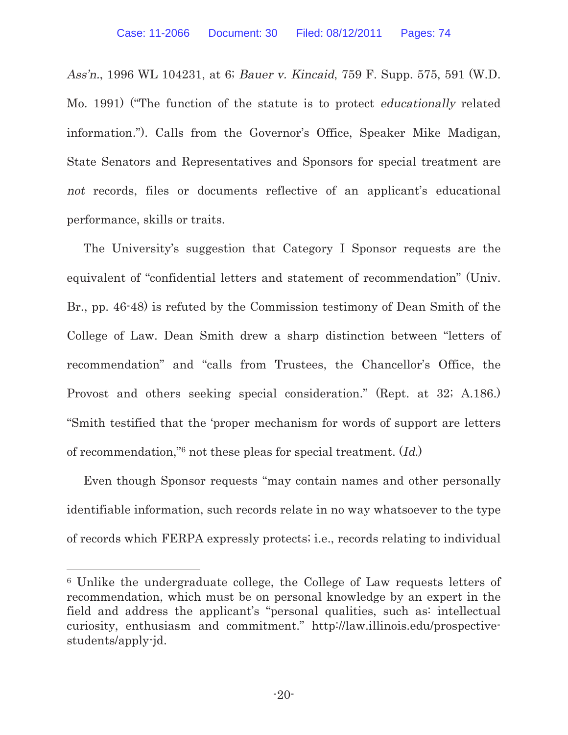*Ass'n.*, 1996 WL 104231, at 6; *Bauer v. Kincaid*, 759 F. Supp. 575, 591 (W.D. Mo. 1991) ("The function of the statute is to protect *educationally* related information."). Calls from the Governor's Office, Speaker Mike Madigan, State Senators and Representatives and Sponsors for special treatment are *not* records, files or documents reflective of an applicant's educational performance, skills or traits.

The University's suggestion that Category I Sponsor requests are the equivalent of "confidential letters and statement of recommendation" (Univ. Br., pp. 46-48) is refuted by the Commission testimony of Dean Smith of the College of Law. Dean Smith drew a sharp distinction between "letters of recommendation" and "calls from Trustees, the Chancellor's Office, the Provost and others seeking special consideration." (Rept. at 32; A.186.) "Smith testified that the 'proper mechanism for words of support are letters of recommendation,"[6] not these pleas for special treatment. (*Id.*)

Even though Sponsor requests "may contain names and other personally identifiable information, such records relate in no way whatsoever to the type of records which FERPA expressly protects; i.e., records relating to individual

---

[6] Unlike the undergraduate college, the College of Law requests letters of recommendation, which must be on personal knowledge by an expert in the field and address the applicant's "personal qualities, such as: intellectual curiosity, enthusiasm and commitment." http://law.illinois.edu/prospective-students/apply-jd.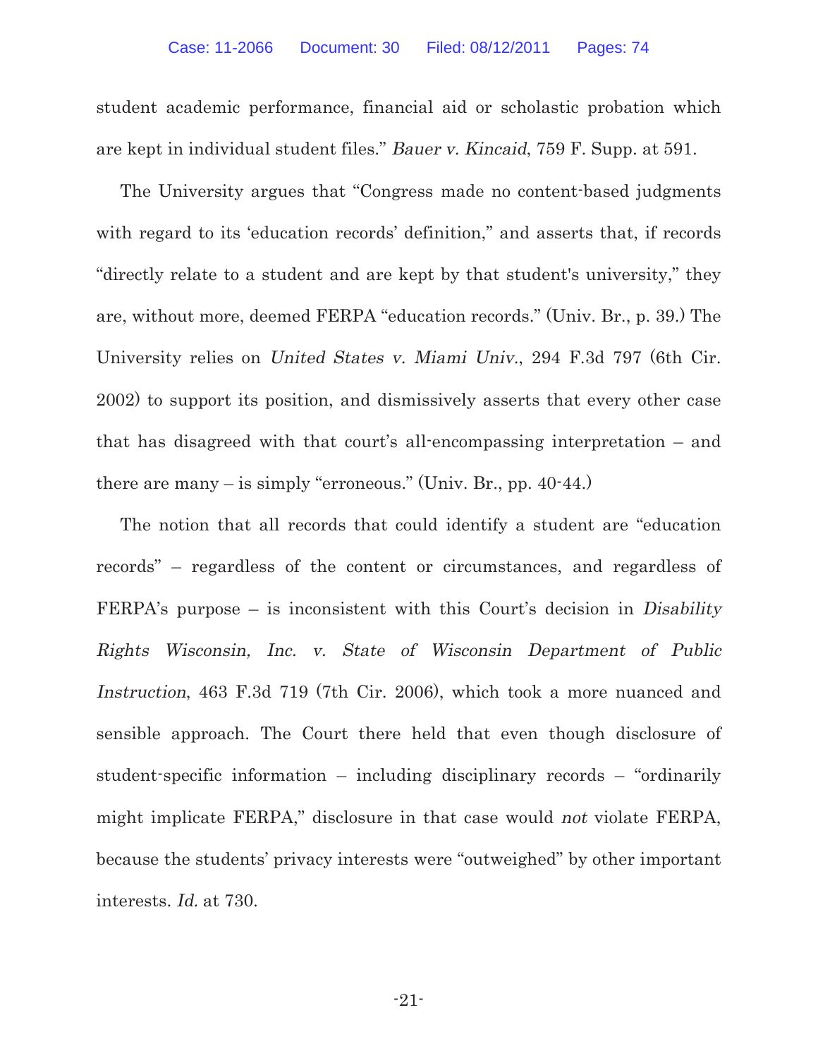student academic performance, financial aid or scholastic probation which are kept in individual student files." *Bauer v. Kincaid*, 759 F. Supp. at 591.

The University argues that "Congress made no content-based judgments with regard to its 'education records' definition," and asserts that, if records "directly relate to a student and are kept by that student's university," they are, without more, deemed FERPA "education records." (Univ. Br., p. 39.) The University relies on *United States v. Miami Univ.*, 294 F.3d 797 (6th Cir. 2002) to support its position, and dismissively asserts that every other case that has disagreed with that court's all-encompassing interpretation – and there are many – is simply "erroneous." (Univ. Br., pp. 40-44.)

The notion that all records that could identify a student are "education records" – regardless of the content or circumstances, and regardless of FERPA's purpose – is inconsistent with this Court's decision in *Disability Rights Wisconsin, Inc. v. State of Wisconsin Department of Public Instruction*, 463 F.3d 719 (7th Cir. 2006), which took a more nuanced and sensible approach. The Court there held that even though disclosure of student-specific information – including disciplinary records – "ordinarily might implicate FERPA," disclosure in that case would *not* violate FERPA, because the students' privacy interests were "outweighed" by other important interests. *Id.* at 730.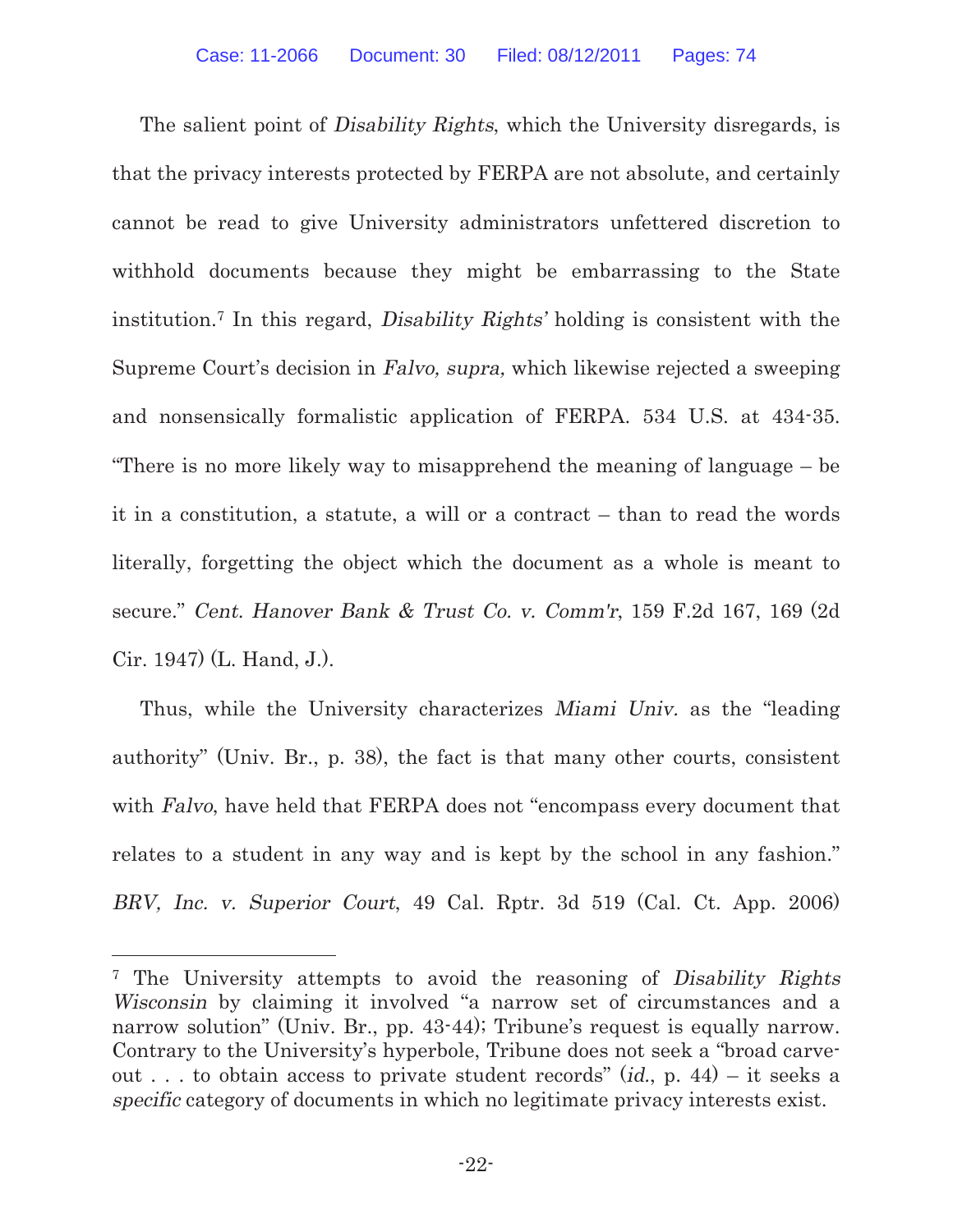The salient point of *Disability Rights*, which the University disregards, is that the privacy interests protected by FERPA are not absolute, and certainly cannot be read to give University administrators unfettered discretion to withhold documents because they might be embarrassing to the State institution.[7] In this regard, *Disability Rights'* holding is consistent with the Supreme Court's decision in *Falvo, supra,* which likewise rejected a sweeping and nonsensically formalistic application of FERPA. 534 U.S. at 434-35. "There is no more likely way to misapprehend the meaning of language – be it in a constitution, a statute, a will or a contract – than to read the words literally, forgetting the object which the document as a whole is meant to secure." *Cent. Hanover Bank & Trust Co. v. Comm'r*, 159 F.2d 167, 169 (2d Cir. 1947) (L. Hand, J.).

Thus, while the University characterizes *Miami Univ.* as the "leading authority" (Univ. Br., p. 38), the fact is that many other courts, consistent with *Falvo*, have held that FERPA does not "encompass every document that relates to a student in any way and is kept by the school in any fashion." *BRV, Inc. v. Superior Court*, 49 Cal. Rptr. 3d 519 (Cal. Ct. App. 2006)

---

[7] The University attempts to avoid the reasoning of *Disability Rights Wisconsin* by claiming it involved "a narrow set of circumstances and a narrow solution" (Univ. Br., pp. 43-44); Tribune's request is equally narrow. Contrary to the University's hyperbole, Tribune does not seek a "broad carve-out . . . to obtain access to private student records" (*id.*, p. 44) – it seeks a *specific* category of documents in which no legitimate privacy interests exist.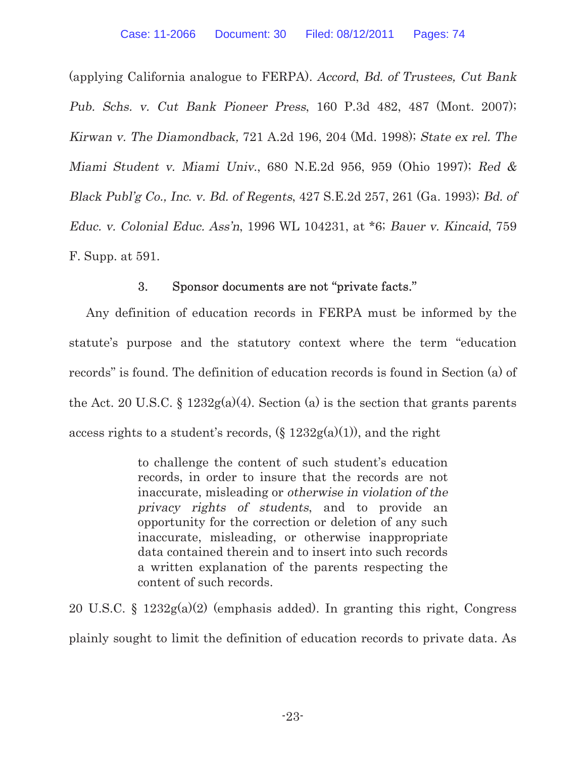(applying California analogue to FERPA). *Accord*, *Bd. of Trustees, Cut Bank Pub. Schs. v. Cut Bank Pioneer Press*, 160 P.3d 482, 487 (Mont. 2007); *Kirwan v. The Diamondback,* 721 A.2d 196, 204 (Md. 1998); *State ex rel. The Miami Student v. Miami Univ.*, 680 N.E.2d 956, 959 (Ohio 1997); *Red & Black Publ'g Co., Inc. v. Bd. of Regents*, 427 S.E.2d 257, 261 (Ga. 1993); *Bd. of Educ. v. Colonial Educ. Ass'n*, 1996 WL 104231, at *6; *Bauer v. Kincaid*, 759 F. Supp. at 591.

### 3. Sponsor documents are not "private facts."

Any definition of education records in FERPA must be informed by the statute's purpose and the statutory context where the term "education records" is found. The definition of education records is found in Section (a) of the Act. 20 U.S.C. § 1232g(a)(4). Section (a) is the section that grants parents access rights to a student's records, (§ 1232g(a)(1)), and the right

> to challenge the content of such student's education records, in order to insure that the records are not inaccurate, misleading or *otherwise in violation of the privacy rights of students*, and to provide an opportunity for the correction or deletion of any such inaccurate, misleading, or otherwise inappropriate data contained therein and to insert into such records a written explanation of the parents respecting the content of such records.

20 U.S.C. § 1232g(a)(2) (emphasis added). In granting this right, Congress plainly sought to limit the definition of education records to private data. As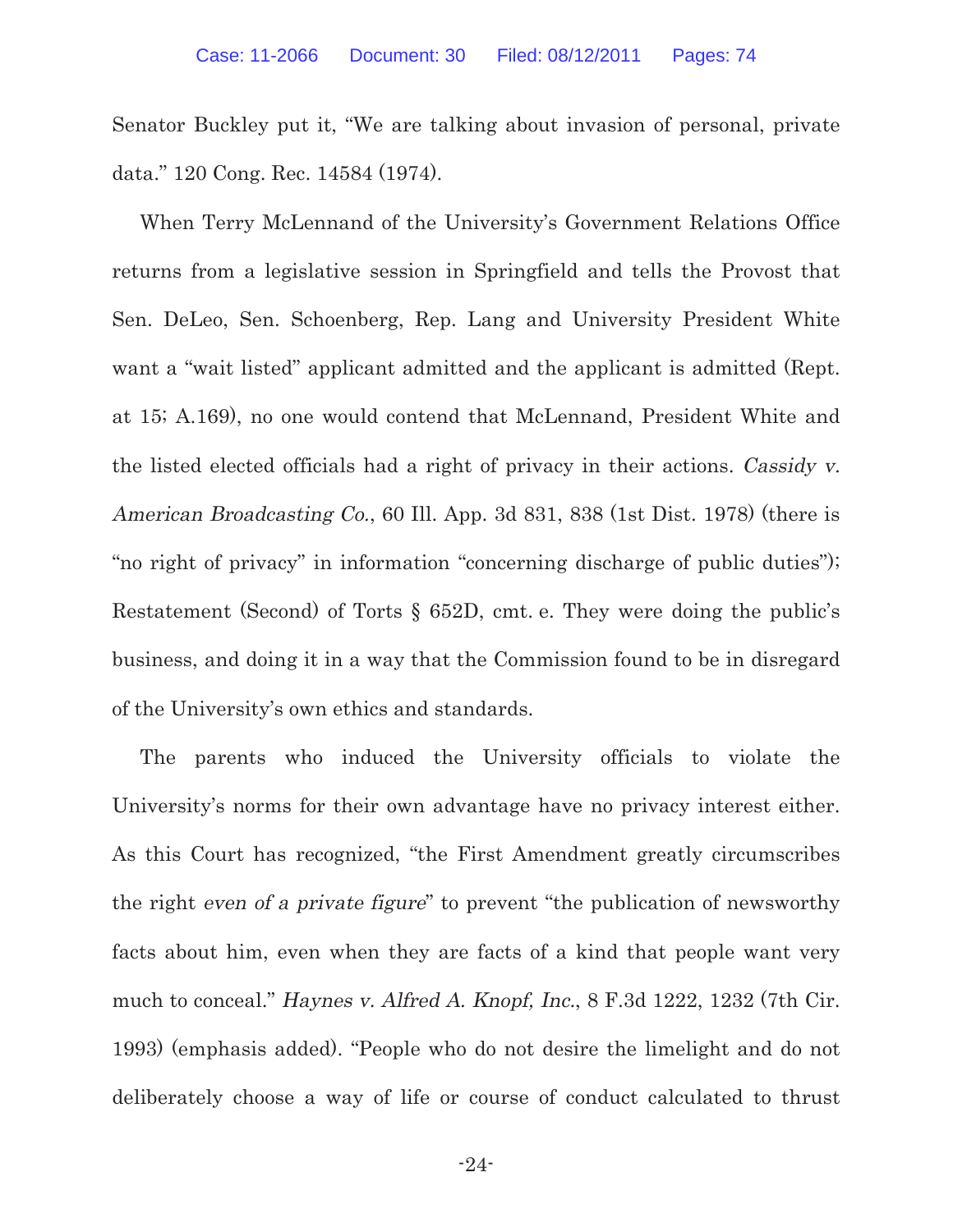Senator Buckley put it, "We are talking about invasion of personal, private data." 120 Cong. Rec. 14584 (1974).

When Terry McLennand of the University's Government Relations Office returns from a legislative session in Springfield and tells the Provost that Sen. DeLeo, Sen. Schoenberg, Rep. Lang and University President White want a "wait listed" applicant admitted and the applicant is admitted (Rept. at 15; A.169), no one would contend that McLennand, President White and the listed elected officials had a right of privacy in their actions. *Cassidy v. American Broadcasting Co.*, 60 Ill. App. 3d 831, 838 (1st Dist. 1978) (there is "no right of privacy" in information "concerning discharge of public duties"); Restatement (Second) of Torts § 652D, cmt. e. They were doing the public's business, and doing it in a way that the Commission found to be in disregard of the University's own ethics and standards.

The parents who induced the University officials to violate the University's norms for their own advantage have no privacy interest either. As this Court has recognized, "the First Amendment greatly circumscribes the right *even of a private figure*" to prevent "the publication of newsworthy facts about him, even when they are facts of a kind that people want very much to conceal." *Haynes v. Alfred A. Knopf, Inc.*, 8 F.3d 1222, 1232 (7th Cir. 1993) (emphasis added). "People who do not desire the limelight and do not deliberately choose a way of life or course of conduct calculated to thrust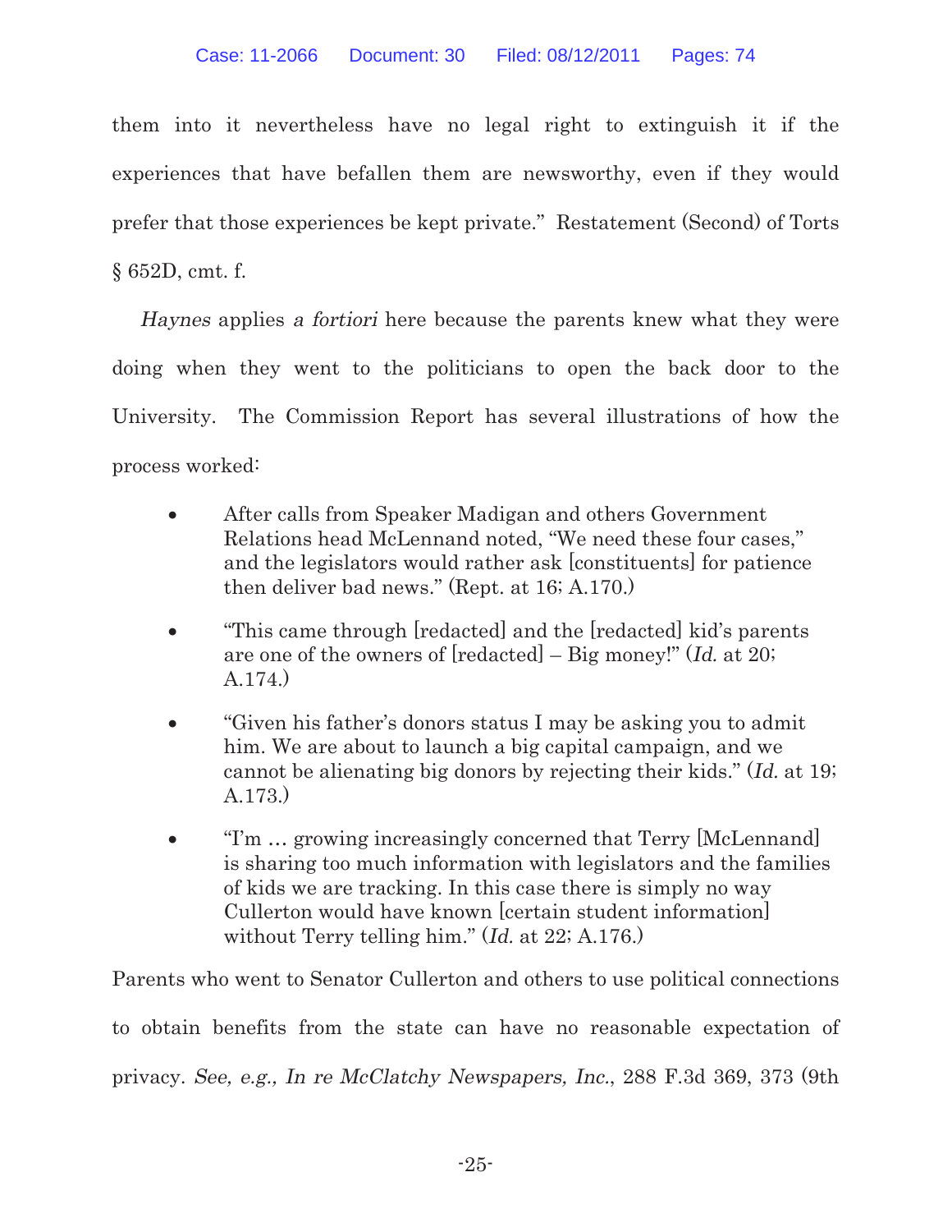them into it nevertheless have no legal right to extinguish it if the experiences that have befallen them are newsworthy, even if they would prefer that those experiences be kept private." Restatement (Second) of Torts § 652D, cmt. f.

*Haynes* applies *a fortiori* here because the parents knew what they were doing when they went to the politicians to open the back door to the University. The Commission Report has several illustrations of how the process worked:

- After calls from Speaker Madigan and others Government Relations head McLennand noted, "We need these four cases," and the legislators would rather ask [constituents] for patience then deliver bad news." (Rept. at 16; A.170.)

- "This came through [redacted] and the [redacted] kid's parents are one of the owners of [redacted] – Big money!" (*Id.* at 20; A.174.)

- "Given his father's donors status I may be asking you to admit him. We are about to launch a big capital campaign, and we cannot be alienating big donors by rejecting their kids." (*Id.* at 19; A.173.)

- "I'm … growing increasingly concerned that Terry [McLennand] is sharing too much information with legislators and the families of kids we are tracking. In this case there is simply no way Cullerton would have known [certain student information] without Terry telling him." (*Id.* at 22; A.176.)

Parents who went to Senator Cullerton and others to use political connections to obtain benefits from the state can have no reasonable expectation of privacy. *See, e.g., In re McClatchy Newspapers, Inc.*, 288 F.3d 369, 373 (9th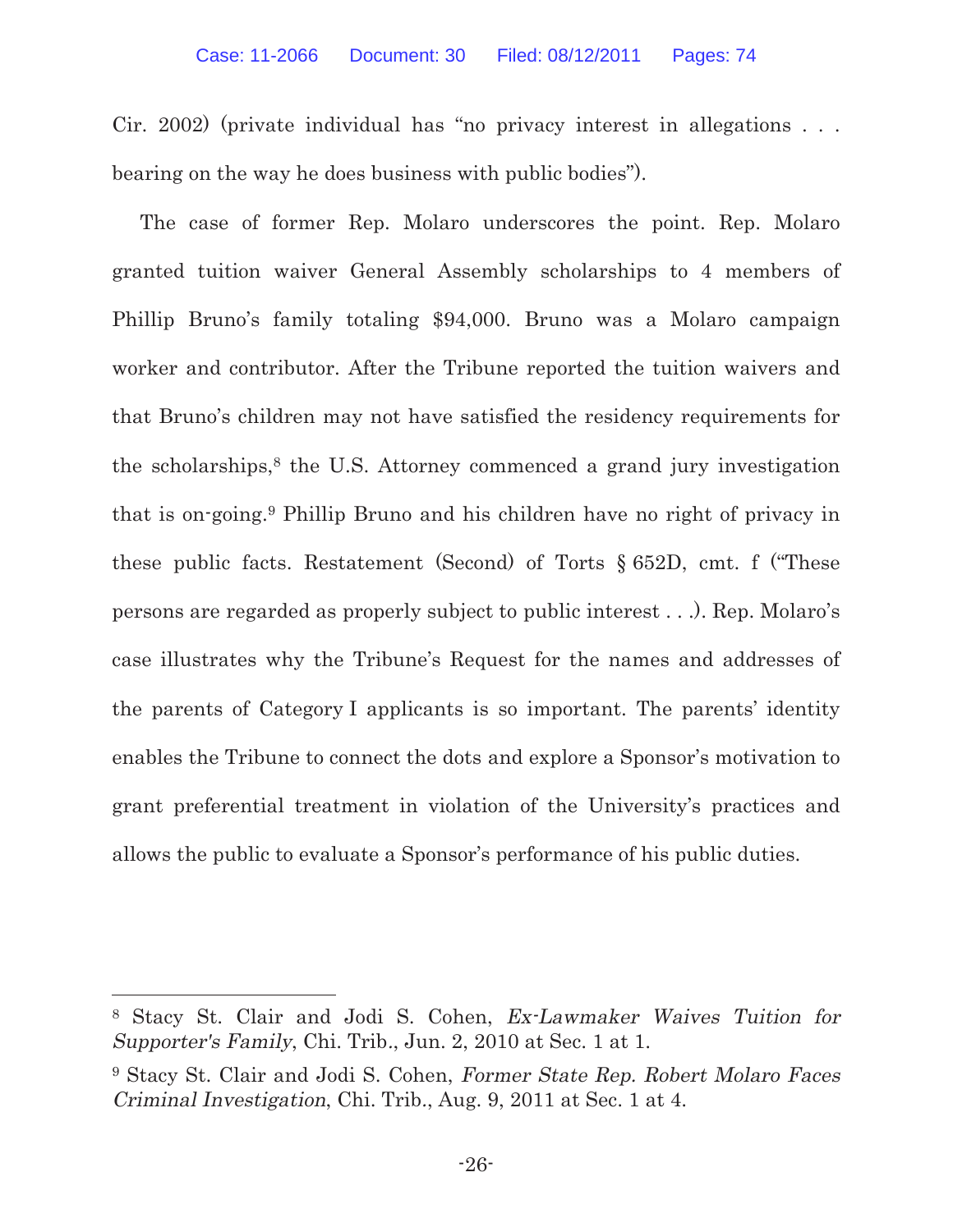Cir. 2002) (private individual has "no privacy interest in allegations . . . bearing on the way he does business with public bodies").

The case of former Rep. Molaro underscores the point. Rep. Molaro granted tuition waiver General Assembly scholarships to 4 members of Phillip Bruno's family totaling $94,000. Bruno was a Molaro campaign worker and contributor. After the Tribune reported the tuition waivers and that Bruno's children may not have satisfied the residency requirements for the scholarships,[8] the U.S. Attorney commenced a grand jury investigation that is on-going.[9] Phillip Bruno and his children have no right of privacy in these public facts. Restatement (Second) of Torts § 652D, cmt. f ("These persons are regarded as properly subject to public interest . . .). Rep. Molaro's case illustrates why the Tribune's Request for the names and addresses of the parents of Category I applicants is so important. The parents' identity enables the Tribune to connect the dots and explore a Sponsor's motivation to grant preferential treatment in violation of the University's practices and allows the public to evaluate a Sponsor's performance of his public duties.

---

[8] Stacy St. Clair and Jodi S. Cohen, *Ex-Lawmaker Waives Tuition for Supporter's Family*, Chi. Trib., Jun. 2, 2010 at Sec. 1 at 1.

[9] Stacy St. Clair and Jodi S. Cohen, *Former State Rep. Robert Molaro Faces Criminal Investigation*, Chi. Trib., Aug. 9, 2011 at Sec. 1 at 4.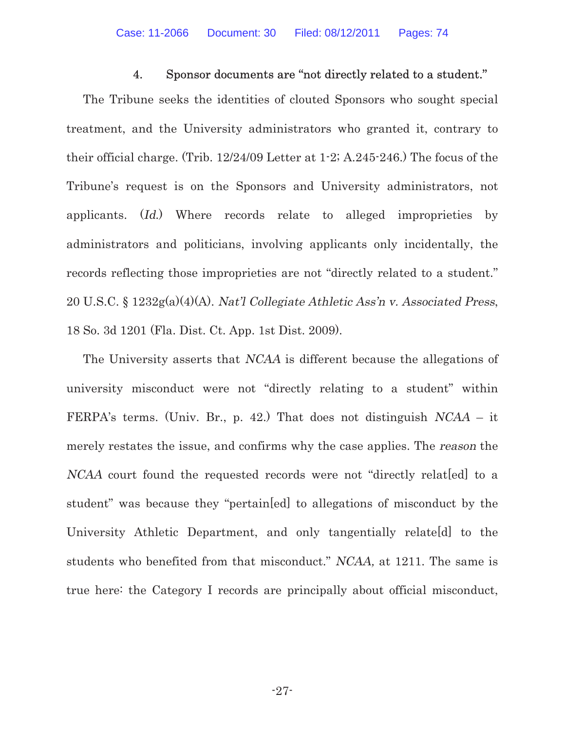#### 4. Sponsor documents are "not directly related to a student."

The Tribune seeks the identities of clouted Sponsors who sought special treatment, and the University administrators who granted it, contrary to their official charge. (Trib. 12/24/09 Letter at 1-2; A.245-246.) The focus of the Tribune's request is on the Sponsors and University administrators, not applicants. (*Id.*) Where records relate to alleged improprieties by administrators and politicians, involving applicants only incidentally, the records reflecting those improprieties are not "directly related to a student." 20 U.S.C. § 1232g(a)(4)(A). *Nat'l Collegiate Athletic Ass'n v. Associated Press*, 18 So. 3d 1201 (Fla. Dist. Ct. App. 1st Dist. 2009).

The University asserts that *NCAA* is different because the allegations of university misconduct were not "directly relating to a student" within FERPA's terms. (Univ. Br., p. 42.) That does not distinguish *NCAA* – it merely restates the issue, and confirms why the case applies. The *reason* the *NCAA* court found the requested records were not "directly relat[ed] to a student" was because they "pertain[ed] to allegations of misconduct by the University Athletic Department, and only tangentially relate[d] to the students who benefited from that misconduct." *NCAA,* at 1211. The same is true here: the Category I records are principally about official misconduct,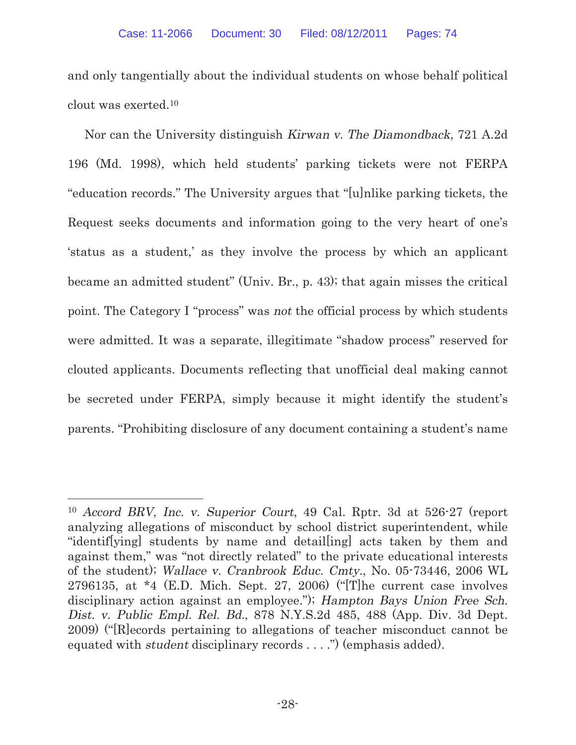and only tangentially about the individual students on whose behalf political clout was exerted.[10]

Nor can the University distinguish *Kirwan v. The Diamondback*, 721 A.2d 196 (Md. 1998), which held students' parking tickets were not FERPA "education records." The University argues that "[u]nlike parking tickets, the Request seeks documents and information going to the very heart of one's 'status as a student,' as they involve the process by which an applicant became an admitted student" (Univ. Br., p. 43); that again misses the critical point. The Category I "process" was *not* the official process by which students were admitted. It was a separate, illegitimate "shadow process" reserved for clouted applicants. Documents reflecting that unofficial deal making cannot be secreted under FERPA, simply because it might identify the student's parents. "Prohibiting disclosure of any document containing a student's name

---

[10] *Accord BRV, Inc. v. Superior Court*, 49 Cal. Rptr. 3d at 526-27 (report analyzing allegations of misconduct by school district superintendent, while "identif[ying] students by name and detail[ing] acts taken by them and against them," was "not directly related" to the private educational interests of the student); *Wallace v. Cranbrook Educ. Cmty.*, No. 05-73446, 2006 WL 2796135, at *4 (E.D. Mich. Sept. 27, 2006) ("[T]he current case involves disciplinary action against an employee."); *Hampton Bays Union Free Sch. Dist. v. Public Empl. Rel. Bd.*, 878 N.Y.S.2d 485, 488 (App. Div. 3d Dept. 2009) ("[R]ecords pertaining to allegations of teacher misconduct cannot be equated with *student* disciplinary records . . . .") (emphasis added).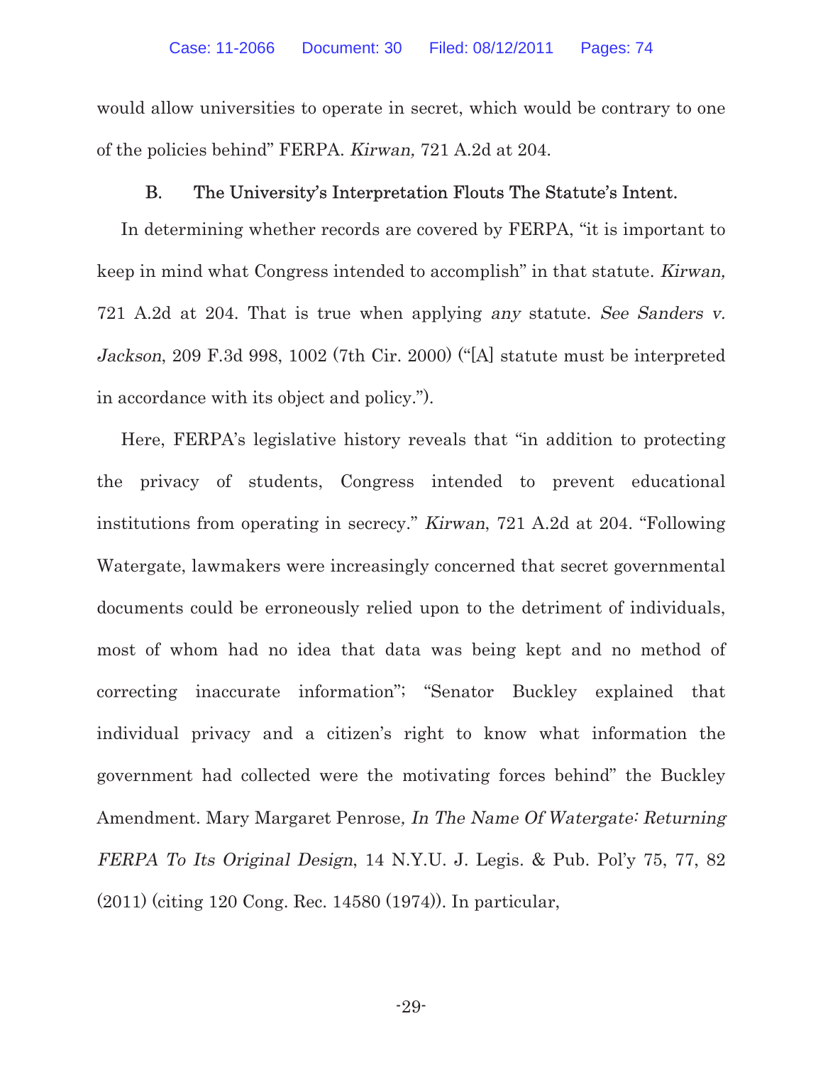would allow universities to operate in secret, which would be contrary to one of the policies behind" FERPA. *Kirwan,* 721 A.2d at 204.

### B. The University's Interpretation Flouts The Statute's Intent.

In determining whether records are covered by FERPA, "it is important to keep in mind what Congress intended to accomplish" in that statute. *Kirwan,* 721 A.2d at 204. That is true when applying *any* statute. *See Sanders v. Jackson*, 209 F.3d 998, 1002 (7th Cir. 2000) ("[A] statute must be interpreted in accordance with its object and policy.").

Here, FERPA's legislative history reveals that "in addition to protecting the privacy of students, Congress intended to prevent educational institutions from operating in secrecy." *Kirwan*, 721 A.2d at 204. "Following Watergate, lawmakers were increasingly concerned that secret governmental documents could be erroneously relied upon to the detriment of individuals, most of whom had no idea that data was being kept and no method of correcting inaccurate information"; "Senator Buckley explained that individual privacy and a citizen's right to know what information the government had collected were the motivating forces behind" the Buckley Amendment. Mary Margaret Penrose, *In The Name Of Watergate: Returning FERPA To Its Original Design*, 14 N.Y.U. J. Legis. & Pub. Pol'y 75, 77, 82 (2011) (citing 120 Cong. Rec. 14580 (1974)). In particular,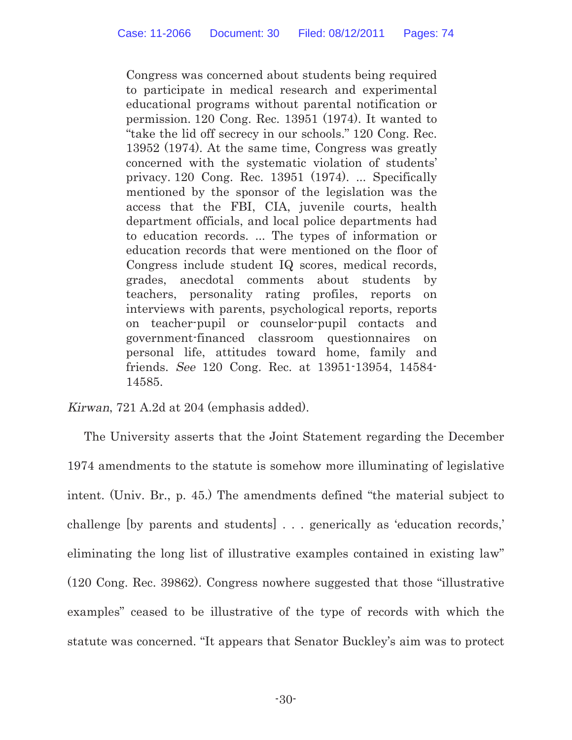> Congress was concerned about students being required to participate in medical research and experimental educational programs without parental notification or permission. 120 Cong. Rec. 13951 (1974). It wanted to "take the lid off secrecy in our schools." 120 Cong. Rec. 13952 (1974). At the same time, Congress was greatly concerned with the systematic violation of students' privacy. 120 Cong. Rec. 13951 (1974). ... Specifically mentioned by the sponsor of the legislation was the access that the FBI, CIA, juvenile courts, health department officials, and local police departments had to education records. ... The types of information or education records that were mentioned on the floor of Congress include student IQ scores, medical records, grades, anecdotal comments about students by teachers, personality rating profiles, reports on interviews with parents, psychological reports, reports on teacher-pupil or counselor-pupil contacts and government-financed classroom questionnaires on personal life, attitudes toward home, family and friends. *See* 120 Cong. Rec. at 13951-13954, 14584-14585.

*Kirwan*, 721 A.2d at 204 (emphasis added).

The University asserts that the Joint Statement regarding the December 1974 amendments to the statute is somehow more illuminating of legislative intent. (Univ. Br., p. 45.) The amendments defined "the material subject to challenge [by parents and students] . . . generically as 'education records,' eliminating the long list of illustrative examples contained in existing law" (120 Cong. Rec. 39862). Congress nowhere suggested that those "illustrative examples" ceased to be illustrative of the type of records with which the statute was concerned. "It appears that Senator Buckley's aim was to protect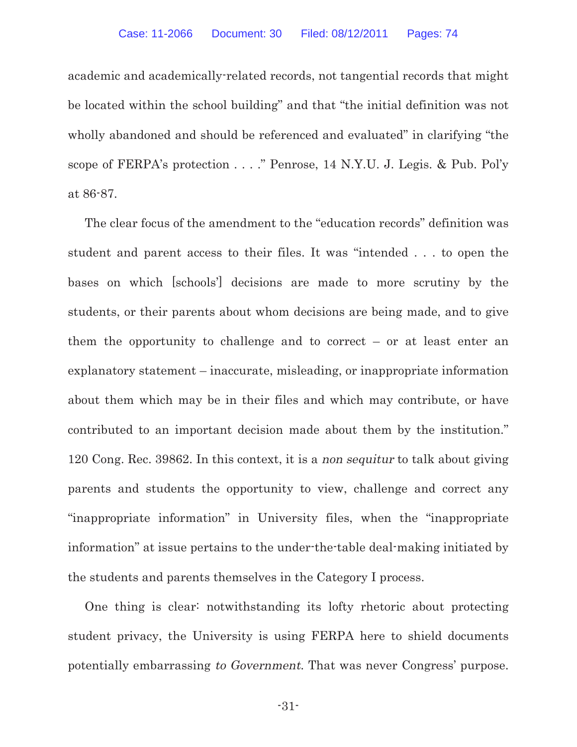academic and academically-related records, not tangential records that might be located within the school building" and that "the initial definition was not wholly abandoned and should be referenced and evaluated" in clarifying "the scope of FERPA's protection . . . ." Penrose, 14 N.Y.U. J. Legis. & Pub. Pol'y at 86-87.

The clear focus of the amendment to the "education records" definition was student and parent access to their files. It was "intended . . . to open the bases on which [schools'] decisions are made to more scrutiny by the students, or their parents about whom decisions are being made, and to give them the opportunity to challenge and to correct – or at least enter an explanatory statement – inaccurate, misleading, or inappropriate information about them which may be in their files and which may contribute, or have contributed to an important decision made about them by the institution." 120 Cong. Rec. 39862. In this context, it is a *non sequitur* to talk about giving parents and students the opportunity to view, challenge and correct any "inappropriate information" in University files, when the "inappropriate information" at issue pertains to the under-the-table deal-making initiated by the students and parents themselves in the Category I process.

One thing is clear: notwithstanding its lofty rhetoric about protecting student privacy, the University is using FERPA here to shield documents potentially embarrassing *to Government*. That was never Congress' purpose.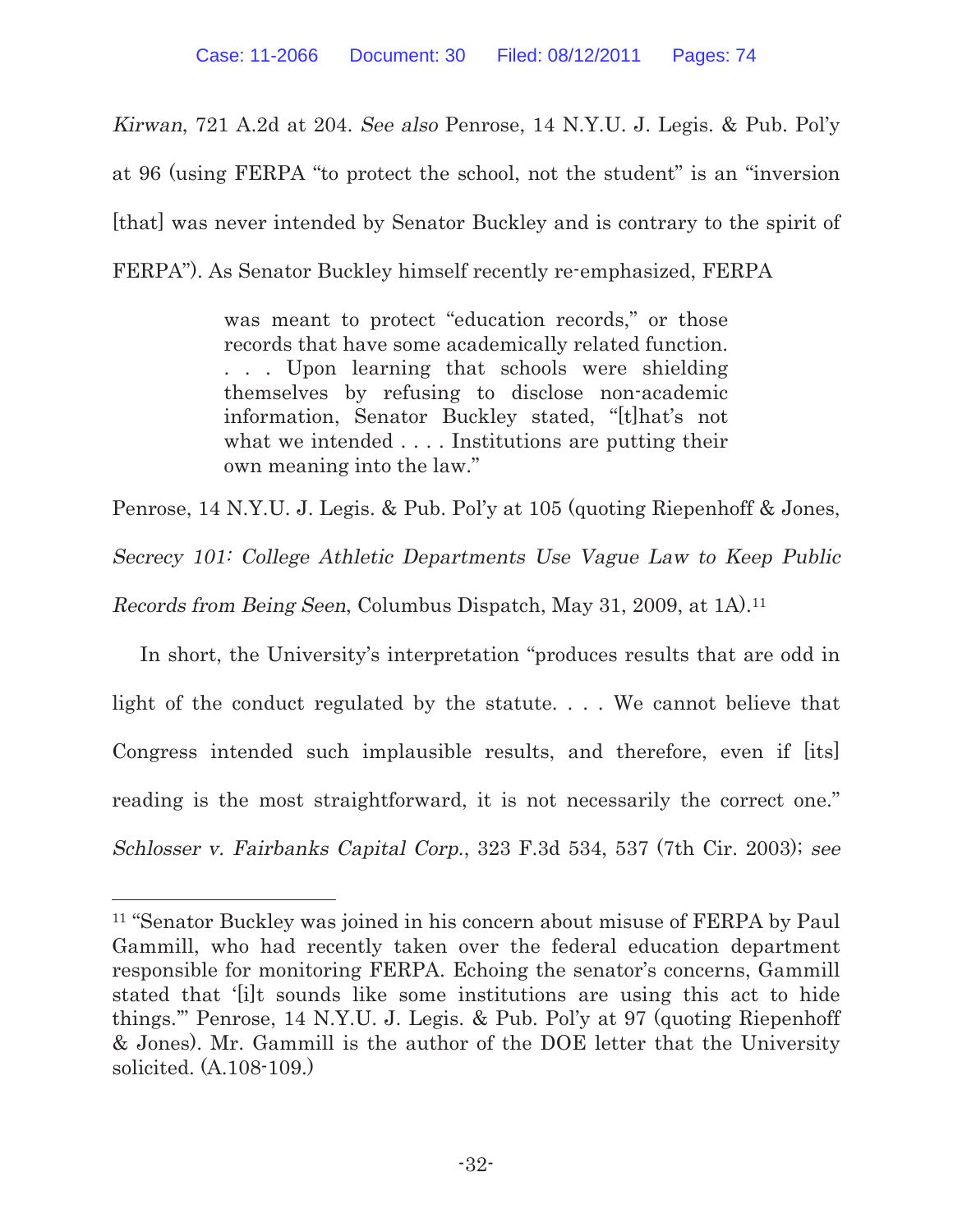*Kirwan*, 721 A.2d at 204. *See also* Penrose, 14 N.Y.U. J. Legis. & Pub. Pol'y at 96 (using FERPA "to protect the school, not the student" is an "inversion [that] was never intended by Senator Buckley and is contrary to the spirit of FERPA"). As Senator Buckley himself recently re-emphasized, FERPA

> was meant to protect "education records," or those records that have some academically related function. . . . Upon learning that schools were shielding themselves by refusing to disclose non-academic information, Senator Buckley stated, "[t]hat's not what we intended . . . . Institutions are putting their own meaning into the law."

Penrose, 14 N.Y.U. J. Legis. & Pub. Pol'y at 105 (quoting Riepenhoff & Jones, *Secrecy 101: College Athletic Departments Use Vague Law to Keep Public Records from Being Seen*, Columbus Dispatch, May 31, 2009, at 1A).[11]

In short, the University's interpretation "produces results that are odd in light of the conduct regulated by the statute. . . . We cannot believe that Congress intended such implausible results, and therefore, even if [its] reading is the most straightforward, it is not necessarily the correct one." *Schlosser v. Fairbanks Capital Corp.*, 323 F.3d 534, 537 (7th Cir. 2003); *see*

---

[11] "Senator Buckley was joined in his concern about misuse of FERPA by Paul Gammill, who had recently taken over the federal education department responsible for monitoring FERPA. Echoing the senator's concerns, Gammill stated that '[i]t sounds like some institutions are using this act to hide things.'" Penrose, 14 N.Y.U. J. Legis. & Pub. Pol'y at 97 (quoting Riepenhoff & Jones). Mr. Gammill is the author of the DOE letter that the University solicited. (A.108-109.)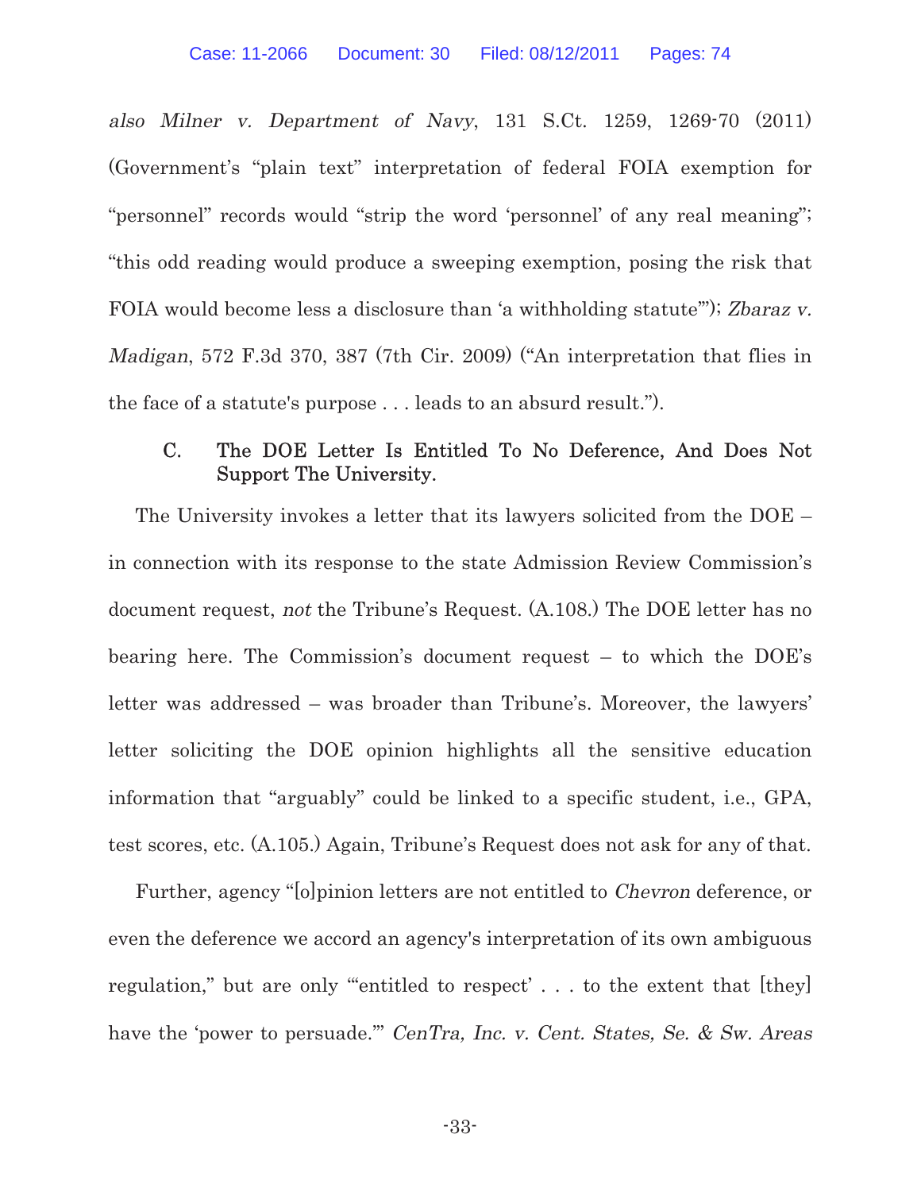*also Milner v. Department of Navy*, 131 S.Ct. 1259, 1269-70 (2011) (Government's "plain text" interpretation of federal FOIA exemption for "personnel" records would "strip the word 'personnel' of any real meaning"; "this odd reading would produce a sweeping exemption, posing the risk that FOIA would become less a disclosure than 'a withholding statute'"); *Zbaraz v. Madigan*, 572 F.3d 370, 387 (7th Cir. 2009) ("An interpretation that flies in the face of a statute's purpose . . . leads to an absurd result.").

### C. The DOE Letter Is Entitled To No Deference, And Does Not Support The University.

The University invokes a letter that its lawyers solicited from the DOE – in connection with its response to the state Admission Review Commission's document request, *not* the Tribune's Request. (A.108.) The DOE letter has no bearing here. The Commission's document request – to which the DOE's letter was addressed – was broader than Tribune's. Moreover, the lawyers' letter soliciting the DOE opinion highlights all the sensitive education information that "arguably" could be linked to a specific student, i.e., GPA, test scores, etc. (A.105.) Again, Tribune's Request does not ask for any of that.

Further, agency "[o]pinion letters are not entitled to *Chevron* deference, or even the deference we accord an agency's interpretation of its own ambiguous regulation," but are only "'entitled to respect' . . . to the extent that [they] have the 'power to persuade.'" *CenTra, Inc. v. Cent. States, Se. & Sw. Areas*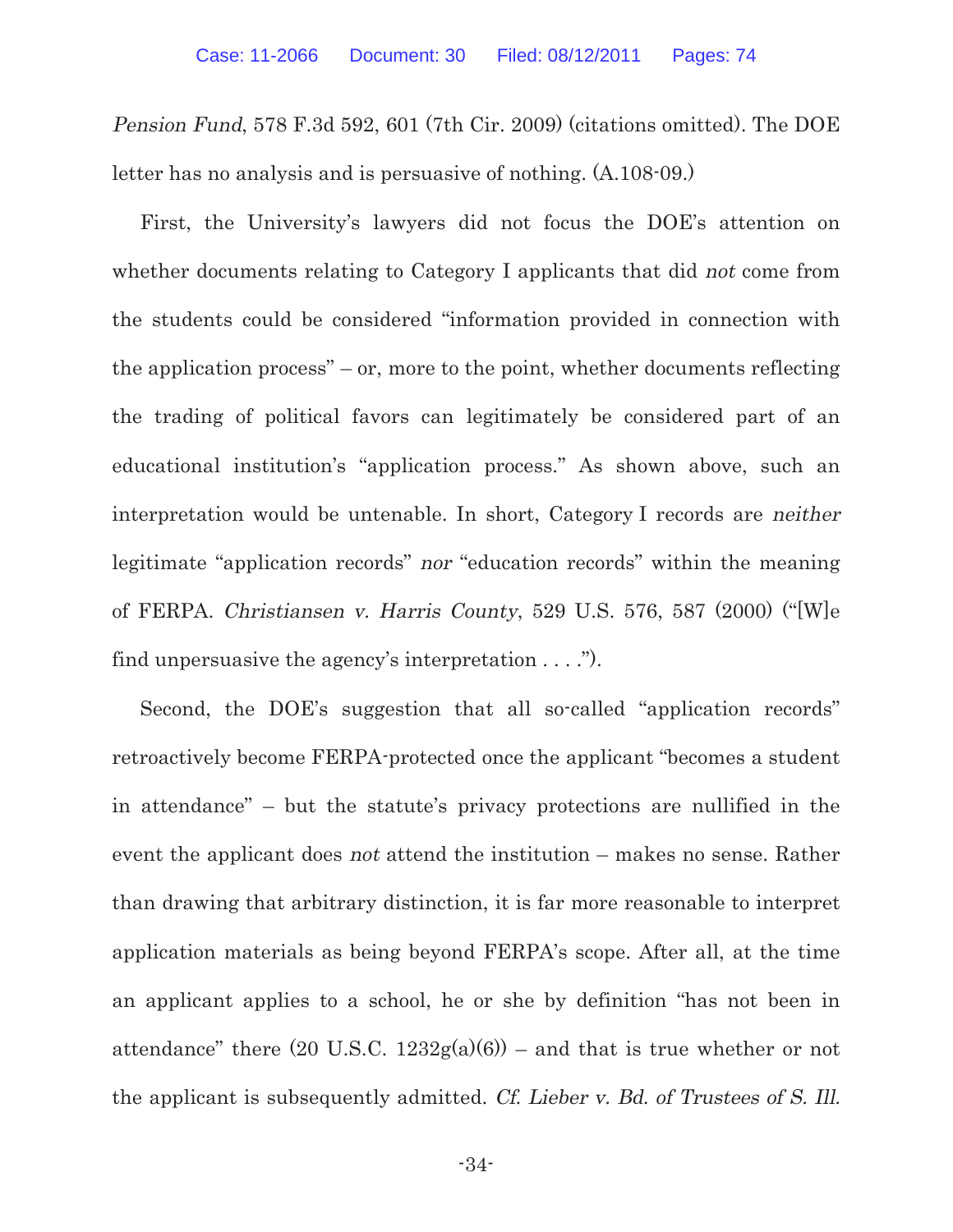*Pension Fund*, 578 F.3d 592, 601 (7th Cir. 2009) (citations omitted). The DOE letter has no analysis and is persuasive of nothing. (A.108-09.)

First, the University's lawyers did not focus the DOE's attention on whether documents relating to Category I applicants that did *not* come from the students could be considered "information provided in connection with the application process" – or, more to the point, whether documents reflecting the trading of political favors can legitimately be considered part of an educational institution's "application process." As shown above, such an interpretation would be untenable. In short, Category I records are *neither* legitimate "application records" *nor* "education records" within the meaning of FERPA. *Christiansen v. Harris County*, 529 U.S. 576, 587 (2000) ("[W]e find unpersuasive the agency's interpretation . . . .").

Second, the DOE's suggestion that all so-called "application records" retroactively become FERPA-protected once the applicant "becomes a student in attendance" – but the statute's privacy protections are nullified in the event the applicant does *not* attend the institution – makes no sense. Rather than drawing that arbitrary distinction, it is far more reasonable to interpret application materials as being beyond FERPA's scope. After all, at the time an applicant applies to a school, he or she by definition "has not been in attendance" there (20 U.S.C. 1232g(a)(6)) – and that is true whether or not the applicant is subsequently admitted. *Cf. Lieber v. Bd. of Trustees of S. Ill.*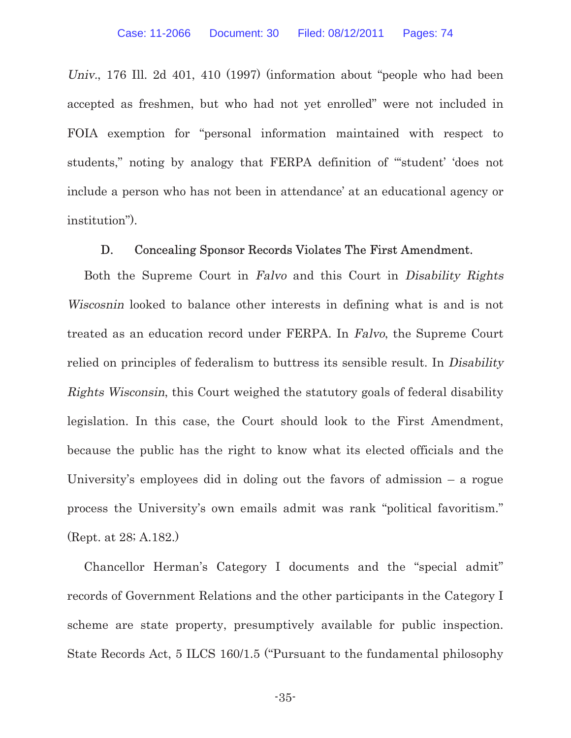*Univ.*, 176 Ill. 2d 401, 410 (1997) (information about "people who had been accepted as freshmen, but who had not yet enrolled" were not included in FOIA exemption for "personal information maintained with respect to students," noting by analogy that FERPA definition of "'student' 'does not include a person who has not been in attendance' at an educational agency or institution").

### D. Concealing Sponsor Records Violates The First Amendment.

Both the Supreme Court in *Falvo* and this Court in *Disability Rights Wiscosnin* looked to balance other interests in defining what is and is not treated as an education record under FERPA. In *Falvo*, the Supreme Court relied on principles of federalism to buttress its sensible result. In *Disability Rights Wisconsin*, this Court weighed the statutory goals of federal disability legislation. In this case, the Court should look to the First Amendment, because the public has the right to know what its elected officials and the University's employees did in doling out the favors of admission – a rogue process the University's own emails admit was rank "political favoritism." (Rept. at 28; A.182.)

Chancellor Herman's Category I documents and the "special admit" records of Government Relations and the other participants in the Category I scheme are state property, presumptively available for public inspection. State Records Act, 5 ILCS 160/1.5 ("Pursuant to the fundamental philosophy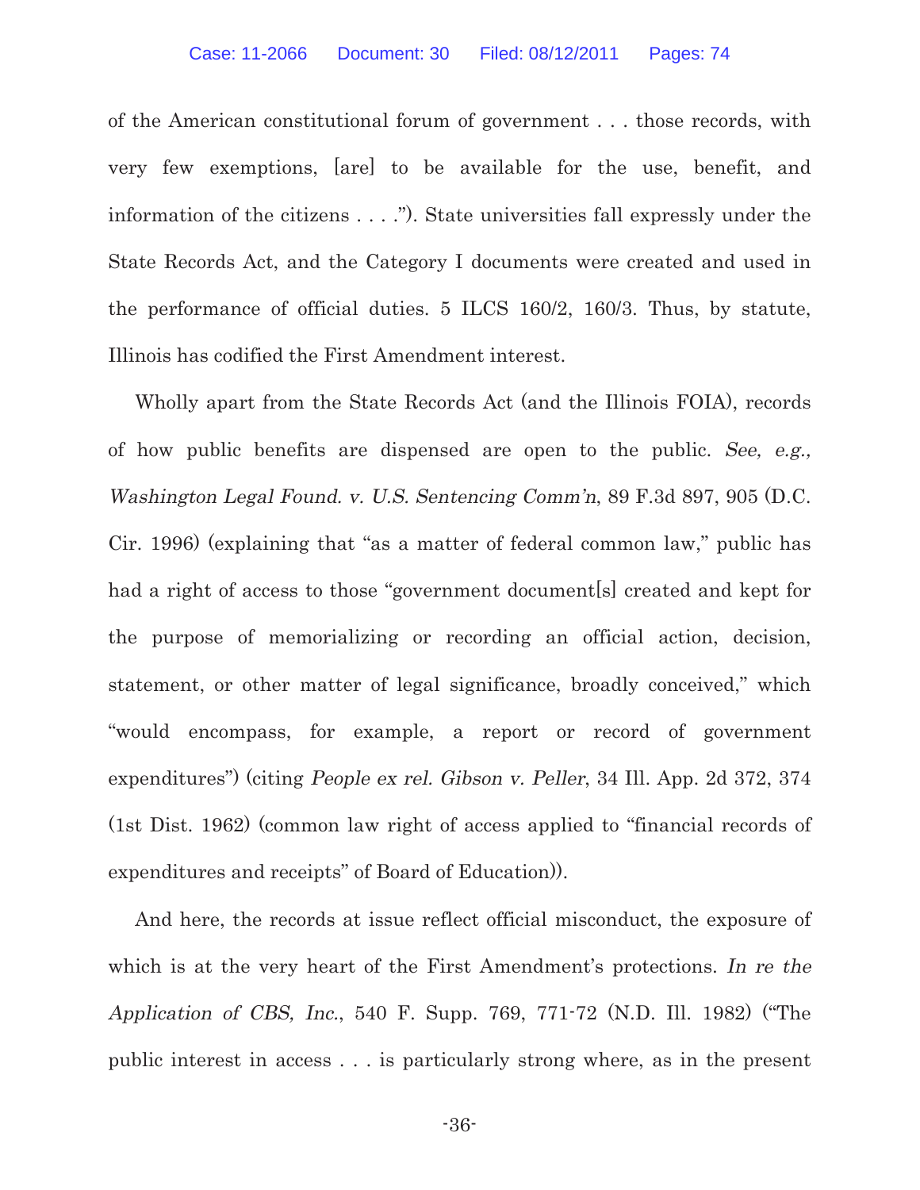of the American constitutional forum of government . . . those records, with very few exemptions, [are] to be available for the use, benefit, and information of the citizens . . . ."). State universities fall expressly under the State Records Act, and the Category I documents were created and used in the performance of official duties. 5 ILCS 160/2, 160/3. Thus, by statute, Illinois has codified the First Amendment interest.

Wholly apart from the State Records Act (and the Illinois FOIA), records of how public benefits are dispensed are open to the public. *See, e.g., Washington Legal Found. v. U.S. Sentencing Comm'n*, 89 F.3d 897, 905 (D.C. Cir. 1996) (explaining that "as a matter of federal common law," public has had a right of access to those "government document[s] created and kept for the purpose of memorializing or recording an official action, decision, statement, or other matter of legal significance, broadly conceived," which "would encompass, for example, a report or record of government expenditures") (citing *People ex rel. Gibson v. Peller*, 34 Ill. App. 2d 372, 374 (1st Dist. 1962) (common law right of access applied to "financial records of expenditures and receipts" of Board of Education)).

And here, the records at issue reflect official misconduct, the exposure of which is at the very heart of the First Amendment's protections. *In re the Application of CBS, Inc.*, 540 F. Supp. 769, 771-72 (N.D. Ill. 1982) ("The public interest in access . . . is particularly strong where, as in the present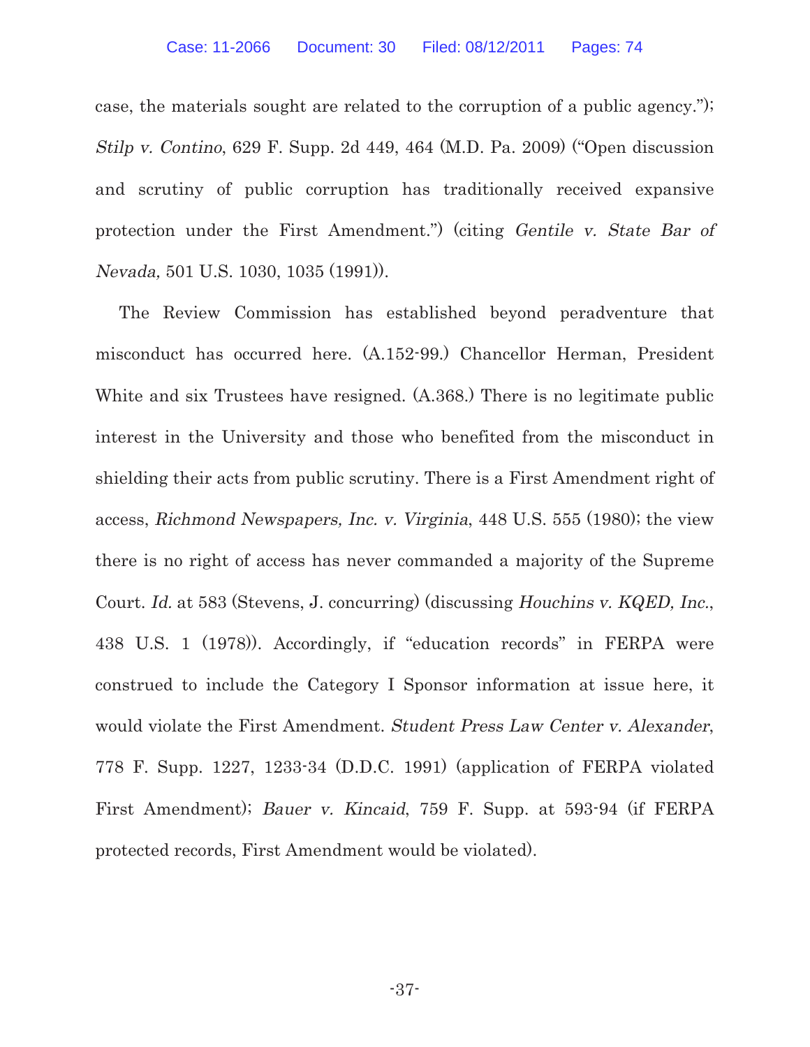case, the materials sought are related to the corruption of a public agency."); *Stilp v. Contino*, 629 F. Supp. 2d 449, 464 (M.D. Pa. 2009) ("Open discussion and scrutiny of public corruption has traditionally received expansive protection under the First Amendment.") (citing *Gentile v. State Bar of Nevada,* 501 U.S. 1030, 1035 (1991)).

The Review Commission has established beyond peradventure that misconduct has occurred here. (A.152-99.) Chancellor Herman, President White and six Trustees have resigned. (A.368.) There is no legitimate public interest in the University and those who benefited from the misconduct in shielding their acts from public scrutiny. There is a First Amendment right of access, *Richmond Newspapers, Inc. v. Virginia*, 448 U.S. 555 (1980); the view there is no right of access has never commanded a majority of the Supreme Court. *Id.* at 583 (Stevens, J. concurring) (discussing *Houchins v. KQED, Inc.*, 438 U.S. 1 (1978)). Accordingly, if "education records" in FERPA were construed to include the Category I Sponsor information at issue here, it would violate the First Amendment. *Student Press Law Center v. Alexander*, 778 F. Supp. 1227, 1233-34 (D.D.C. 1991) (application of FERPA violated First Amendment); *Bauer v. Kincaid*, 759 F. Supp. at 593-94 (if FERPA protected records, First Amendment would be violated).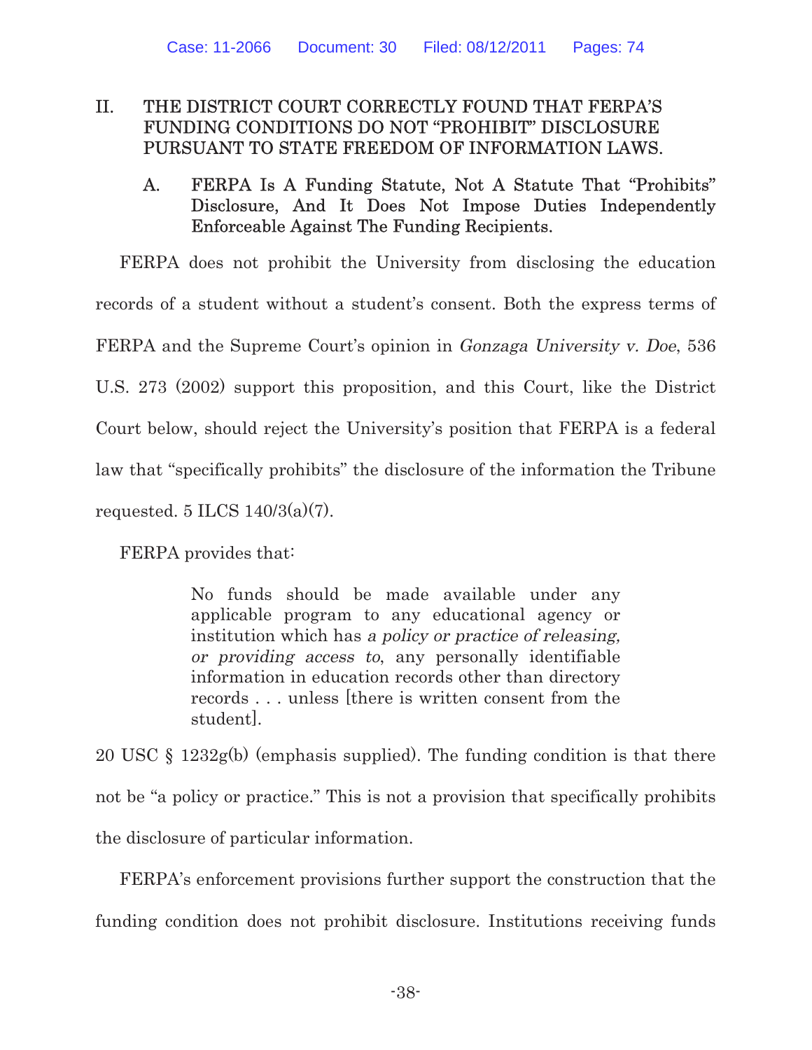## II. THE DISTRICT COURT CORRECTLY FOUND THAT FERPA'S FUNDING CONDITIONS DO NOT "PROHIBIT" DISCLOSURE PURSUANT TO STATE FREEDOM OF INFORMATION LAWS.

### A. FERPA Is A Funding Statute, Not A Statute That "Prohibits" Disclosure, And It Does Not Impose Duties Independently Enforceable Against The Funding Recipients.

FERPA does not prohibit the University from disclosing the education records of a student without a student's consent. Both the express terms of FERPA and the Supreme Court's opinion in *Gonzaga University v. Doe*, 536 U.S. 273 (2002) support this proposition, and this Court, like the District Court below, should reject the University's position that FERPA is a federal law that "specifically prohibits" the disclosure of the information the Tribune requested. 5 ILCS 140/3(a)(7).

FERPA provides that:

> No funds should be made available under any applicable program to any educational agency or institution which has *a policy or practice of releasing, or providing access to*, any personally identifiable information in education records other than directory records . . . unless [there is written consent from the student].

20 USC § 1232g(b) (emphasis supplied). The funding condition is that there not be "a policy or practice." This is not a provision that specifically prohibits the disclosure of particular information.

FERPA's enforcement provisions further support the construction that the funding condition does not prohibit disclosure. Institutions receiving funds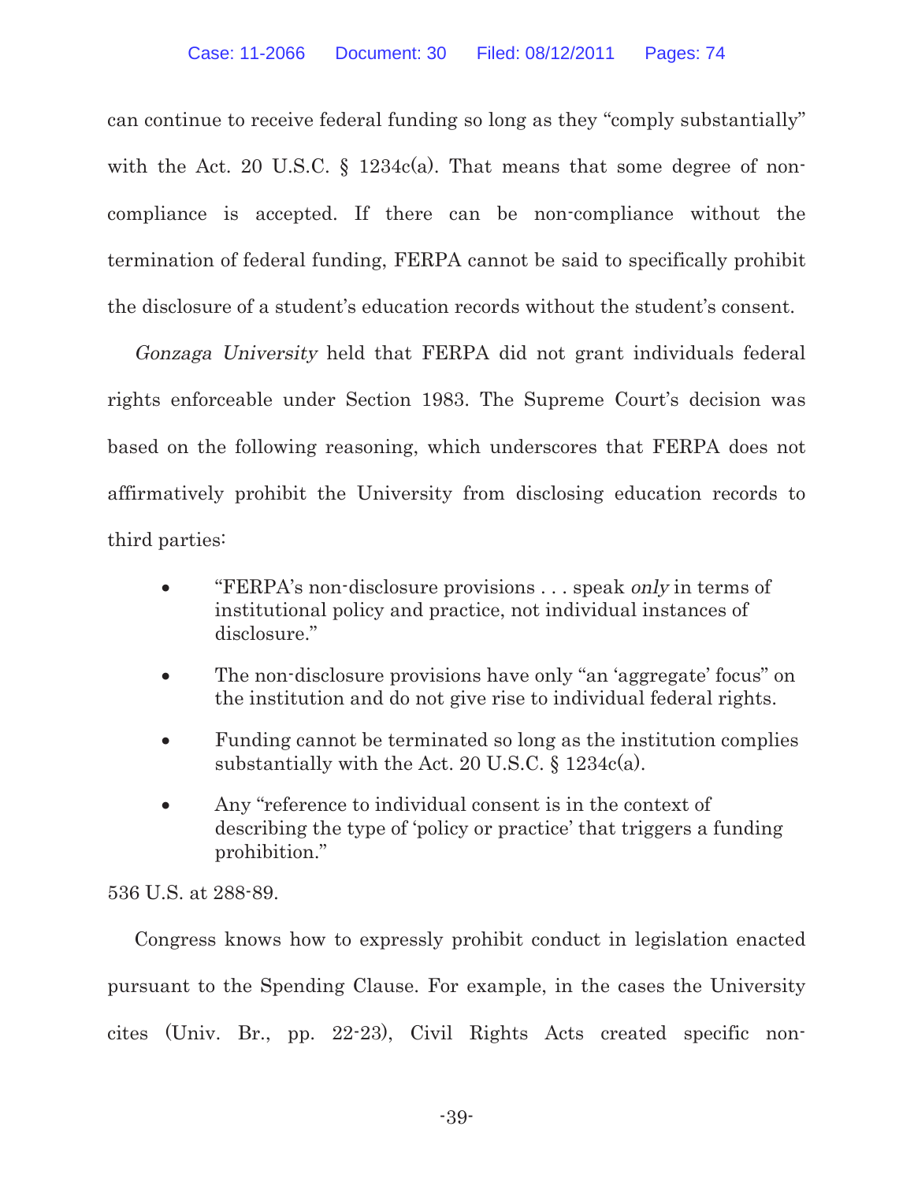can continue to receive federal funding so long as they "comply substantially" with the Act. 20 U.S.C. § 1234c(a). That means that some degree of non-compliance is accepted. If there can be non-compliance without the termination of federal funding, FERPA cannot be said to specifically prohibit the disclosure of a student's education records without the student's consent.

*Gonzaga University* held that FERPA did not grant individuals federal rights enforceable under Section 1983. The Supreme Court's decision was based on the following reasoning, which underscores that FERPA does not affirmatively prohibit the University from disclosing education records to third parties:

- "FERPA's non-disclosure provisions . . . speak *only* in terms of institutional policy and practice, not individual instances of disclosure."
- The non-disclosure provisions have only "an 'aggregate' focus" on the institution and do not give rise to individual federal rights.
- Funding cannot be terminated so long as the institution complies substantially with the Act. 20 U.S.C. § 1234c(a).
- Any "reference to individual consent is in the context of describing the type of 'policy or practice' that triggers a funding prohibition."

536 U.S. at 288-89.

Congress knows how to expressly prohibit conduct in legislation enacted pursuant to the Spending Clause. For example, in the cases the University cites (Univ. Br., pp. 22-23), Civil Rights Acts created specific non-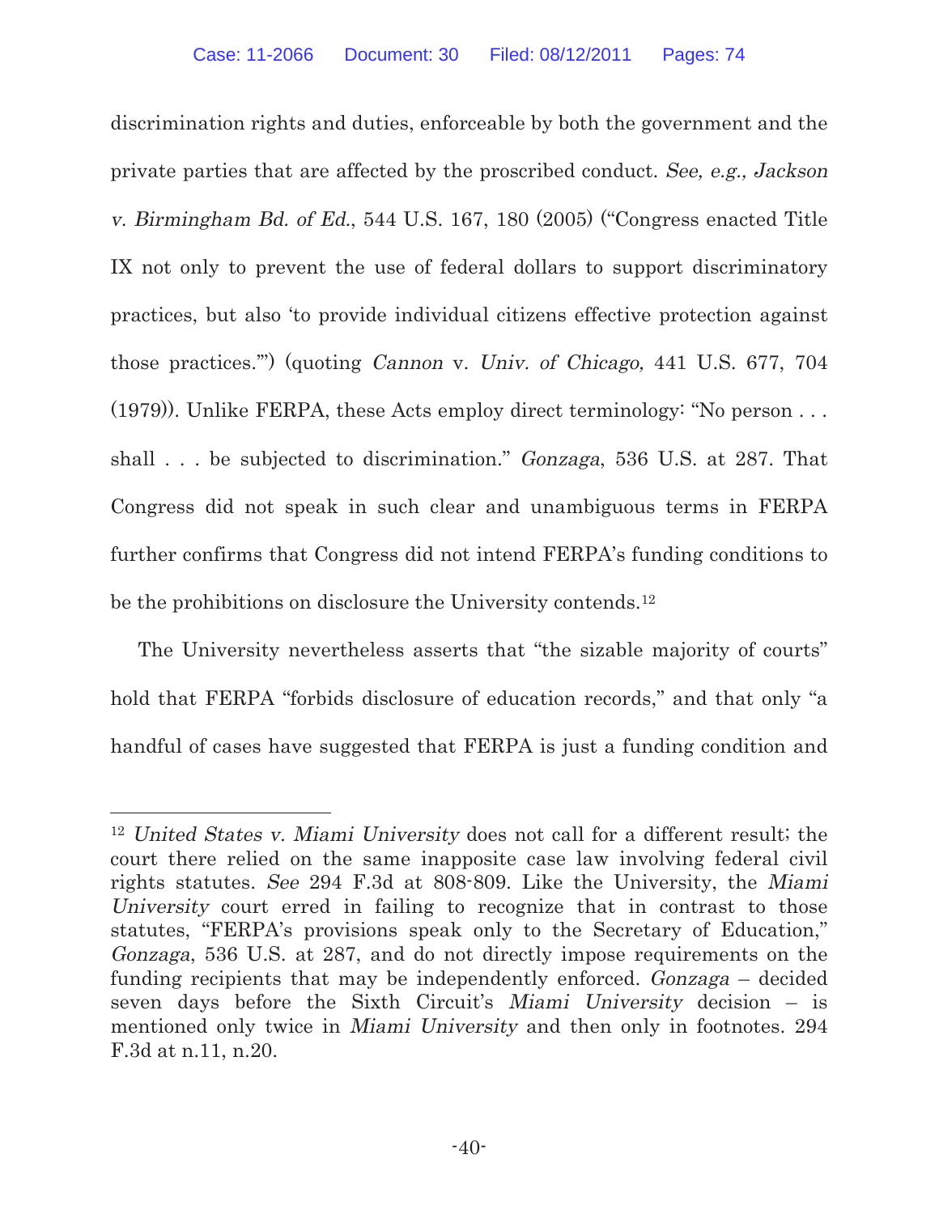discrimination rights and duties, enforceable by both the government and the private parties that are affected by the proscribed conduct. *See, e.g., Jackson v. Birmingham Bd. of Ed.*, 544 U.S. 167, 180 (2005) ("Congress enacted Title IX not only to prevent the use of federal dollars to support discriminatory practices, but also 'to provide individual citizens effective protection against those practices.'") (quoting *Cannon* v. *Univ. of Chicago,* 441 U.S. 677, 704 (1979)). Unlike FERPA, these Acts employ direct terminology: "No person . . . shall . . . be subjected to discrimination." *Gonzaga*, 536 U.S. at 287. That Congress did not speak in such clear and unambiguous terms in FERPA further confirms that Congress did not intend FERPA's funding conditions to be the prohibitions on disclosure the University contends.[12]

The University nevertheless asserts that "the sizable majority of courts" hold that FERPA "forbids disclosure of education records," and that only "a handful of cases have suggested that FERPA is just a funding condition and

---

[12] *United States v. Miami University* does not call for a different result; the court there relied on the same inapposite case law involving federal civil rights statutes. *See* 294 F.3d at 808-809. Like the University, the *Miami University* court erred in failing to recognize that in contrast to those statutes, "FERPA's provisions speak only to the Secretary of Education," *Gonzaga*, 536 U.S. at 287, and do not directly impose requirements on the funding recipients that may be independently enforced. *Gonzaga* – decided seven days before the Sixth Circuit's *Miami University* decision – is mentioned only twice in *Miami University* and then only in footnotes. 294 F.3d at n.11, n.20.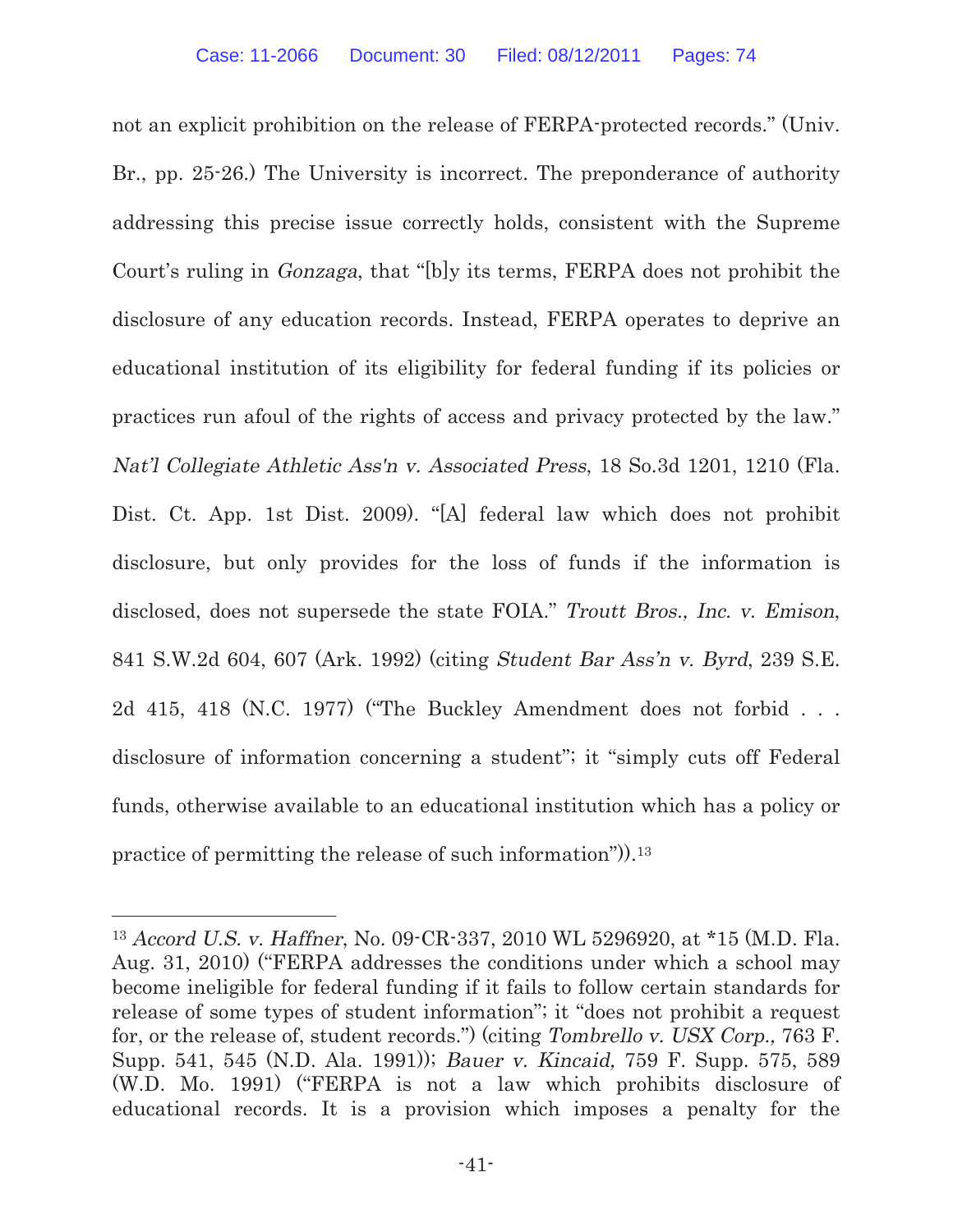not an explicit prohibition on the release of FERPA-protected records." (Univ. Br., pp. 25-26.) The University is incorrect. The preponderance of authority addressing this precise issue correctly holds, consistent with the Supreme Court's ruling in *Gonzaga*, that "[b]y its terms, FERPA does not prohibit the disclosure of any education records. Instead, FERPA operates to deprive an educational institution of its eligibility for federal funding if its policies or practices run afoul of the rights of access and privacy protected by the law." *Nat'l Collegiate Athletic Ass'n v. Associated Press*, 18 So.3d 1201, 1210 (Fla. Dist. Ct. App. 1st Dist. 2009). "[A] federal law which does not prohibit disclosure, but only provides for the loss of funds if the information is disclosed, does not supersede the state FOIA." *Troutt Bros., Inc. v. Emison*, 841 S.W.2d 604, 607 (Ark. 1992) (citing *Student Bar Ass'n v. Byrd*, 239 S.E. 2d 415, 418 (N.C. 1977) ("The Buckley Amendment does not forbid . . . disclosure of information concerning a student"; it "simply cuts off Federal funds, otherwise available to an educational institution which has a policy or practice of permitting the release of such information")).[13]

---

[13] *Accord U.S. v. Haffner*, No. 09-CR-337, 2010 WL 5296920, at *15 (M.D. Fla. Aug. 31, 2010) ("FERPA addresses the conditions under which a school may become ineligible for federal funding if it fails to follow certain standards for release of some types of student information"; it "does not prohibit a request for, or the release of, student records.") (citing *Tombrello v. USX Corp.,* 763 F. Supp. 541, 545 (N.D. Ala. 1991)); *Bauer v. Kincaid,* 759 F. Supp. 575, 589 (W.D. Mo. 1991) ("FERPA is not a law which prohibits disclosure of educational records. It is a provision which imposes a penalty for the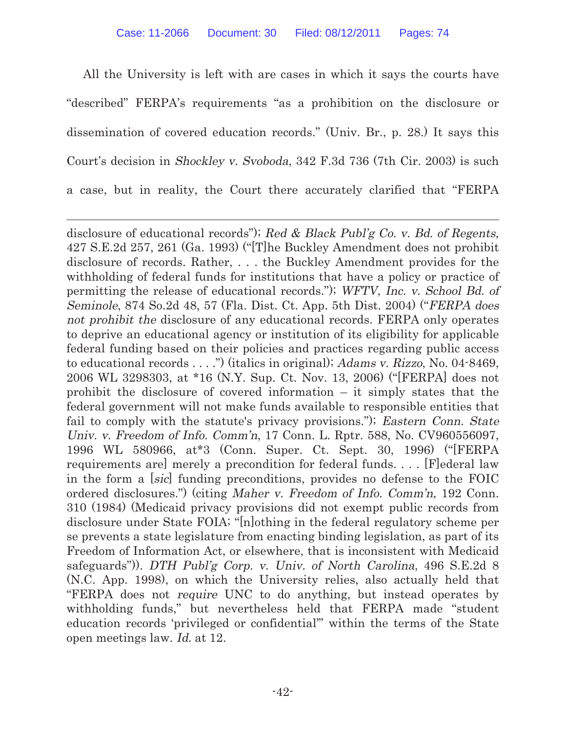All the University is left with are cases in which it says the courts have "described" FERPA's requirements "as a prohibition on the disclosure or dissemination of covered education records." (Univ. Br., p. 28.) It says this Court's decision in *Shockley v. Svoboda*, 342 F.3d 736 (7th Cir. 2003) is such a case, but in reality, the Court there accurately clarified that "FERPA

---

disclosure of educational records"); *Red & Black Publ'g Co. v. Bd. of Regents,* 427 S.E.2d 257, 261 (Ga. 1993) ("[T]he Buckley Amendment does not prohibit disclosure of records. Rather, . . . the Buckley Amendment provides for the withholding of federal funds for institutions that have a policy or practice of permitting the release of educational records."); *WFTV, Inc. v. School Bd. of Seminole*, 874 So.2d 48, 57 (Fla. Dist. Ct. App. 5th Dist. 2004) ("*FERPA does not prohibit the* disclosure of any educational records. FERPA only operates to deprive an educational agency or institution of its eligibility for applicable federal funding based on their policies and practices regarding public access to educational records . . . .") (italics in original); *Adams v. Rizzo*, No. 04-8469, 2006 WL 3298303, at *16 (N.Y. Sup. Ct. Nov. 13, 2006) ("[FERPA] does not prohibit the disclosure of covered information – it simply states that the federal government will not make funds available to responsible entities that fail to comply with the statute's privacy provisions."); *Eastern Conn. State Univ. v. Freedom of Info. Comm'n*, 17 Conn. L. Rptr. 588, No. CV960556097, 1996 WL 580966, at*3 (Conn. Super. Ct. Sept. 30, 1996) ("[FERPA requirements are] merely a precondition for federal funds. . . . [F]ederal law in the form a [*sic*] funding preconditions, provides no defense to the FOIC ordered disclosures.") (citing *Maher v. Freedom of Info. Comm'n,* 192 Conn. 310 (1984) (Medicaid privacy provisions did not exempt public records from disclosure under State FOIA; "[n]othing in the federal regulatory scheme per se prevents a state legislature from enacting binding legislation, as part of its Freedom of Information Act, or elsewhere, that is inconsistent with Medicaid safeguards")). *DTH Publ'g Corp. v. Univ. of North Carolina*, 496 S.E.2d 8 (N.C. App. 1998), on which the University relies, also actually held that "FERPA does not *require* UNC to do anything, but instead operates by withholding funds," but nevertheless held that FERPA made "student education records 'privileged or confidential'" within the terms of the State open meetings law. *Id.* at 12.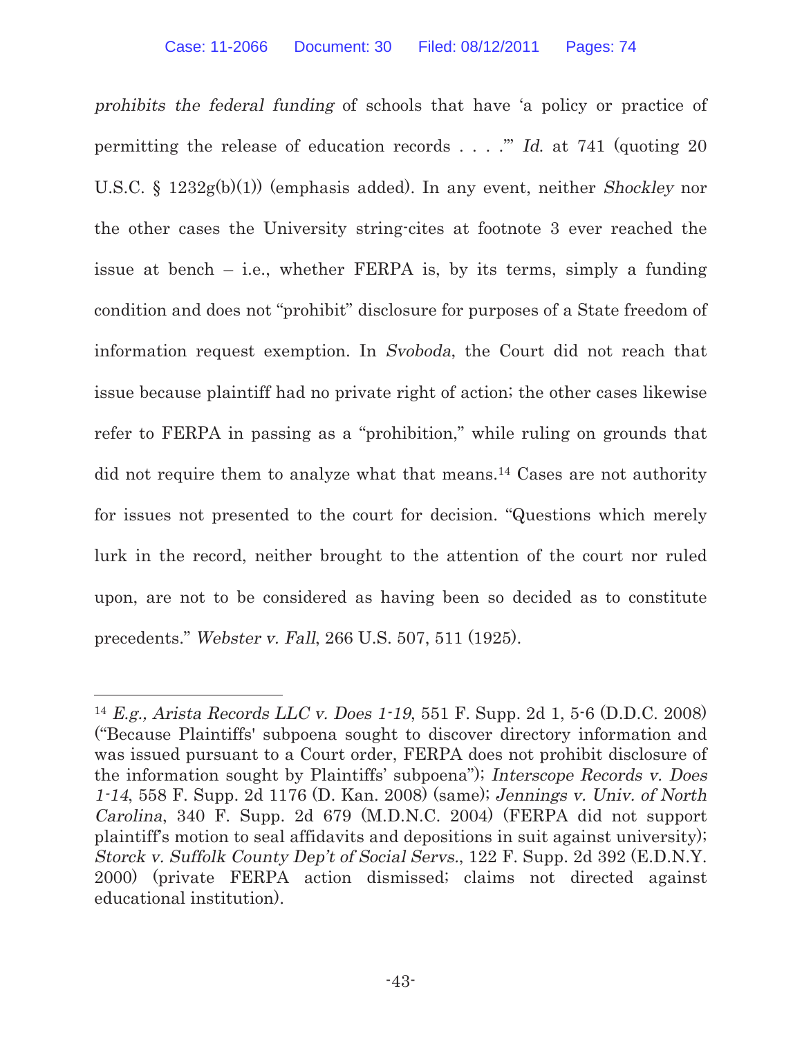*prohibits the federal funding* of schools that have 'a policy or practice of permitting the release of education records . . . .'" *Id.* at 741 (quoting 20 U.S.C. § 1232g(b)(1)) (emphasis added). In any event, neither *Shockley* nor the other cases the University string-cites at footnote 3 ever reached the issue at bench – i.e., whether FERPA is, by its terms, simply a funding condition and does not "prohibit" disclosure for purposes of a State freedom of information request exemption. In *Svoboda*, the Court did not reach that issue because plaintiff had no private right of action; the other cases likewise refer to FERPA in passing as a "prohibition," while ruling on grounds that did not require them to analyze what that means.[14] Cases are not authority for issues not presented to the court for decision. "Questions which merely lurk in the record, neither brought to the attention of the court nor ruled upon, are not to be considered as having been so decided as to constitute precedents." *Webster v. Fall*, 266 U.S. 507, 511 (1925).

---

[14] *E.g., Arista Records LLC v. Does 1-19*, 551 F. Supp. 2d 1, 5-6 (D.D.C. 2008) ("Because Plaintiffs' subpoena sought to discover directory information and was issued pursuant to a Court order, FERPA does not prohibit disclosure of the information sought by Plaintiffs' subpoena"); *Interscope Records v. Does 1-14*, 558 F. Supp. 2d 1176 (D. Kan. 2008) (same); *Jennings v. Univ. of North Carolina*, 340 F. Supp. 2d 679 (M.D.N.C. 2004) (FERPA did not support plaintiff's motion to seal affidavits and depositions in suit against university); *Storck v. Suffolk County Dep't of Social Servs.*, 122 F. Supp. 2d 392 (E.D.N.Y. 2000) (private FERPA action dismissed; claims not directed against educational institution).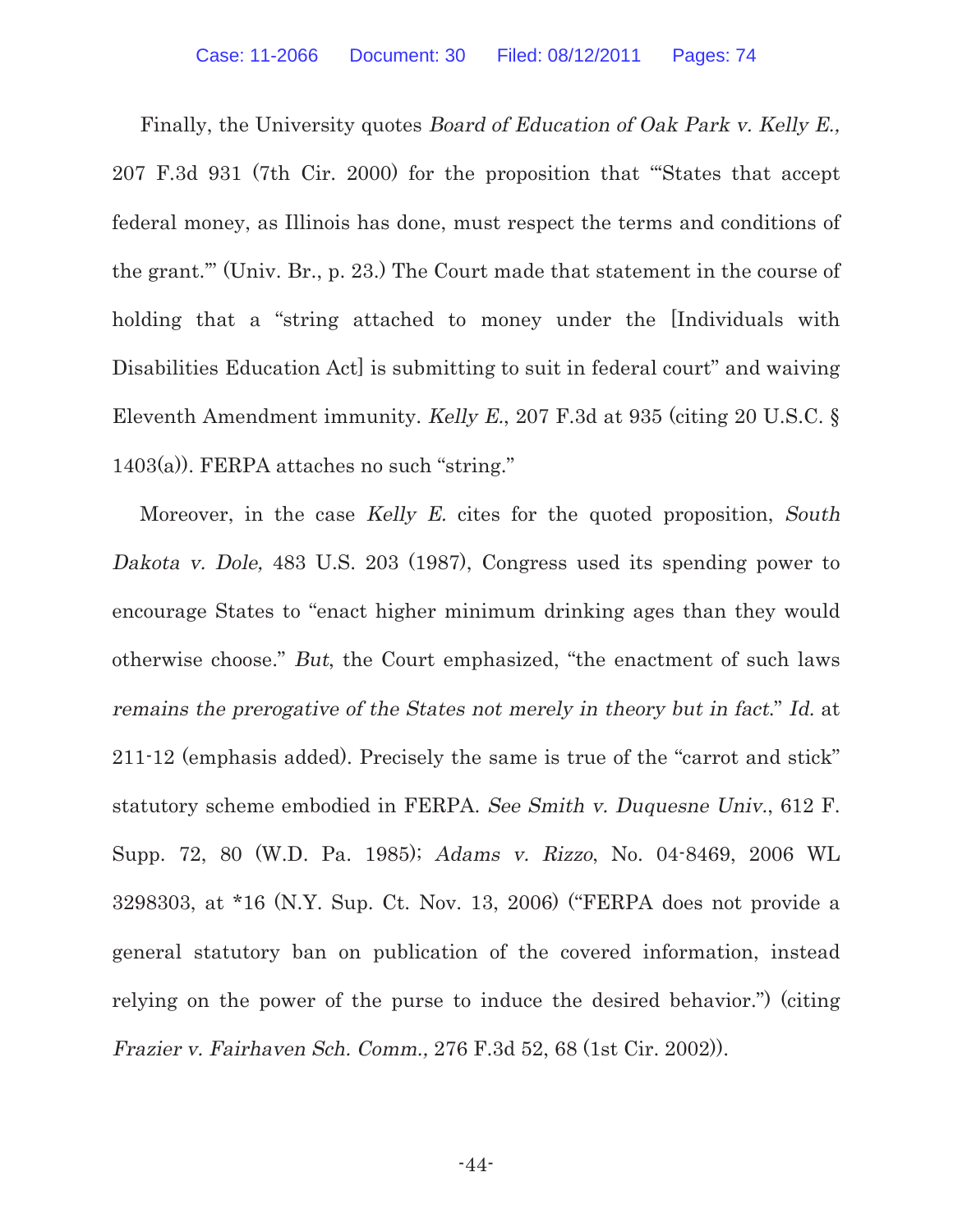Finally, the University quotes *Board of Education of Oak Park v. Kelly E.,* 207 F.3d 931 (7th Cir. 2000) for the proposition that "'States that accept federal money, as Illinois has done, must respect the terms and conditions of the grant.'" (Univ. Br., p. 23.) The Court made that statement in the course of holding that a "string attached to money under the [Individuals with Disabilities Education Act] is submitting to suit in federal court" and waiving Eleventh Amendment immunity. *Kelly E.*, 207 F.3d at 935 (citing 20 U.S.C. § 1403(a)). FERPA attaches no such "string."

Moreover, in the case *Kelly E.* cites for the quoted proposition, *South Dakota v. Dole,* 483 U.S. 203 (1987), Congress used its spending power to encourage States to "enact higher minimum drinking ages than they would otherwise choose." *But*, the Court emphasized, "the enactment of such laws *remains the prerogative of the States not merely in theory but in fact.*" *Id.* at 211-12 (emphasis added). Precisely the same is true of the "carrot and stick" statutory scheme embodied in FERPA. *See Smith v. Duquesne Univ.*, 612 F. Supp. 72, 80 (W.D. Pa. 1985); *Adams v. Rizzo*, No. 04-8469, 2006 WL 3298303, at *16 (N.Y. Sup. Ct. Nov. 13, 2006) ("FERPA does not provide a general statutory ban on publication of the covered information, instead relying on the power of the purse to induce the desired behavior.") (citing *Frazier v. Fairhaven Sch. Comm.,* 276 F.3d 52, 68 (1st Cir. 2002)).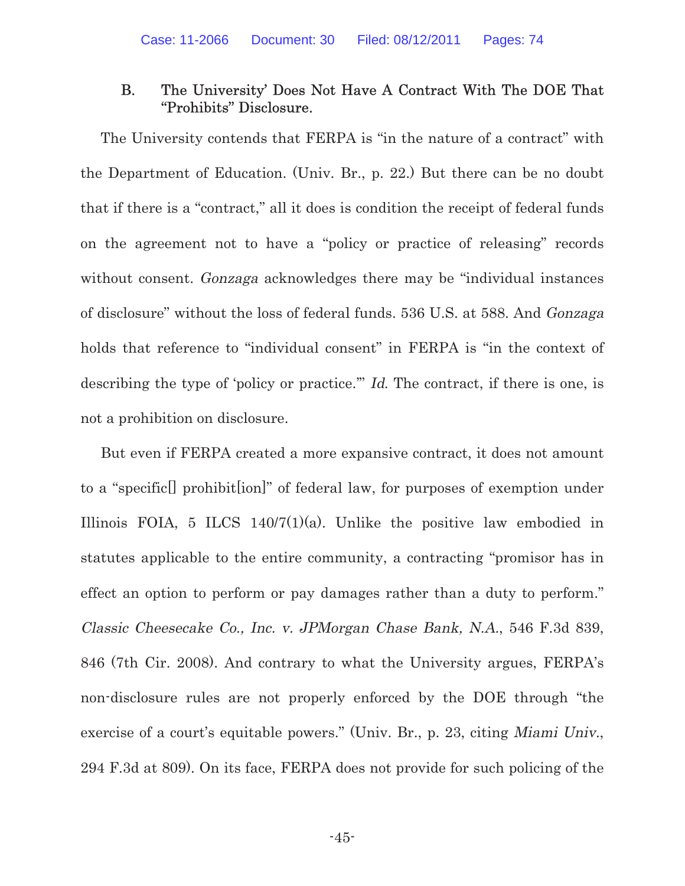### B. The University' Does Not Have A Contract With The DOE That "Prohibits" Disclosure.

The University contends that FERPA is "in the nature of a contract" with the Department of Education. (Univ. Br., p. 22.) But there can be no doubt that if there is a "contract," all it does is condition the receipt of federal funds on the agreement not to have a "policy or practice of releasing" records without consent. *Gonzaga* acknowledges there may be "individual instances of disclosure" without the loss of federal funds. 536 U.S. at 588. And *Gonzaga* holds that reference to "individual consent" in FERPA is "in the context of describing the type of 'policy or practice.'" *Id.* The contract, if there is one, is not a prohibition on disclosure.

But even if FERPA created a more expansive contract, it does not amount to a "specific[] prohibit[ion]" of federal law, for purposes of exemption under Illinois FOIA, 5 ILCS 140/7(1)(a). Unlike the positive law embodied in statutes applicable to the entire community, a contracting "promisor has in effect an option to perform or pay damages rather than a duty to perform." *Classic Cheesecake Co., Inc. v. JPMorgan Chase Bank, N.A.*, 546 F.3d 839, 846 (7th Cir. 2008). And contrary to what the University argues, FERPA's non-disclosure rules are not properly enforced by the DOE through "the exercise of a court's equitable powers." (Univ. Br., p. 23, citing *Miami Univ.*, 294 F.3d at 809). On its face, FERPA does not provide for such policing of the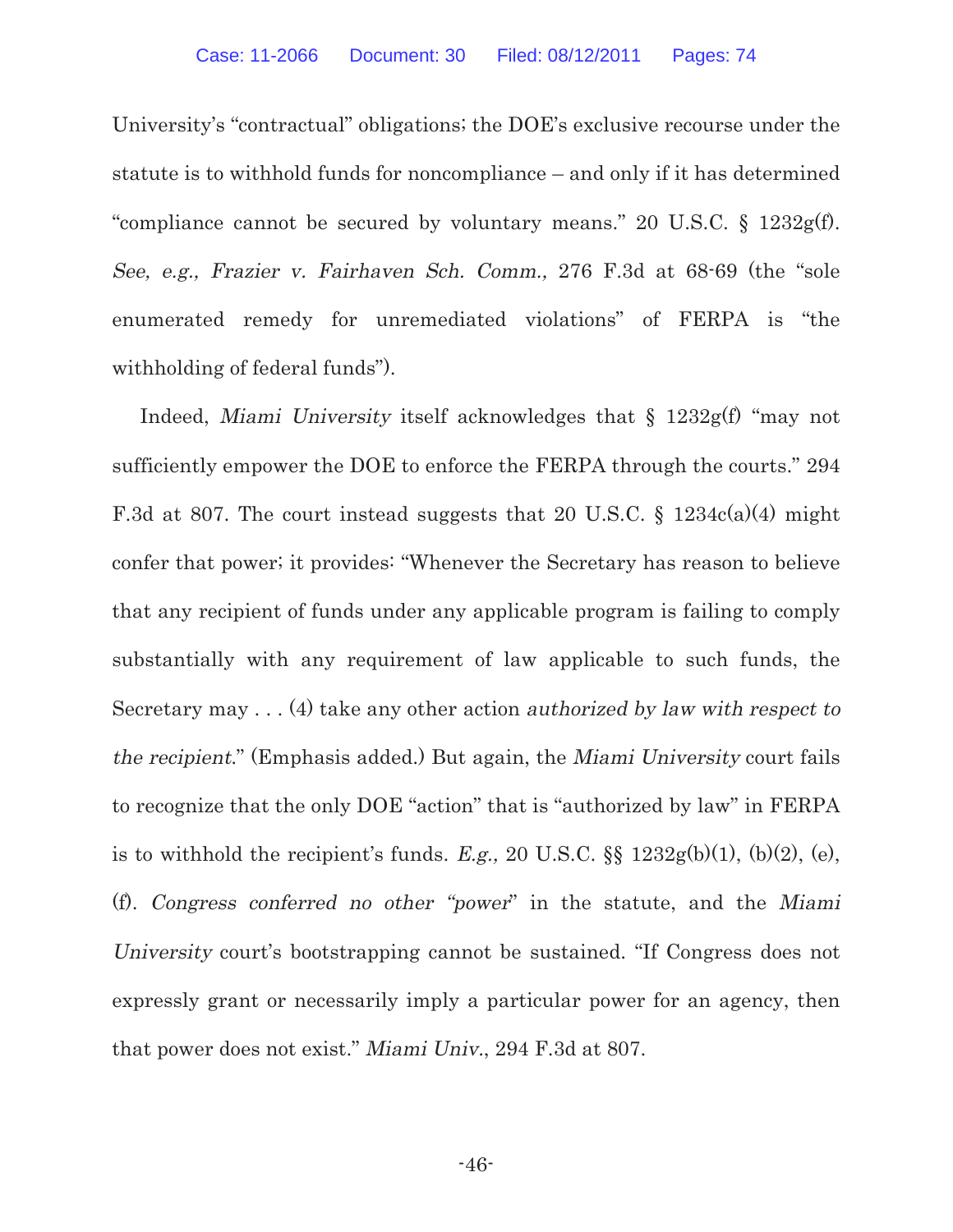University's "contractual" obligations; the DOE's exclusive recourse under the statute is to withhold funds for noncompliance – and only if it has determined "compliance cannot be secured by voluntary means." 20 U.S.C. § 1232g(f). *See, e.g., Frazier v. Fairhaven Sch. Comm.,* 276 F.3d at 68-69 (the "sole enumerated remedy for unremediated violations" of FERPA is "the withholding of federal funds").

Indeed, *Miami University* itself acknowledges that § 1232g(f) "may not sufficiently empower the DOE to enforce the FERPA through the courts." 294 F.3d at 807. The court instead suggests that 20 U.S.C. § 1234c(a)(4) might confer that power; it provides: "Whenever the Secretary has reason to believe that any recipient of funds under any applicable program is failing to comply substantially with any requirement of law applicable to such funds, the Secretary may . . . (4) take any other action *authorized by law with respect to the recipient*." (Emphasis added.) But again, the *Miami University* court fails to recognize that the only DOE "action" that is "authorized by law" in FERPA is to withhold the recipient's funds. *E.g.,* 20 U.S.C. §§ 1232g(b)(1), (b)(2), (e), (f). *Congress conferred no other "power"* in the statute, and the *Miami University* court's bootstrapping cannot be sustained. "If Congress does not expressly grant or necessarily imply a particular power for an agency, then that power does not exist." *Miami Univ*., 294 F.3d at 807.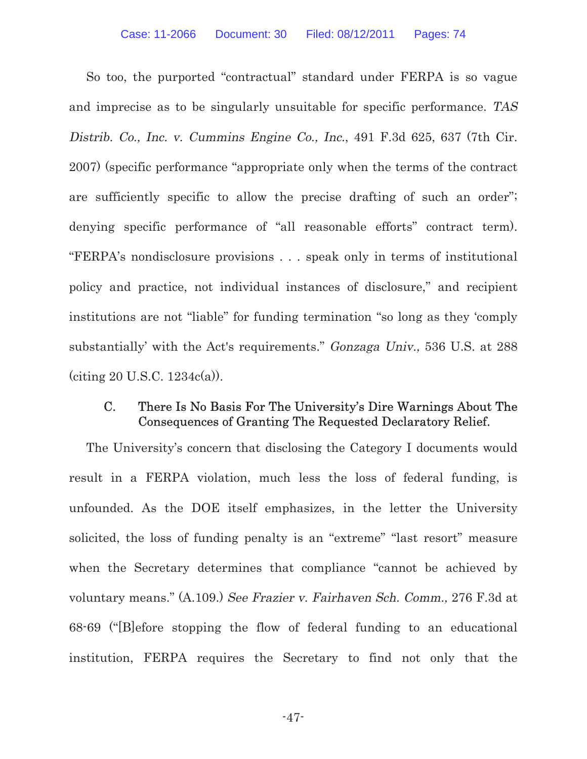So too, the purported "contractual" standard under FERPA is so vague and imprecise as to be singularly unsuitable for specific performance. *TAS Distrib. Co., Inc. v. Cummins Engine Co., Inc.*, 491 F.3d 625, 637 (7th Cir. 2007) (specific performance "appropriate only when the terms of the contract are sufficiently specific to allow the precise drafting of such an order"; denying specific performance of "all reasonable efforts" contract term). "FERPA's nondisclosure provisions . . . speak only in terms of institutional policy and practice, not individual instances of disclosure," and recipient institutions are not "liable" for funding termination "so long as they 'comply substantially' with the Act's requirements." *Gonzaga Univ.,* 536 U.S. at 288 (citing 20 U.S.C. 1234c(a)).

### C. There Is No Basis For The University's Dire Warnings About The Consequences of Granting The Requested Declaratory Relief.

The University's concern that disclosing the Category I documents would result in a FERPA violation, much less the loss of federal funding, is unfounded. As the DOE itself emphasizes, in the letter the University solicited, the loss of funding penalty is an "extreme" "last resort" measure when the Secretary determines that compliance "cannot be achieved by voluntary means." (A.109.) *See Frazier v. Fairhaven Sch. Comm.,* 276 F.3d at 68-69 ("[B]efore stopping the flow of federal funding to an educational institution, FERPA requires the Secretary to find not only that the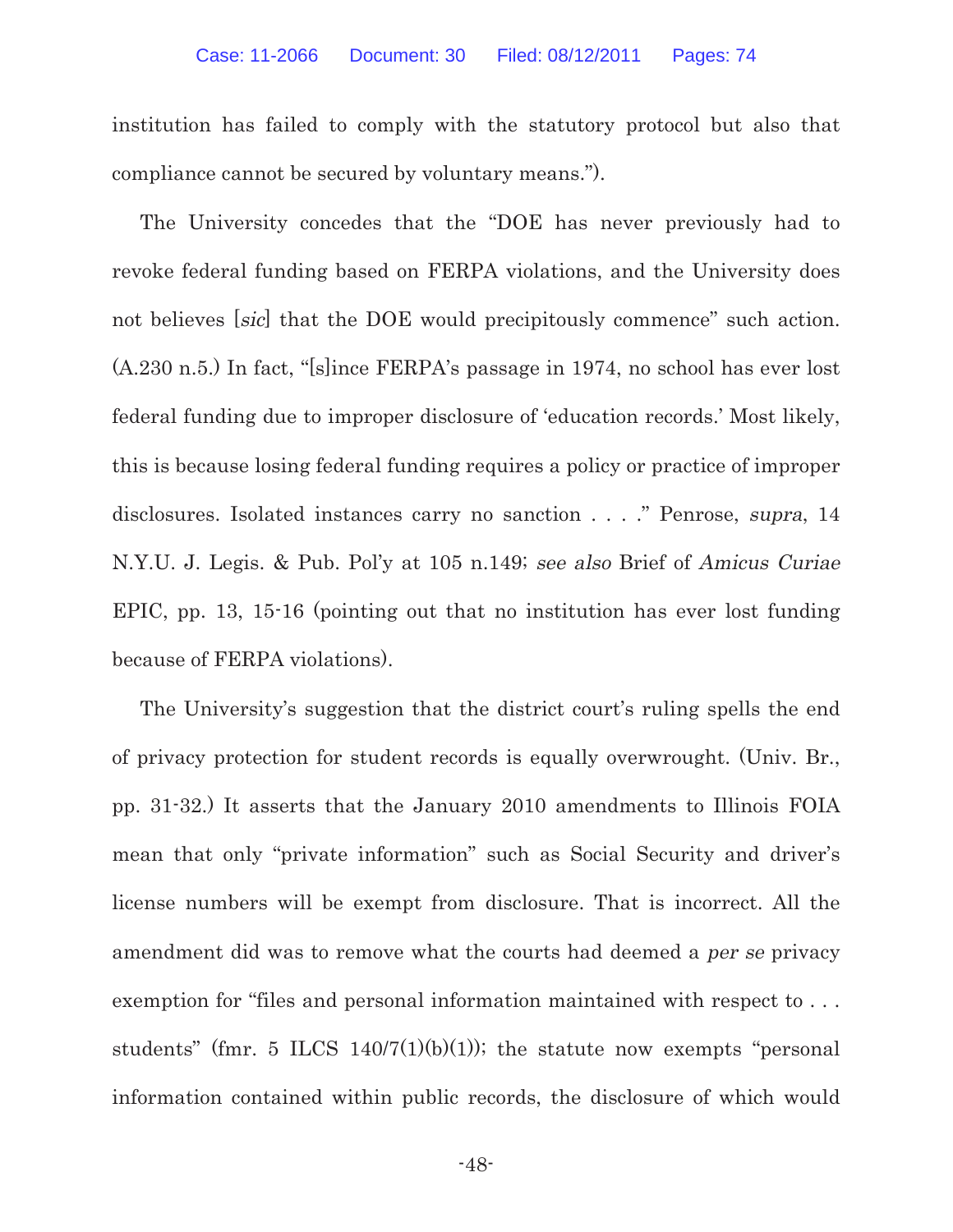institution has failed to comply with the statutory protocol but also that compliance cannot be secured by voluntary means.").

The University concedes that the "DOE has never previously had to revoke federal funding based on FERPA violations, and the University does not believes [*sic*] that the DOE would precipitously commence" such action. (A.230 n.5.) In fact, "[s]ince FERPA's passage in 1974, no school has ever lost federal funding due to improper disclosure of 'education records.' Most likely, this is because losing federal funding requires a policy or practice of improper disclosures. Isolated instances carry no sanction . . . ." Penrose, *supra*, 14 N.Y.U. J. Legis. & Pub. Pol'y at 105 n.149; *see also* Brief of *Amicus Curiae* EPIC, pp. 13, 15-16 (pointing out that no institution has ever lost funding because of FERPA violations).

The University's suggestion that the district court's ruling spells the end of privacy protection for student records is equally overwrought. (Univ. Br., pp. 31-32.) It asserts that the January 2010 amendments to Illinois FOIA mean that only "private information" such as Social Security and driver's license numbers will be exempt from disclosure. That is incorrect. All the amendment did was to remove what the courts had deemed a *per se* privacy exemption for "files and personal information maintained with respect to . . . students" (fmr. 5 ILCS 140/7(1)(b)(1)); the statute now exempts "personal information contained within public records, the disclosure of which would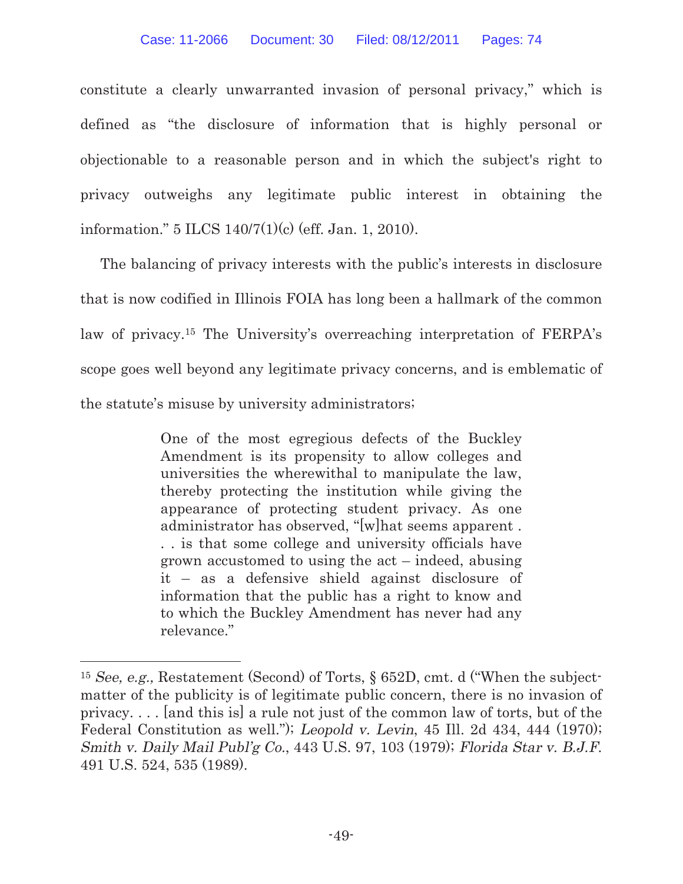constitute a clearly unwarranted invasion of personal privacy," which is defined as "the disclosure of information that is highly personal or objectionable to a reasonable person and in which the subject's right to privacy outweighs any legitimate public interest in obtaining the information." 5 ILCS 140/7(1)(c) (eff. Jan. 1, 2010).

The balancing of privacy interests with the public's interests in disclosure that is now codified in Illinois FOIA has long been a hallmark of the common law of privacy.[15] The University's overreaching interpretation of FERPA's scope goes well beyond any legitimate privacy concerns, and is emblematic of the statute's misuse by university administrators;

> One of the most egregious defects of the Buckley Amendment is its propensity to allow colleges and universities the wherewithal to manipulate the law, thereby protecting the institution while giving the appearance of protecting student privacy. As one administrator has observed, "[w]hat seems apparent . . . is that some college and university officials have grown accustomed to using the act – indeed, abusing it – as a defensive shield against disclosure of information that the public has a right to know and to which the Buckley Amendment has never had any relevance."

---

[15] *See, e.g.,* Restatement (Second) of Torts, § 652D, cmt. d ("When the subject-matter of the publicity is of legitimate public concern, there is no invasion of privacy. . . . [and this is] a rule not just of the common law of torts, but of the Federal Constitution as well."); *Leopold v. Levin*, 45 Ill. 2d 434, 444 (1970); *Smith v. Daily Mail Publ'g Co.*, 443 U.S. 97, 103 (1979); *Florida Star v. B.J.F.* 491 U.S. 524, 535 (1989).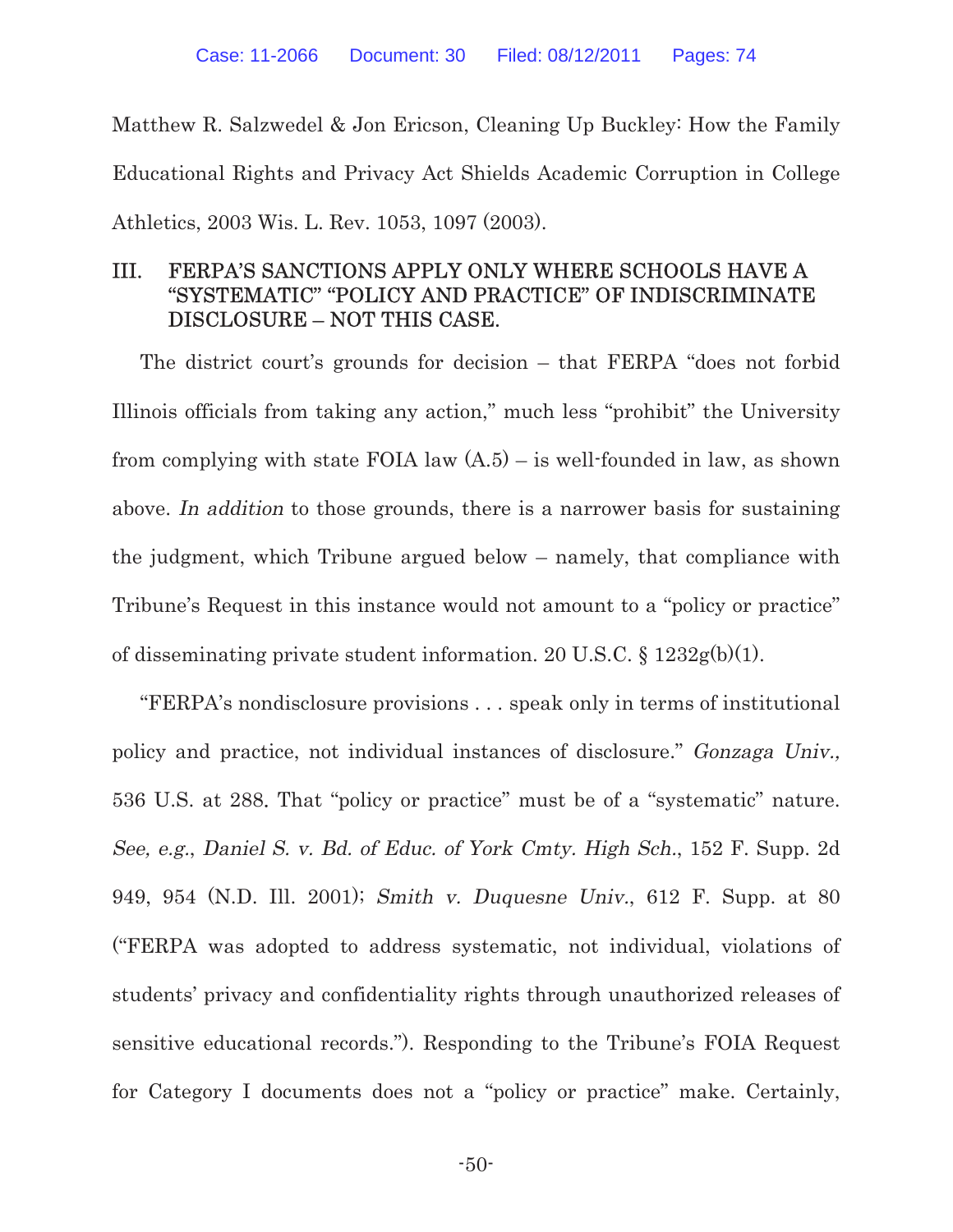Matthew R. Salzwedel & Jon Ericson, Cleaning Up Buckley: How the Family Educational Rights and Privacy Act Shields Academic Corruption in College Athletics, 2003 Wis. L. Rev. 1053, 1097 (2003).

## III. FERPA'S SANCTIONS APPLY ONLY WHERE SCHOOLS HAVE A "SYSTEMATIC" "POLICY AND PRACTICE" OF INDISCRIMINATE DISCLOSURE – NOT THIS CASE.

The district court's grounds for decision – that FERPA "does not forbid Illinois officials from taking any action," much less "prohibit" the University from complying with state FOIA law (A.5) – is well-founded in law, as shown above. *In addition* to those grounds, there is a narrower basis for sustaining the judgment, which Tribune argued below – namely, that compliance with Tribune's Request in this instance would not amount to a "policy or practice" of disseminating private student information. 20 U.S.C. § 1232g(b)(1).

"FERPA's nondisclosure provisions . . . speak only in terms of institutional policy and practice, not individual instances of disclosure." *Gonzaga Univ.,* 536 U.S. at 288. That "policy or practice" must be of a "systematic" nature. *See, e.g.*, *Daniel S. v. Bd. of Educ. of York Cmty. High Sch.*, 152 F. Supp. 2d 949, 954 (N.D. Ill. 2001); *Smith v. Duquesne Univ.*, 612 F. Supp. at 80 ("FERPA was adopted to address systematic, not individual, violations of students' privacy and confidentiality rights through unauthorized releases of sensitive educational records."). Responding to the Tribune's FOIA Request for Category I documents does not a "policy or practice" make. Certainly,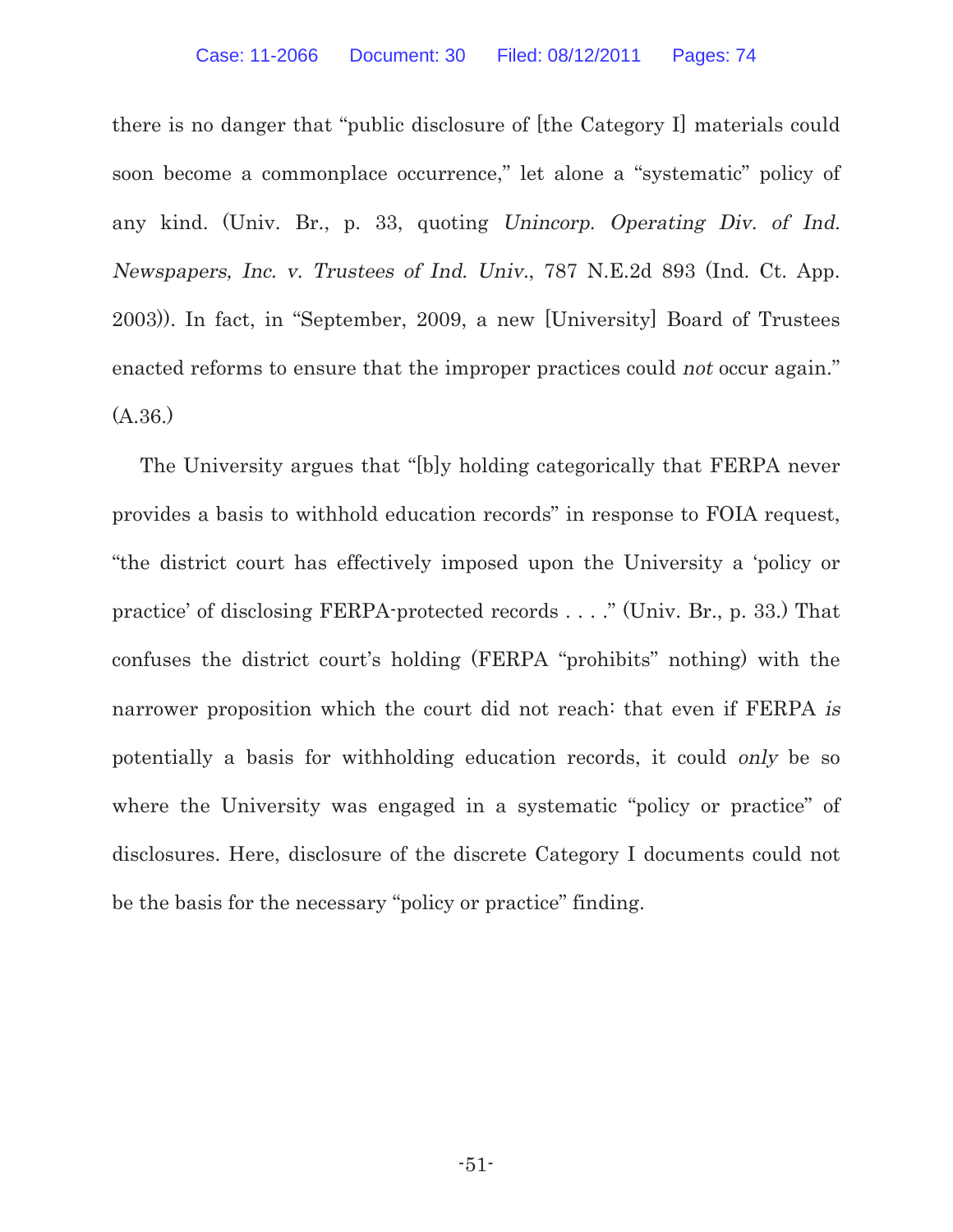there is no danger that "public disclosure of [the Category I] materials could soon become a commonplace occurrence," let alone a "systematic" policy of any kind. (Univ. Br., p. 33, quoting *Unincorp. Operating Div. of Ind. Newspapers, Inc. v. Trustees of Ind. Univ.*, 787 N.E.2d 893 (Ind. Ct. App. 2003)). In fact, in "September, 2009, a new [University] Board of Trustees enacted reforms to ensure that the improper practices could *not* occur again." (A.36.)

The University argues that "[b]y holding categorically that FERPA never provides a basis to withhold education records" in response to FOIA request, "the district court has effectively imposed upon the University a 'policy or practice' of disclosing FERPA-protected records . . . ." (Univ. Br., p. 33.) That confuses the district court's holding (FERPA "prohibits" nothing) with the narrower proposition which the court did not reach: that even if FERPA *is* potentially a basis for withholding education records, it could *only* be so where the University was engaged in a systematic "policy or practice" of disclosures. Here, disclosure of the discrete Category I documents could not be the basis for the necessary "policy or practice" finding.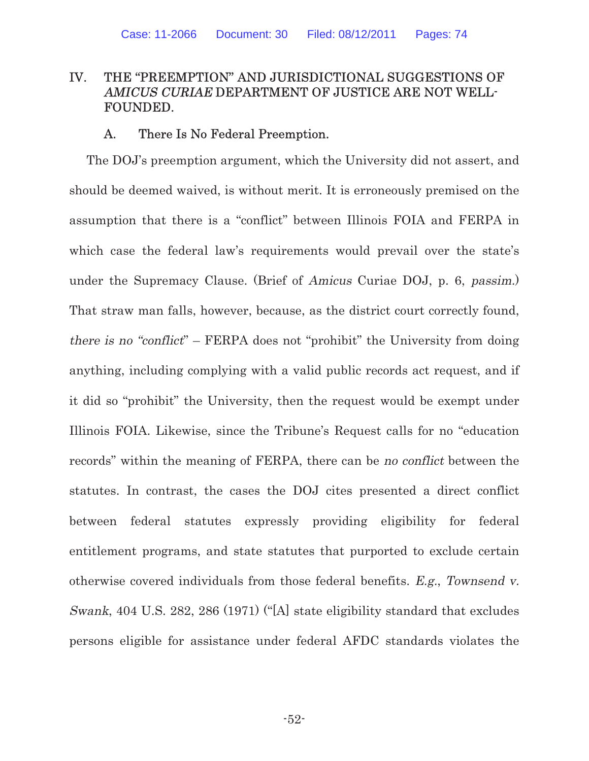## IV. THE "PREEMPTION" AND JURISDICTIONAL SUGGESTIONS OF *AMICUS CURIAE* DEPARTMENT OF JUSTICE ARE NOT WELL-FOUNDED.

### A. There Is No Federal Preemption.

The DOJ's preemption argument, which the University did not assert, and should be deemed waived, is without merit. It is erroneously premised on the assumption that there is a "conflict" between Illinois FOIA and FERPA in which case the federal law's requirements would prevail over the state's under the Supremacy Clause. (Brief of *Amicus* Curiae DOJ, p. 6, *passim.*) That straw man falls, however, because, as the district court correctly found, *there is no "conflict"* – FERPA does not "prohibit" the University from doing anything, including complying with a valid public records act request, and if it did so "prohibit" the University, then the request would be exempt under Illinois FOIA. Likewise, since the Tribune's Request calls for no "education records" within the meaning of FERPA, there can be *no conflict* between the statutes. In contrast, the cases the DOJ cites presented a direct conflict between federal statutes expressly providing eligibility for federal entitlement programs, and state statutes that purported to exclude certain otherwise covered individuals from those federal benefits. *E.g.*, *Townsend v. Swank*, 404 U.S. 282, 286 (1971) ("[A] state eligibility standard that excludes persons eligible for assistance under federal AFDC standards violates the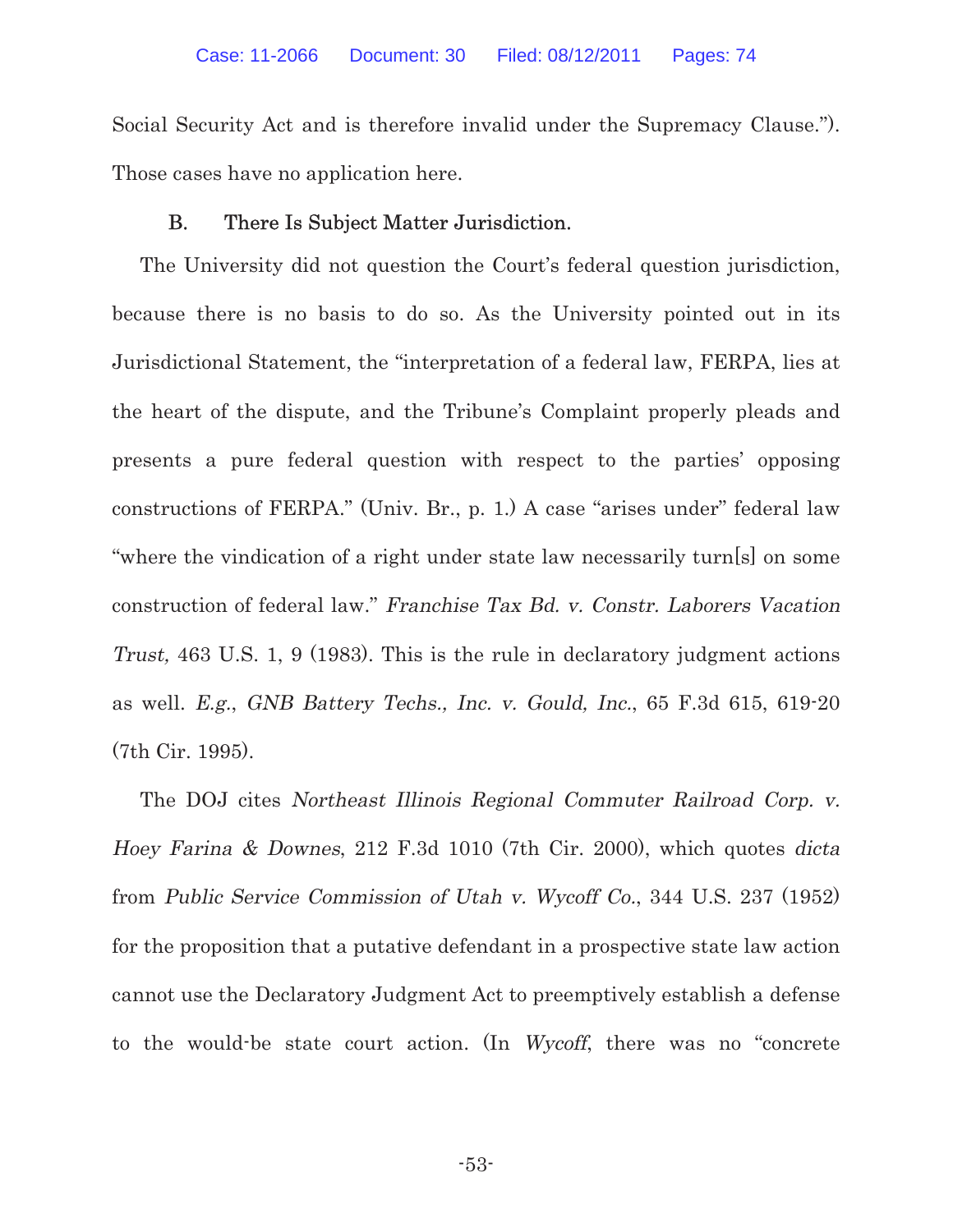Social Security Act and is therefore invalid under the Supremacy Clause."). Those cases have no application here.

### B. There Is Subject Matter Jurisdiction.

The University did not question the Court's federal question jurisdiction, because there is no basis to do so. As the University pointed out in its Jurisdictional Statement, the "interpretation of a federal law, FERPA, lies at the heart of the dispute, and the Tribune's Complaint properly pleads and presents a pure federal question with respect to the parties' opposing constructions of FERPA." (Univ. Br., p. 1.) A case "arises under" federal law "where the vindication of a right under state law necessarily turn[s] on some construction of federal law." *Franchise Tax Bd. v. Constr. Laborers Vacation Trust,* 463 U.S. 1, 9 (1983). This is the rule in declaratory judgment actions as well. *E.g.*, *GNB Battery Techs., Inc. v. Gould, Inc.*, 65 F.3d 615, 619-20 (7th Cir. 1995).

The DOJ cites *Northeast Illinois Regional Commuter Railroad Corp. v. Hoey Farina & Downes*, 212 F.3d 1010 (7th Cir. 2000), which quotes *dicta* from *Public Service Commission of Utah v. Wycoff Co.*, 344 U.S. 237 (1952) for the proposition that a putative defendant in a prospective state law action cannot use the Declaratory Judgment Act to preemptively establish a defense to the would-be state court action. (In *Wycoff*, there was no "concrete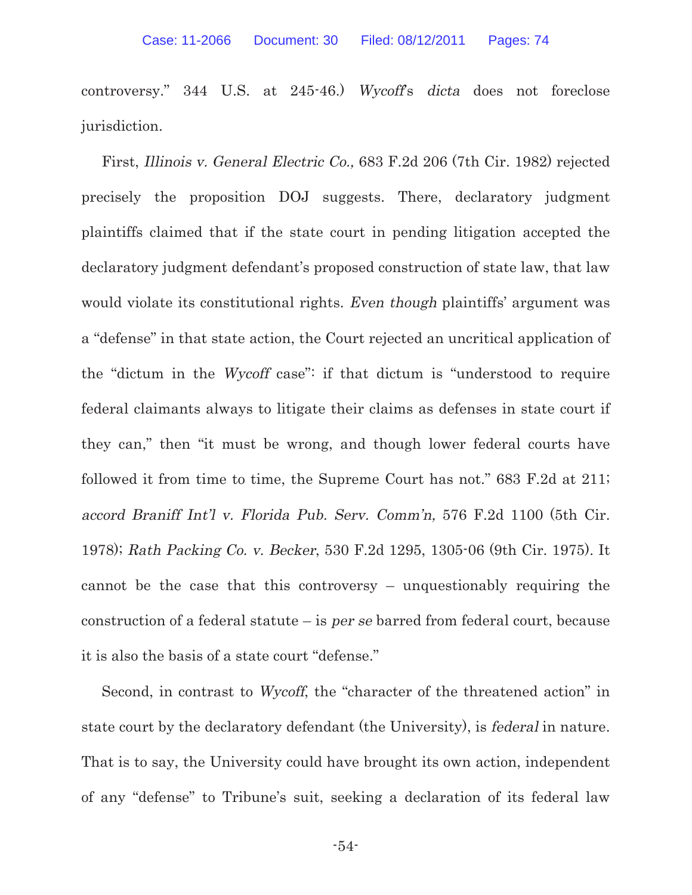controversy." 344 U.S. at 245-46.) *Wycoff's dicta* does not foreclose jurisdiction.

First, *Illinois v. General Electric Co.,* 683 F.2d 206 (7th Cir. 1982) rejected precisely the proposition DOJ suggests. There, declaratory judgment plaintiffs claimed that if the state court in pending litigation accepted the declaratory judgment defendant's proposed construction of state law, that law would violate its constitutional rights. *Even though* plaintiffs' argument was a "defense" in that state action, the Court rejected an uncritical application of the "dictum in the *Wycoff* case": if that dictum is "understood to require federal claimants always to litigate their claims as defenses in state court if they can," then "it must be wrong, and though lower federal courts have followed it from time to time, the Supreme Court has not." 683 F.2d at 211; *accord Braniff Int'l v. Florida Pub. Serv. Comm'n,* 576 F.2d 1100 (5th Cir. 1978); *Rath Packing Co. v. Becker*, 530 F.2d 1295, 1305-06 (9th Cir. 1975). It cannot be the case that this controversy – unquestionably requiring the construction of a federal statute – is *per se* barred from federal court, because it is also the basis of a state court "defense."

Second, in contrast to *Wycoff*, the "character of the threatened action" in state court by the declaratory defendant (the University), is *federal* in nature. That is to say, the University could have brought its own action, independent of any "defense" to Tribune's suit, seeking a declaration of its federal law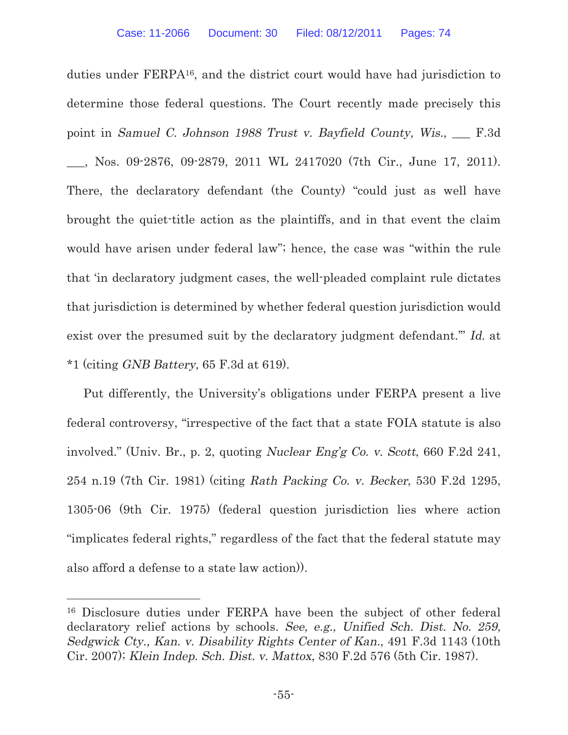duties under FERPA[16], and the district court would have had jurisdiction to determine those federal questions. The Court recently made precisely this point in *Samuel C. Johnson 1988 Trust v. Bayfield County, Wis.*, ___ F.3d ___, Nos. 09-2876, 09-2879, 2011 WL 2417020 (7th Cir., June 17, 2011). There, the declaratory defendant (the County) "could just as well have brought the quiet-title action as the plaintiffs, and in that event the claim would have arisen under federal law"; hence, the case was "within the rule that 'in declaratory judgment cases, the well-pleaded complaint rule dictates that jurisdiction is determined by whether federal question jurisdiction would exist over the presumed suit by the declaratory judgment defendant.'" *Id.* at *1 (citing *GNB Battery,* 65 F.3d at 619).

Put differently, the University's obligations under FERPA present a live federal controversy, "irrespective of the fact that a state FOIA statute is also involved." (Univ. Br., p. 2, quoting *Nuclear Eng'g Co. v. Scott*, 660 F.2d 241, 254 n.19 (7th Cir. 1981) (citing *Rath Packing Co. v. Becker*, 530 F.2d 1295, 1305-06 (9th Cir. 1975) (federal question jurisdiction lies where action "implicates federal rights," regardless of the fact that the federal statute may also afford a defense to a state law action)).

---

[16] Disclosure duties under FERPA have been the subject of other federal declaratory relief actions by schools. *See, e.g., Unified Sch. Dist. No. 259, Sedgwick Cty., Kan. v. Disability Rights Center of Kan.*, 491 F.3d 1143 (10th Cir. 2007); *Klein Indep. Sch. Dist. v. Mattox*, 830 F.2d 576 (5th Cir. 1987).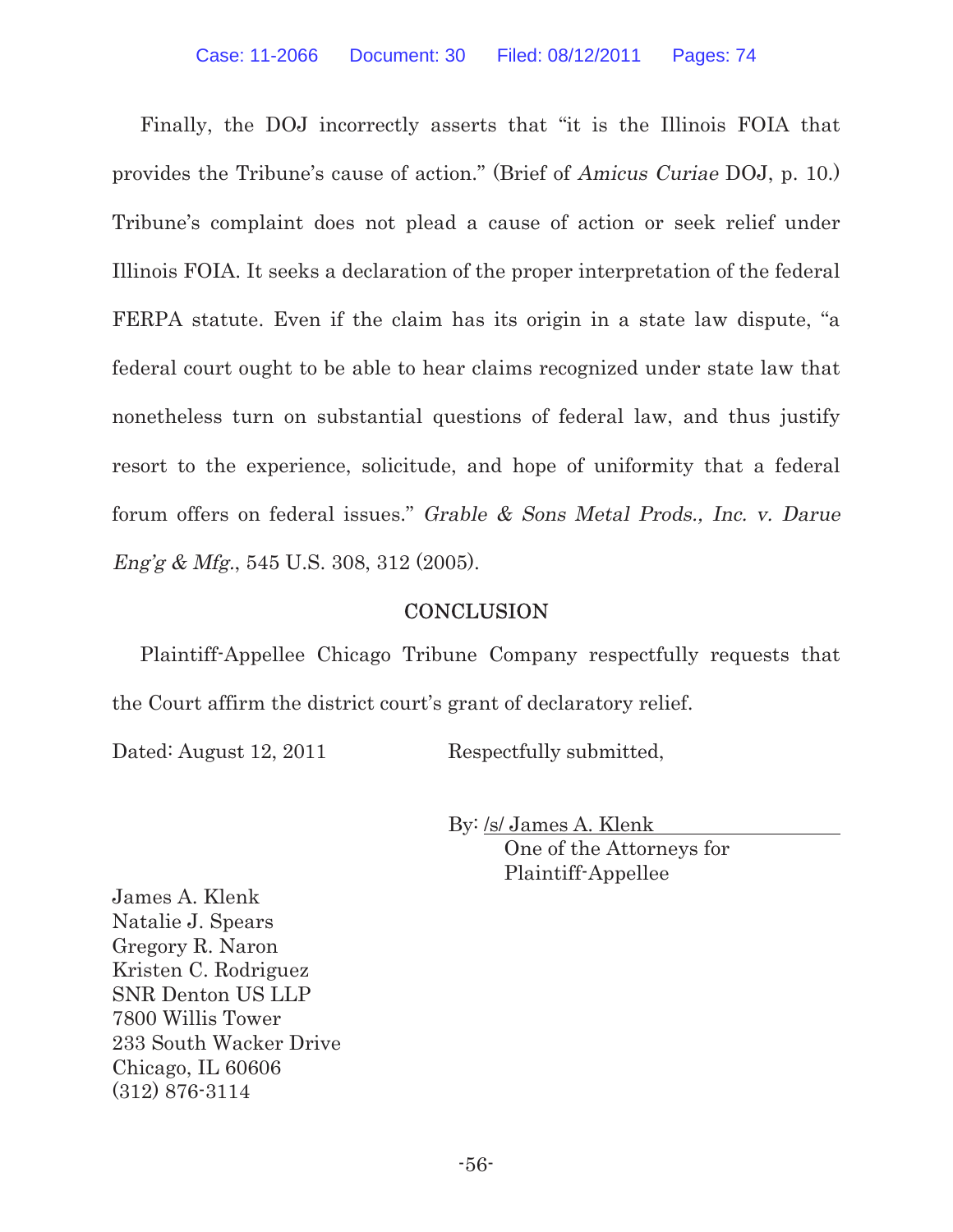Finally, the DOJ incorrectly asserts that "it is the Illinois FOIA that provides the Tribune's cause of action." (Brief of *Amicus Curiae* DOJ, p. 10.) Tribune's complaint does not plead a cause of action or seek relief under Illinois FOIA. It seeks a declaration of the proper interpretation of the federal FERPA statute. Even if the claim has its origin in a state law dispute, "a federal court ought to be able to hear claims recognized under state law that nonetheless turn on substantial questions of federal law, and thus justify resort to the experience, solicitude, and hope of uniformity that a federal forum offers on federal issues." *Grable & Sons Metal Prods., Inc. v. Darue Eng'g & Mfg.*, 545 U.S. 308, 312 (2005).

## CONCLUSION

Plaintiff-Appellee Chicago Tribune Company respectfully requests that the Court affirm the district court's grant of declaratory relief.

Dated: August 12, 2011

Respectfully submitted,

By: /s/ James A. Klenk
One of the Attorneys for Plaintiff-Appellee

James A. Klenk
Natalie J. Spears
Gregory R. Naron
Kristen C. Rodriguez
SNR Denton US LLP
7800 Willis Tower
233 South Wacker Drive
Chicago, IL 60606
(312) 876-3114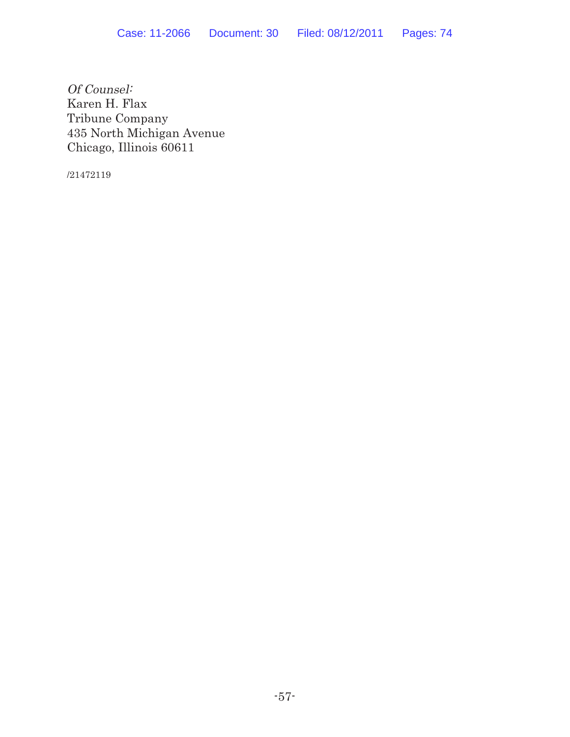*Of Counsel:*
Karen H. Flax
Tribune Company
435 North Michigan Avenue
Chicago, Illinois 60611

/21472119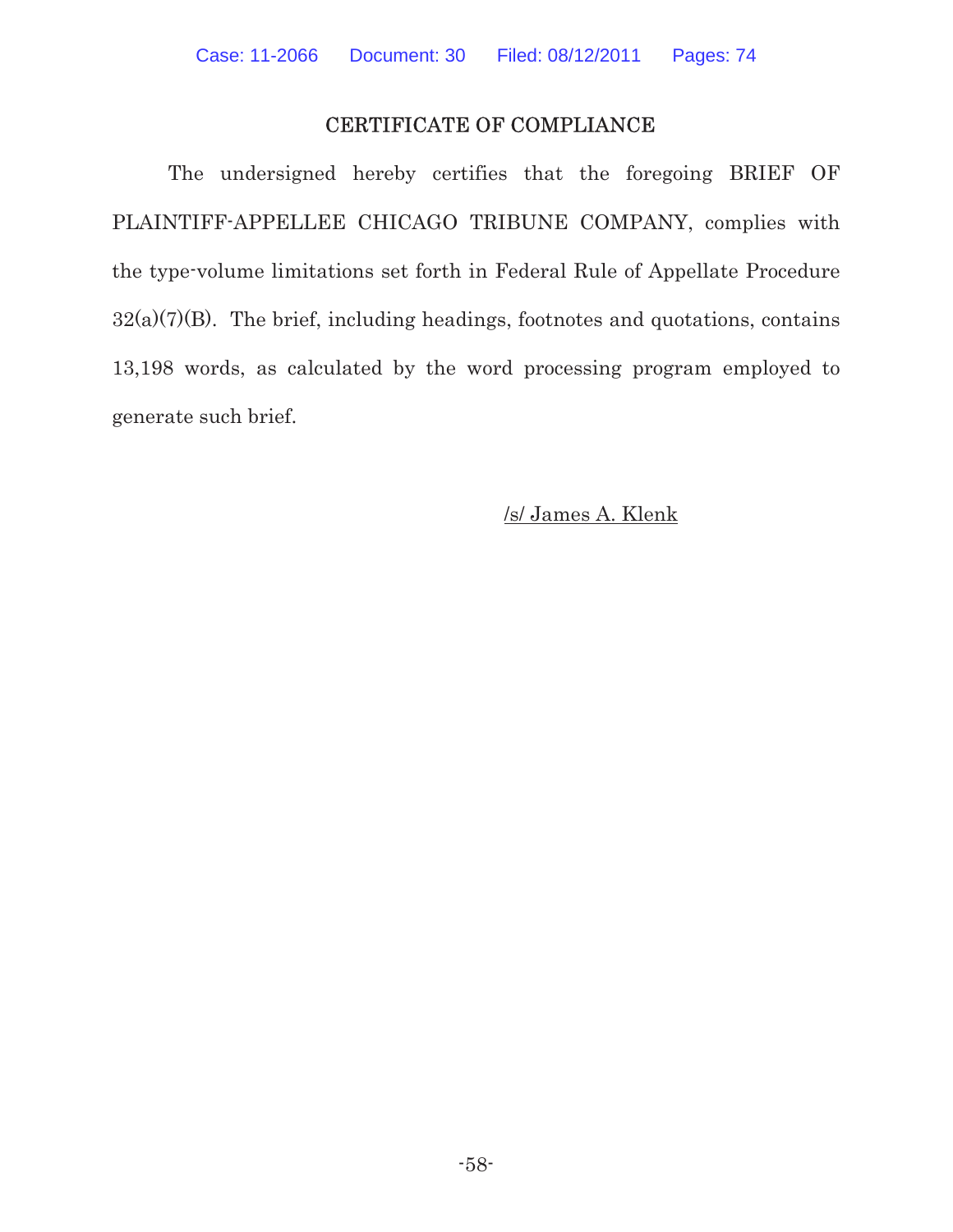## CERTIFICATE OF COMPLIANCE

The undersigned hereby certifies that the foregoing BRIEF OF PLAINTIFF-APPELLEE CHICAGO TRIBUNE COMPANY, complies with the type-volume limitations set forth in Federal Rule of Appellate Procedure 32(a)(7)(B). The brief, including headings, footnotes and quotations, contains 13,198 words, as calculated by the word processing program employed to generate such brief.

/s/ James A. Klenk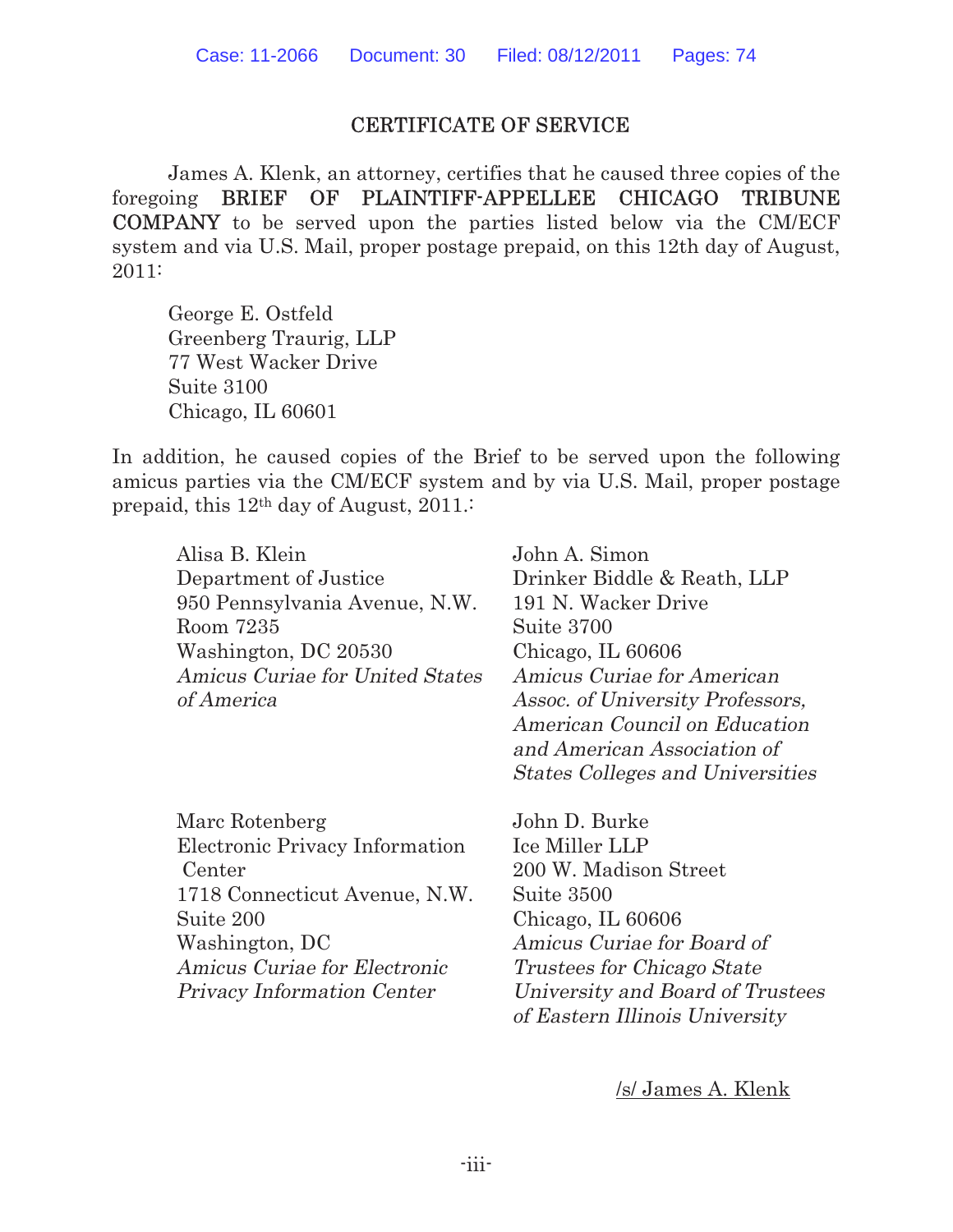## CERTIFICATE OF SERVICE

James A. Klenk, an attorney, certifies that he caused three copies of the foregoing **BRIEF OF PLAINTIFF-APPELLEE CHICAGO TRIBUNE COMPANY** to be served upon the parties listed below via the CM/ECF system and via U.S. Mail, proper postage prepaid, on this 12th day of August, 2011:

George E. Ostfeld
Greenberg Traurig, LLP
77 West Wacker Drive
Suite 3100
Chicago, IL 60601

In addition, he caused copies of the Brief to be served upon the following amicus parties via the CM/ECF system and by via U.S. Mail, proper postage prepaid, this 12th day of August, 2011.:

Alisa B. Klein
Department of Justice
950 Pennsylvania Avenue, N.W.
Room 7235
Washington, DC 20530
*Amicus Curiae for United States of America*

John A. Simon
Drinker Biddle & Reath, LLP
191 N. Wacker Drive
Suite 3700
Chicago, IL 60606
*Amicus Curiae for American Assoc. of University Professors, American Council on Education and American Association of States Colleges and Universities*

Marc Rotenberg
Electronic Privacy Information Center
1718 Connecticut Avenue, N.W.
Suite 200
Washington, DC
*Amicus Curiae for Electronic Privacy Information Center*

John D. Burke
Ice Miller LLP
200 W. Madison Street
Suite 3500
Chicago, IL 60606
*Amicus Curiae for Board of Trustees for Chicago State University and Board of Trustees of Eastern Illinois University*

/s/ James A. Klenk